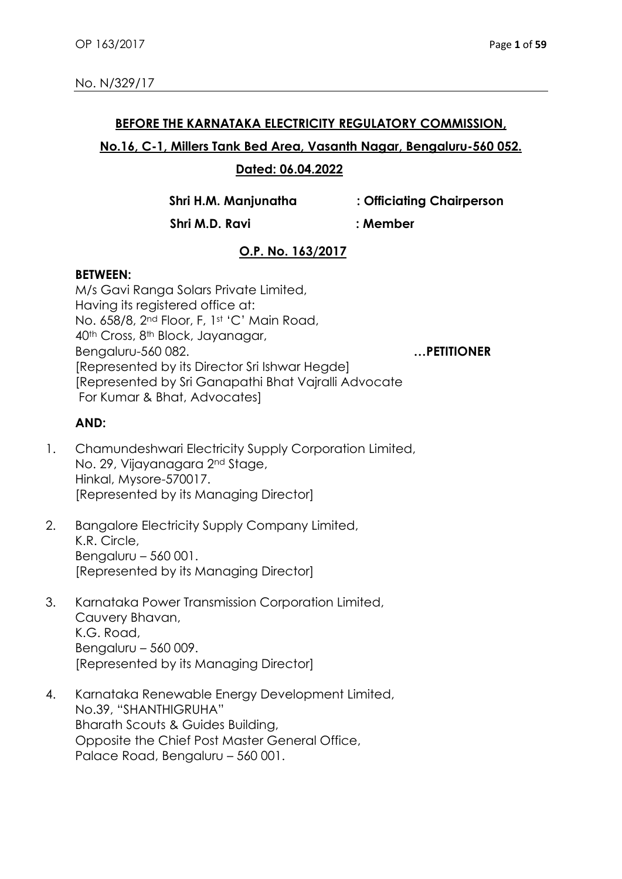No. N/329/17

**BEFORE THE KARNATAKA ELECTRICITY REGULATORY COMMISSION,**

**No.16, C-1, Millers Tank Bed Area, Vasanth Nagar, Bengaluru-560 052.**

**Dated: 06.04.2022**

**Shri H.M. Manjunatha : Officiating Chairperson**

**Shri M.D. Ravi : Member**

**O.P. No. 163/2017**

**BETWEEN:**

M/s Gavi Ranga Solars Private Limited,
Having its registered office at:
No. 658/8, 2nd Floor, F, 1st 'C' Main Road,
40th Cross, 8th Block, Jayanagar,
Bengaluru-560 082. **…PETITIONER**
[Represented by its Director Sri Ishwar Hegde]
[Represented by Sri Ganapathi Bhat Vajralli Advocate
For Kumar & Bhat, Advocates]

**AND:**

1. Chamundeshwari Electricity Supply Corporation Limited,
   No. 29, Vijayanagara 2nd Stage,
   Hinkal, Mysore-570017.
   [Represented by its Managing Director]

2. Bangalore Electricity Supply Company Limited,
   K.R. Circle,
   Bengaluru – 560 001.
   [Represented by its Managing Director]

3. Karnataka Power Transmission Corporation Limited,
   Cauvery Bhavan,
   K.G. Road,
   Bengaluru – 560 009.
   [Represented by its Managing Director]

4. Karnataka Renewable Energy Development Limited,
   No.39, "SHANTHIGRUHA"
   Bharath Scouts & Guides Building,
   Opposite the Chief Post Master General Office,
   Palace Road, Bengaluru – 560 001.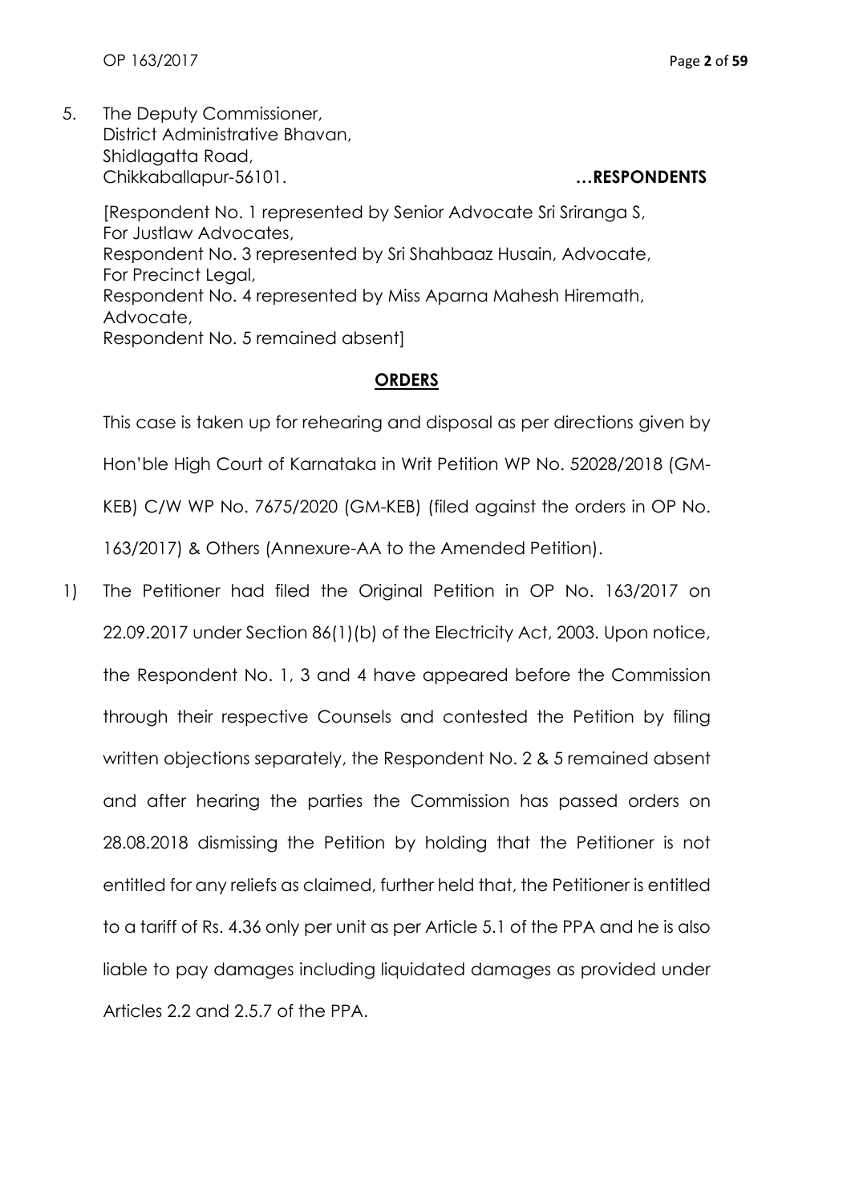5. The Deputy Commissioner,
   District Administrative Bhavan,
   Shidlagatta Road,
   Chikkaballapur-56101. **…RESPONDENTS**

[Respondent No. 1 represented by Senior Advocate Sri Sriranga S, For Justlaw Advocates,
Respondent No. 3 represented by Sri Shahbaaz Husain, Advocate, For Precinct Legal,
Respondent No. 4 represented by Miss Aparna Mahesh Hiremath, Advocate,
Respondent No. 5 remained absent]

## ORDERS

This case is taken up for rehearing and disposal as per directions given by Hon'ble High Court of Karnataka in Writ Petition WP No. 52028/2018 (GM-KEB) C/W WP No. 7675/2020 (GM-KEB) (filed against the orders in OP No. 163/2017) & Others (Annexure-AA to the Amended Petition).

1) The Petitioner had filed the Original Petition in OP No. 163/2017 on 22.09.2017 under Section 86(1)(b) of the Electricity Act, 2003. Upon notice, the Respondent No. 1, 3 and 4 have appeared before the Commission through their respective Counsels and contested the Petition by filing written objections separately, the Respondent No. 2 & 5 remained absent and after hearing the parties the Commission has passed orders on 28.08.2018 dismissing the Petition by holding that the Petitioner is not entitled for any reliefs as claimed, further held that, the Petitioner is entitled to a tariff of Rs. 4.36 only per unit as per Article 5.1 of the PPA and he is also liable to pay damages including liquidated damages as provided under Articles 2.2 and 2.5.7 of the PPA.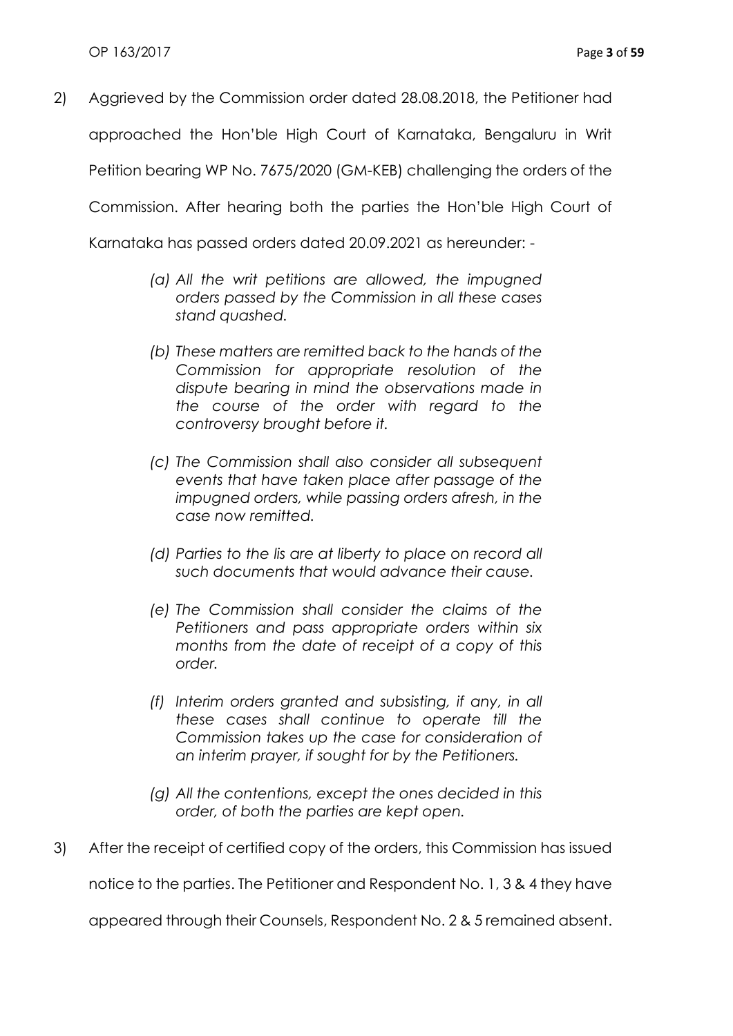2) Aggrieved by the Commission order dated 28.08.2018, the Petitioner had approached the Hon'ble High Court of Karnataka, Bengaluru in Writ Petition bearing WP No. 7675/2020 (GM-KEB) challenging the orders of the Commission. After hearing both the parties the Hon'ble High Court of Karnataka has passed orders dated 20.09.2021 as hereunder: -

   > *(a) All the writ petitions are allowed, the impugned orders passed by the Commission in all these cases stand quashed.*
   >
   > *(b) These matters are remitted back to the hands of the Commission for appropriate resolution of the dispute bearing in mind the observations made in the course of the order with regard to the controversy brought before it.*
   >
   > *(c) The Commission shall also consider all subsequent events that have taken place after passage of the impugned orders, while passing orders afresh, in the case now remitted.*
   >
   > *(d) Parties to the lis are at liberty to place on record all such documents that would advance their cause.*
   >
   > *(e) The Commission shall consider the claims of the Petitioners and pass appropriate orders within six months from the date of receipt of a copy of this order.*
   >
   > *(f) Interim orders granted and subsisting, if any, in all these cases shall continue to operate till the Commission takes up the case for consideration of an interim prayer, if sought for by the Petitioners.*
   >
   > *(g) All the contentions, except the ones decided in this order, of both the parties are kept open.*

3) After the receipt of certified copy of the orders, this Commission has issued notice to the parties. The Petitioner and Respondent No. 1, 3 & 4 they have appeared through their Counsels, Respondent No. 2 & 5 remained absent.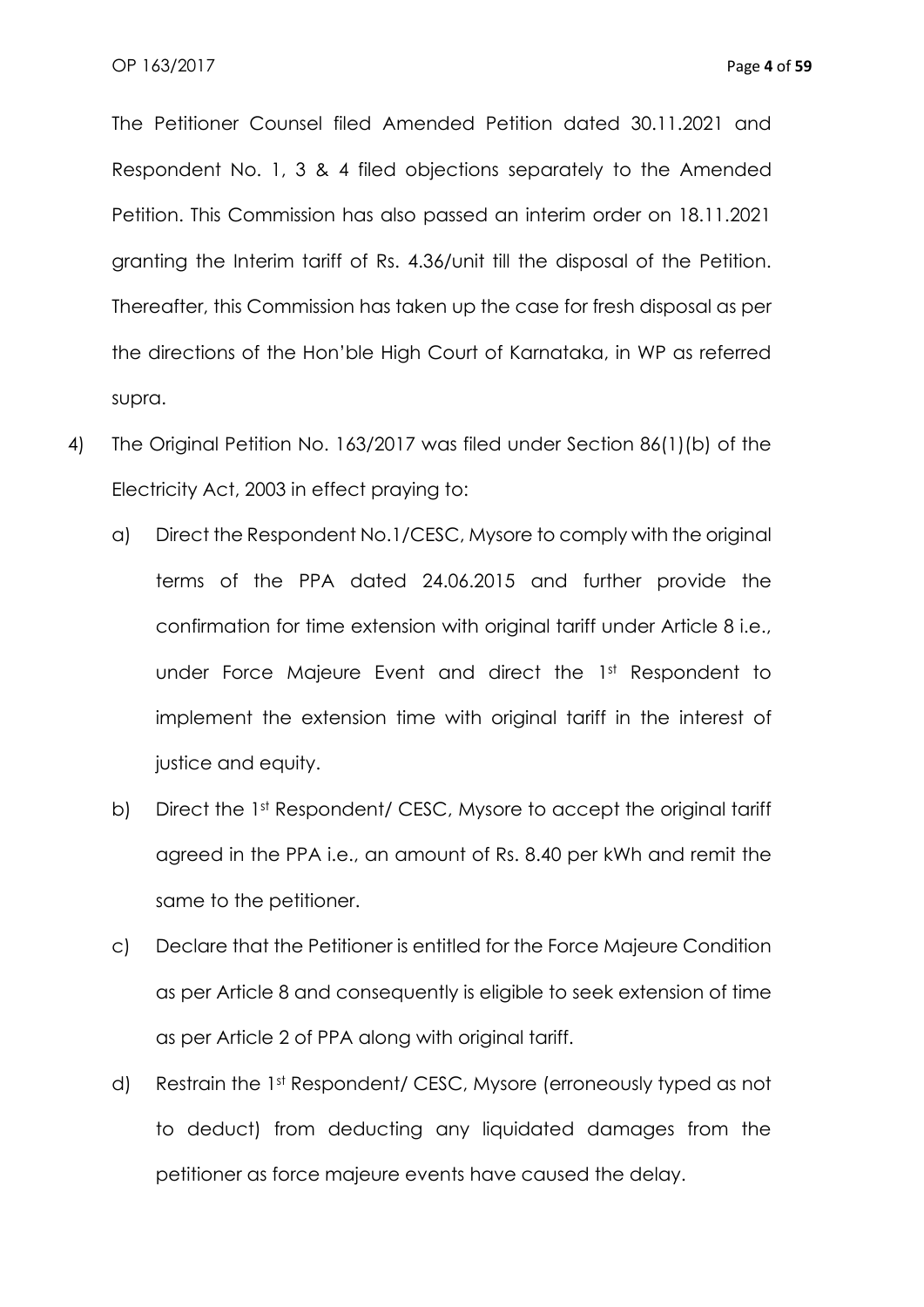The Petitioner Counsel filed Amended Petition dated 30.11.2021 and Respondent No. 1, 3 & 4 filed objections separately to the Amended Petition. This Commission has also passed an interim order on 18.11.2021 granting the Interim tariff of Rs. 4.36/unit till the disposal of the Petition. Thereafter, this Commission has taken up the case for fresh disposal as per the directions of the Hon'ble High Court of Karnataka, in WP as referred supra.

4) The Original Petition No. 163/2017 was filed under Section 86(1)(b) of the Electricity Act, 2003 in effect praying to:

   a) Direct the Respondent No.1/CESC, Mysore to comply with the original terms of the PPA dated 24.06.2015 and further provide the confirmation for time extension with original tariff under Article 8 i.e., under Force Majeure Event and direct the 1st Respondent to implement the extension time with original tariff in the interest of justice and equity.

   b) Direct the 1st Respondent/ CESC, Mysore to accept the original tariff agreed in the PPA i.e., an amount of Rs. 8.40 per kWh and remit the same to the petitioner.

   c) Declare that the Petitioner is entitled for the Force Majeure Condition as per Article 8 and consequently is eligible to seek extension of time as per Article 2 of PPA along with original tariff.

   d) Restrain the 1st Respondent/ CESC, Mysore (erroneously typed as not to deduct) from deducting any liquidated damages from the petitioner as force majeure events have caused the delay.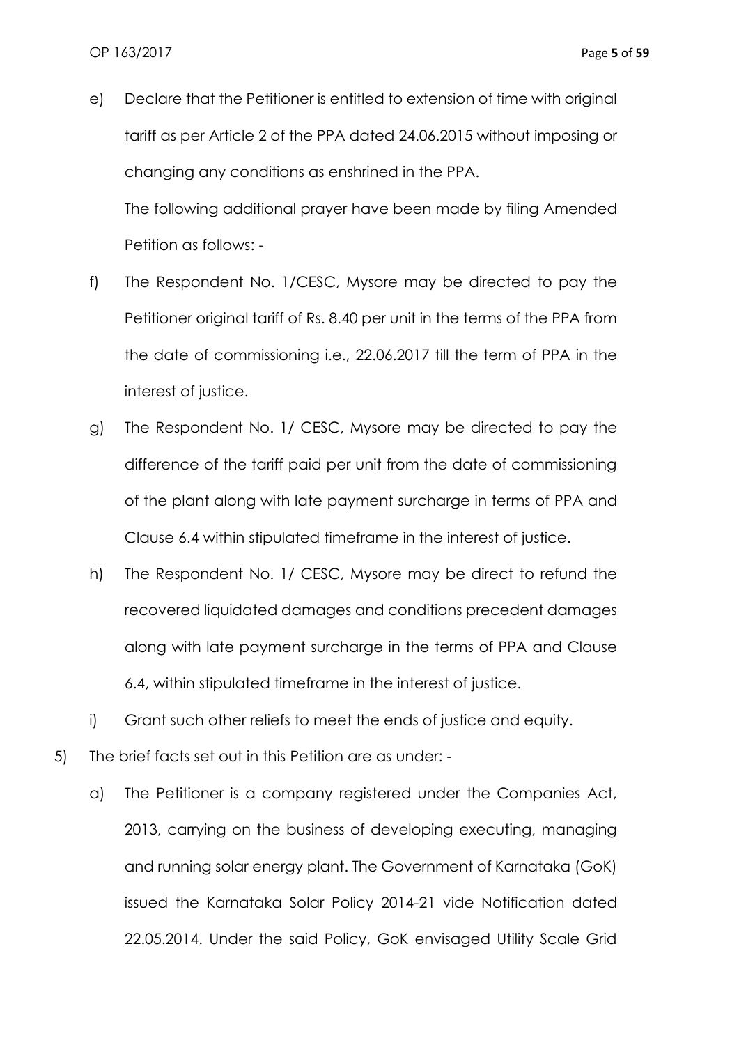e) Declare that the Petitioner is entitled to extension of time with original tariff as per Article 2 of the PPA dated 24.06.2015 without imposing or changing any conditions as enshrined in the PPA.

   The following additional prayer have been made by filing Amended Petition as follows: -

f) The Respondent No. 1/CESC, Mysore may be directed to pay the Petitioner original tariff of Rs. 8.40 per unit in the terms of the PPA from the date of commissioning i.e., 22.06.2017 till the term of PPA in the interest of justice.

g) The Respondent No. 1/ CESC, Mysore may be directed to pay the difference of the tariff paid per unit from the date of commissioning of the plant along with late payment surcharge in terms of PPA and Clause 6.4 within stipulated timeframe in the interest of justice.

h) The Respondent No. 1/ CESC, Mysore may be direct to refund the recovered liquidated damages and conditions precedent damages along with late payment surcharge in the terms of PPA and Clause 6.4, within stipulated timeframe in the interest of justice.

i) Grant such other reliefs to meet the ends of justice and equity.

5) The brief facts set out in this Petition are as under: -

   a) The Petitioner is a company registered under the Companies Act, 2013, carrying on the business of developing executing, managing and running solar energy plant. The Government of Karnataka (GoK) issued the Karnataka Solar Policy 2014-21 vide Notification dated 22.05.2014. Under the said Policy, GoK envisaged Utility Scale Grid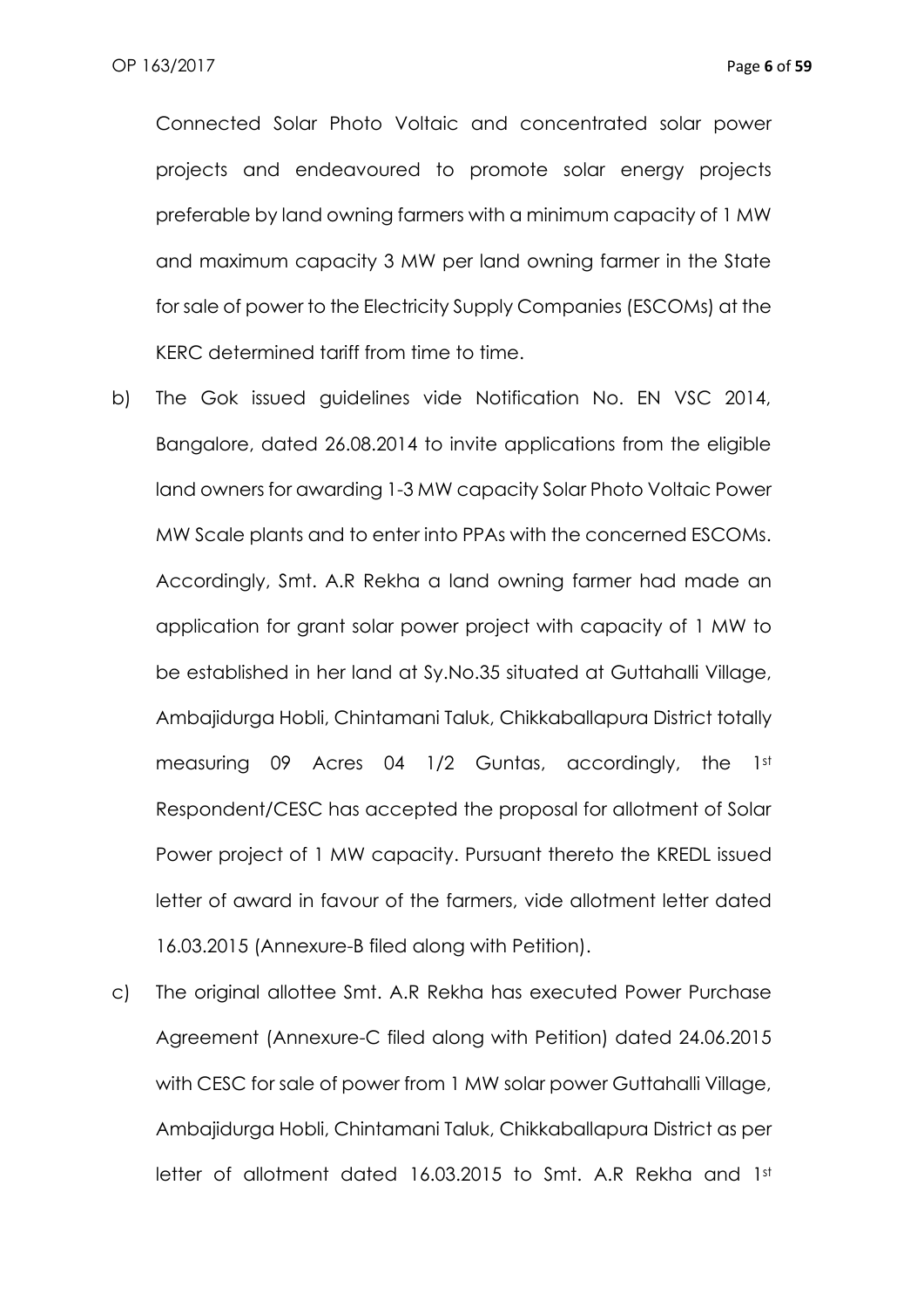Connected Solar Photo Voltaic and concentrated solar power projects and endeavoured to promote solar energy projects preferable by land owning farmers with a minimum capacity of 1 MW and maximum capacity 3 MW per land owning farmer in the State for sale of power to the Electricity Supply Companies (ESCOMs) at the KERC determined tariff from time to time.

b) The Gok issued guidelines vide Notification No. EN VSC 2014, Bangalore, dated 26.08.2014 to invite applications from the eligible land owners for awarding 1-3 MW capacity Solar Photo Voltaic Power MW Scale plants and to enter into PPAs with the concerned ESCOMs. Accordingly, Smt. A.R Rekha a land owning farmer had made an application for grant solar power project with capacity of 1 MW to be established in her land at Sy.No.35 situated at Guttahalli Village, Ambajidurga Hobli, Chintamani Taluk, Chikkaballapura District totally measuring 09 Acres 04 1/2 Guntas, accordingly, the 1st Respondent/CESC has accepted the proposal for allotment of Solar Power project of 1 MW capacity. Pursuant thereto the KREDL issued letter of award in favour of the farmers, vide allotment letter dated 16.03.2015 (Annexure-B filed along with Petition).

c) The original allottee Smt. A.R Rekha has executed Power Purchase Agreement (Annexure-C filed along with Petition) dated 24.06.2015 with CESC for sale of power from 1 MW solar power Guttahalli Village, Ambajidurga Hobli, Chintamani Taluk, Chikkaballapura District as per letter of allotment dated 16.03.2015 to Smt. A.R Rekha and 1st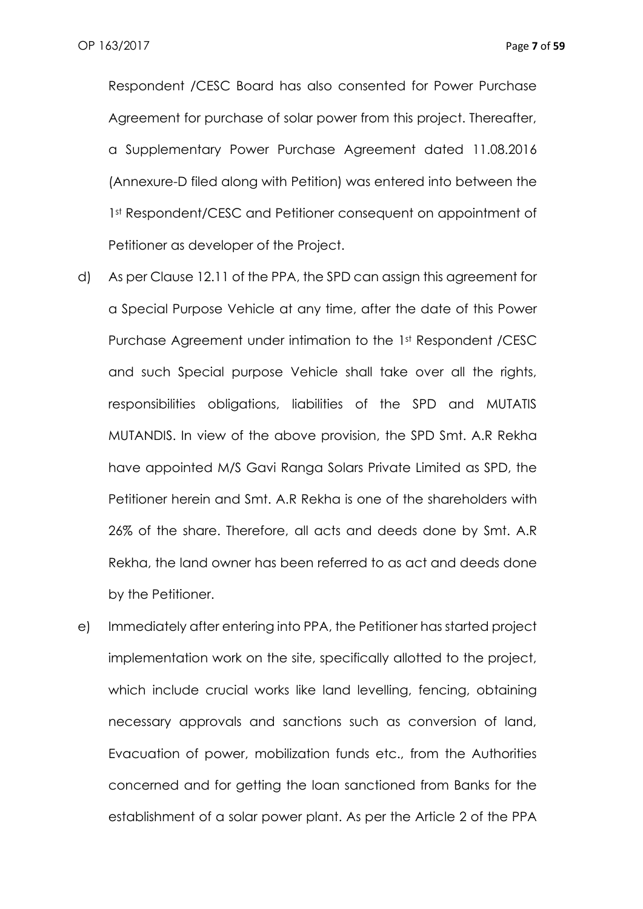Respondent /CESC Board has also consented for Power Purchase Agreement for purchase of solar power from this project. Thereafter, a Supplementary Power Purchase Agreement dated 11.08.2016 (Annexure-D filed along with Petition) was entered into between the 1st Respondent/CESC and Petitioner consequent on appointment of Petitioner as developer of the Project.

d) As per Clause 12.11 of the PPA, the SPD can assign this agreement for a Special Purpose Vehicle at any time, after the date of this Power Purchase Agreement under intimation to the 1st Respondent /CESC and such Special purpose Vehicle shall take over all the rights, responsibilities obligations, liabilities of the SPD and MUTATIS MUTANDIS. In view of the above provision, the SPD Smt. A.R Rekha have appointed M/S Gavi Ranga Solars Private Limited as SPD, the Petitioner herein and Smt. A.R Rekha is one of the shareholders with 26% of the share. Therefore, all acts and deeds done by Smt. A.R Rekha, the land owner has been referred to as act and deeds done by the Petitioner.

e) Immediately after entering into PPA, the Petitioner has started project implementation work on the site, specifically allotted to the project, which include crucial works like land levelling, fencing, obtaining necessary approvals and sanctions such as conversion of land, Evacuation of power, mobilization funds etc., from the Authorities concerned and for getting the loan sanctioned from Banks for the establishment of a solar power plant. As per the Article 2 of the PPA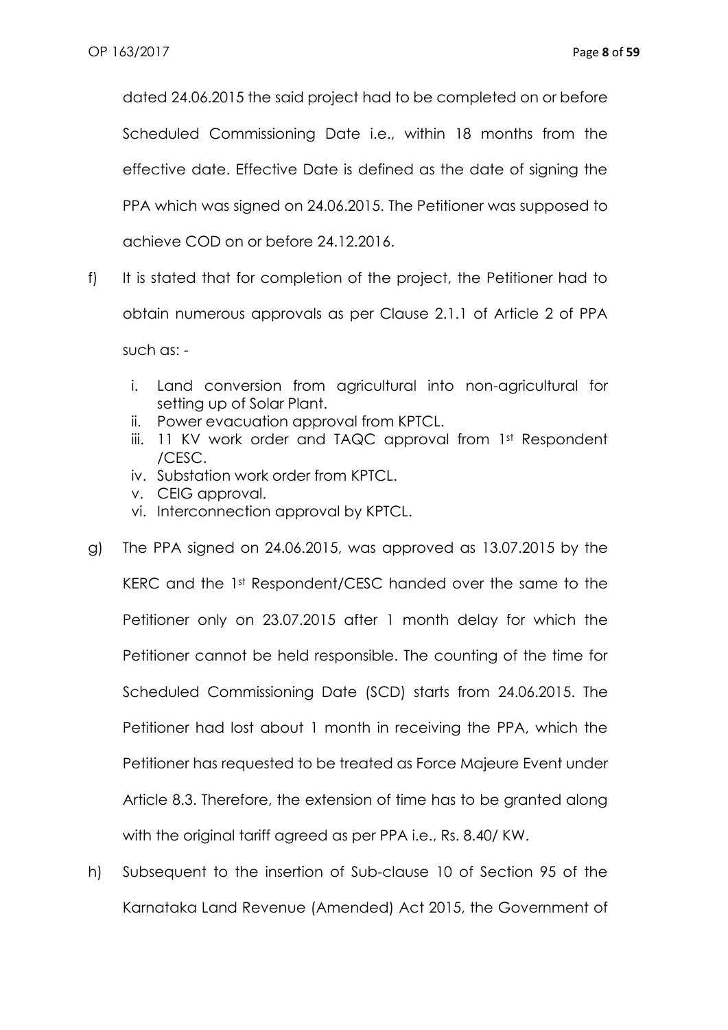dated 24.06.2015 the said project had to be completed on or before Scheduled Commissioning Date i.e., within 18 months from the effective date. Effective Date is defined as the date of signing the PPA which was signed on 24.06.2015. The Petitioner was supposed to achieve COD on or before 24.12.2016.

f) It is stated that for completion of the project, the Petitioner had to obtain numerous approvals as per Clause 2.1.1 of Article 2 of PPA such as: -

   i. Land conversion from agricultural into non-agricultural for setting up of Solar Plant.
   ii. Power evacuation approval from KPTCL.
   iii. 11 KV work order and TAQC approval from 1st Respondent /CESC.
   iv. Substation work order from KPTCL.
   v. CEIG approval.
   vi. Interconnection approval by KPTCL.

g) The PPA signed on 24.06.2015, was approved as 13.07.2015 by the KERC and the 1st Respondent/CESC handed over the same to the Petitioner only on 23.07.2015 after 1 month delay for which the Petitioner cannot be held responsible. The counting of the time for Scheduled Commissioning Date (SCD) starts from 24.06.2015. The Petitioner had lost about 1 month in receiving the PPA, which the Petitioner has requested to be treated as Force Majeure Event under Article 8.3. Therefore, the extension of time has to be granted along with the original tariff agreed as per PPA i.e., Rs. 8.40/ KW.

h) Subsequent to the insertion of Sub-clause 10 of Section 95 of the Karnataka Land Revenue (Amended) Act 2015, the Government of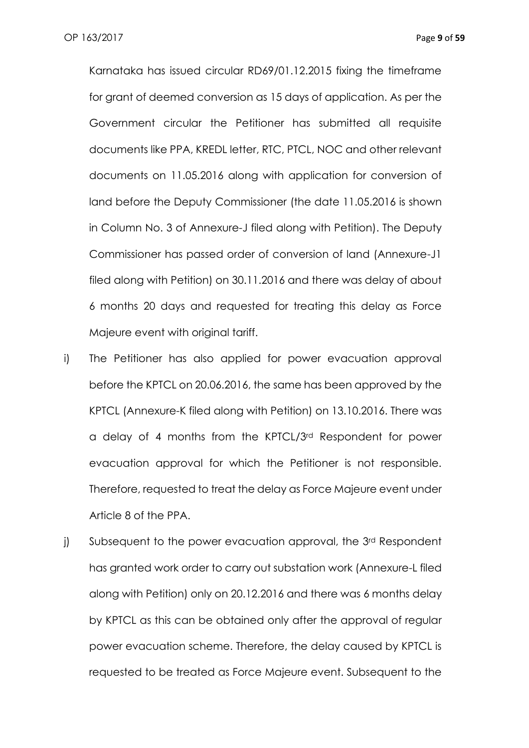Karnataka has issued circular RD69/01.12.2015 fixing the timeframe for grant of deemed conversion as 15 days of application. As per the Government circular the Petitioner has submitted all requisite documents like PPA, KREDL letter, RTC, PTCL, NOC and other relevant documents on 11.05.2016 along with application for conversion of land before the Deputy Commissioner (the date 11.05.2016 is shown in Column No. 3 of Annexure-J filed along with Petition). The Deputy Commissioner has passed order of conversion of land (Annexure-J1 filed along with Petition) on 30.11.2016 and there was delay of about 6 months 20 days and requested for treating this delay as Force Majeure event with original tariff.

i) The Petitioner has also applied for power evacuation approval before the KPTCL on 20.06.2016, the same has been approved by the KPTCL (Annexure-K filed along with Petition) on 13.10.2016. There was a delay of 4 months from the KPTCL/3rd Respondent for power evacuation approval for which the Petitioner is not responsible. Therefore, requested to treat the delay as Force Majeure event under Article 8 of the PPA.

j) Subsequent to the power evacuation approval, the 3rd Respondent has granted work order to carry out substation work (Annexure-L filed along with Petition) only on 20.12.2016 and there was 6 months delay by KPTCL as this can be obtained only after the approval of regular power evacuation scheme. Therefore, the delay caused by KPTCL is requested to be treated as Force Majeure event. Subsequent to the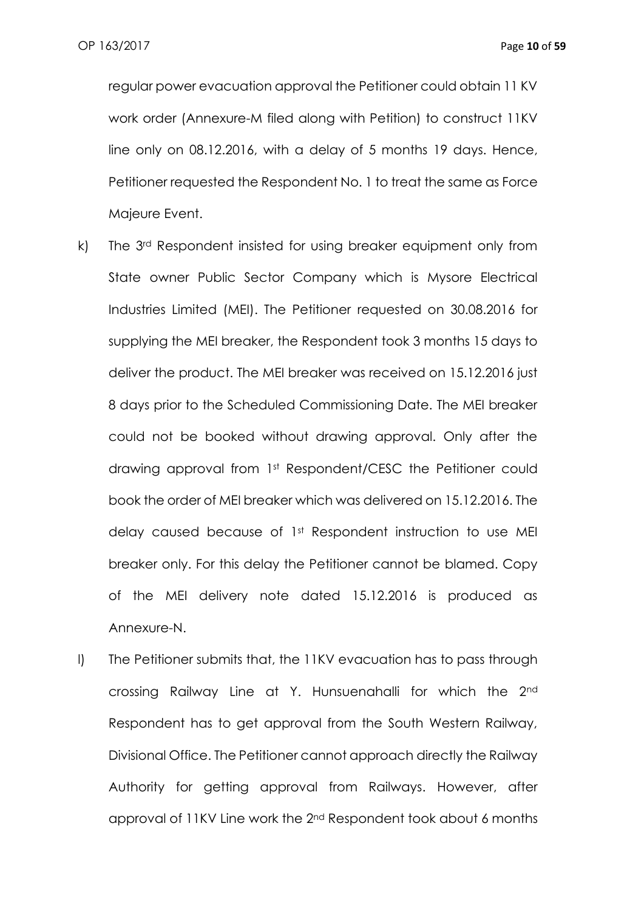regular power evacuation approval the Petitioner could obtain 11 KV work order (Annexure-M filed along with Petition) to construct 11KV line only on 08.12.2016, with a delay of 5 months 19 days. Hence, Petitioner requested the Respondent No. 1 to treat the same as Force Majeure Event.

k) The 3rd Respondent insisted for using breaker equipment only from State owner Public Sector Company which is Mysore Electrical Industries Limited (MEI). The Petitioner requested on 30.08.2016 for supplying the MEI breaker, the Respondent took 3 months 15 days to deliver the product. The MEI breaker was received on 15.12.2016 just 8 days prior to the Scheduled Commissioning Date. The MEI breaker could not be booked without drawing approval. Only after the drawing approval from 1st Respondent/CESC the Petitioner could book the order of MEI breaker which was delivered on 15.12.2016. The delay caused because of 1st Respondent instruction to use MEI breaker only. For this delay the Petitioner cannot be blamed. Copy of the MEI delivery note dated 15.12.2016 is produced as Annexure-N.

l) The Petitioner submits that, the 11KV evacuation has to pass through crossing Railway Line at Y. Hunsuenahalli for which the 2nd Respondent has to get approval from the South Western Railway, Divisional Office. The Petitioner cannot approach directly the Railway Authority for getting approval from Railways. However, after approval of 11KV Line work the 2nd Respondent took about 6 months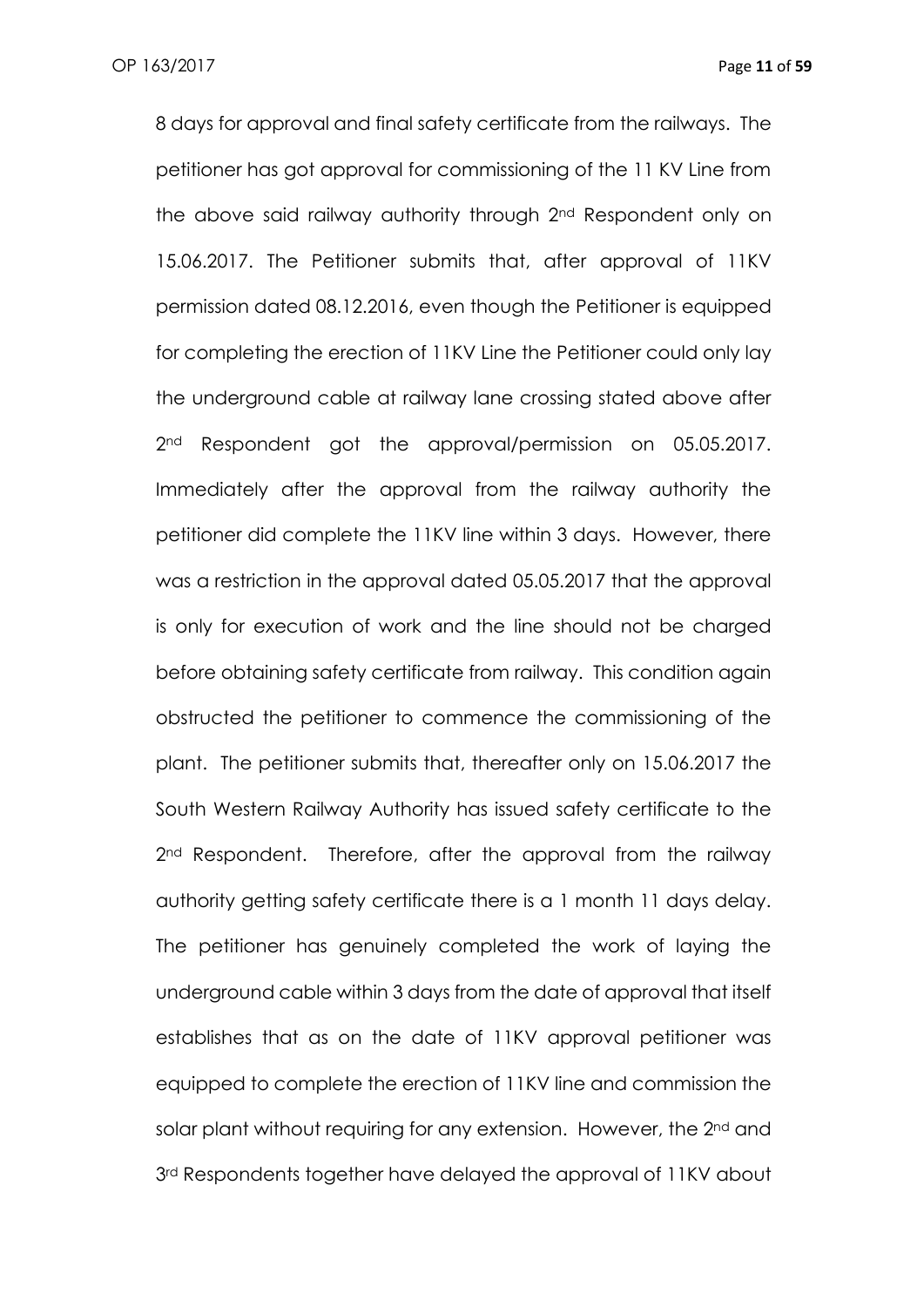8 days for approval and final safety certificate from the railways. The petitioner has got approval for commissioning of the 11 KV Line from the above said railway authority through 2nd Respondent only on 15.06.2017. The Petitioner submits that, after approval of 11KV permission dated 08.12.2016, even though the Petitioner is equipped for completing the erection of 11KV Line the Petitioner could only lay the underground cable at railway lane crossing stated above after 2nd Respondent got the approval/permission on 05.05.2017. Immediately after the approval from the railway authority the petitioner did complete the 11KV line within 3 days. However, there was a restriction in the approval dated 05.05.2017 that the approval is only for execution of work and the line should not be charged before obtaining safety certificate from railway. This condition again obstructed the petitioner to commence the commissioning of the plant. The petitioner submits that, thereafter only on 15.06.2017 the South Western Railway Authority has issued safety certificate to the 2nd Respondent. Therefore, after the approval from the railway authority getting safety certificate there is a 1 month 11 days delay. The petitioner has genuinely completed the work of laying the underground cable within 3 days from the date of approval that itself establishes that as on the date of 11KV approval petitioner was equipped to complete the erection of 11KV line and commission the solar plant without requiring for any extension. However, the 2nd and 3rd Respondents together have delayed the approval of 11KV about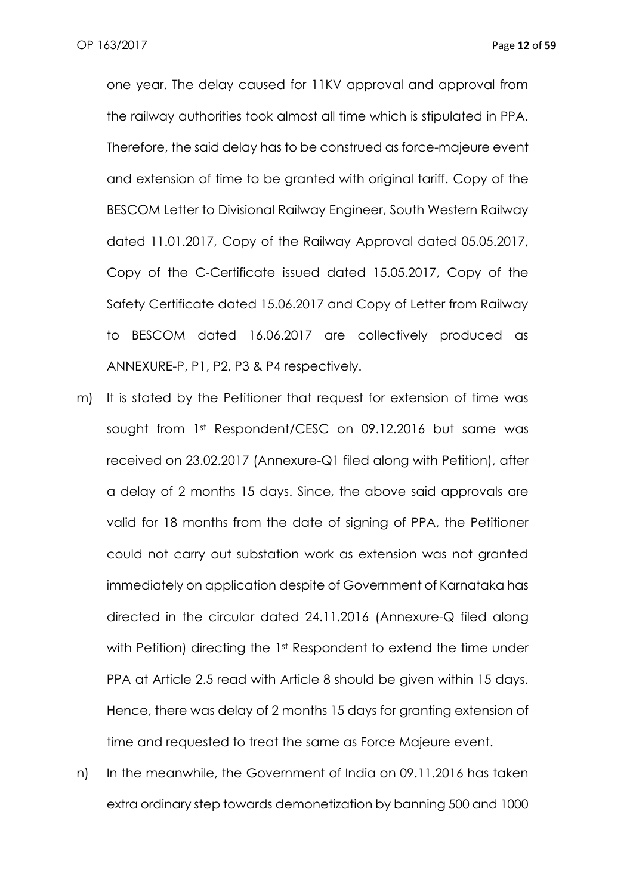one year. The delay caused for 11KV approval and approval from the railway authorities took almost all time which is stipulated in PPA. Therefore, the said delay has to be construed as force-majeure event and extension of time to be granted with original tariff. Copy of the BESCOM Letter to Divisional Railway Engineer, South Western Railway dated 11.01.2017, Copy of the Railway Approval dated 05.05.2017, Copy of the C-Certificate issued dated 15.05.2017, Copy of the Safety Certificate dated 15.06.2017 and Copy of Letter from Railway to BESCOM dated 16.06.2017 are collectively produced as ANNEXURE-P, P1, P2, P3 & P4 respectively.

m) It is stated by the Petitioner that request for extension of time was sought from 1st Respondent/CESC on 09.12.2016 but same was received on 23.02.2017 (Annexure-Q1 filed along with Petition), after a delay of 2 months 15 days. Since, the above said approvals are valid for 18 months from the date of signing of PPA, the Petitioner could not carry out substation work as extension was not granted immediately on application despite of Government of Karnataka has directed in the circular dated 24.11.2016 (Annexure-Q filed along with Petition) directing the 1st Respondent to extend the time under PPA at Article 2.5 read with Article 8 should be given within 15 days. Hence, there was delay of 2 months 15 days for granting extension of time and requested to treat the same as Force Majeure event.

n) In the meanwhile, the Government of India on 09.11.2016 has taken extra ordinary step towards demonetization by banning 500 and 1000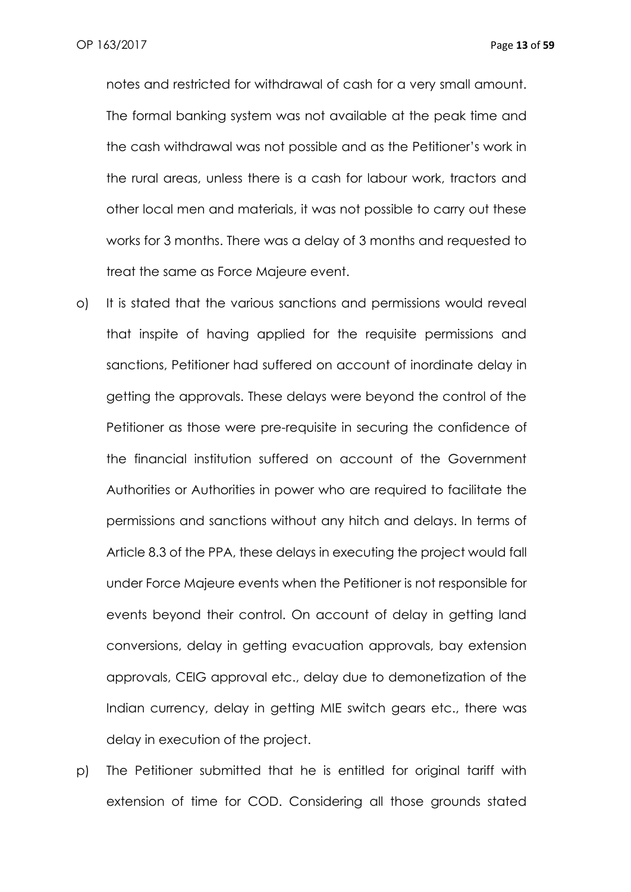notes and restricted for withdrawal of cash for a very small amount. The formal banking system was not available at the peak time and the cash withdrawal was not possible and as the Petitioner's work in the rural areas, unless there is a cash for labour work, tractors and other local men and materials, it was not possible to carry out these works for 3 months. There was a delay of 3 months and requested to treat the same as Force Majeure event.

o) It is stated that the various sanctions and permissions would reveal that inspite of having applied for the requisite permissions and sanctions, Petitioner had suffered on account of inordinate delay in getting the approvals. These delays were beyond the control of the Petitioner as those were pre-requisite in securing the confidence of the financial institution suffered on account of the Government Authorities or Authorities in power who are required to facilitate the permissions and sanctions without any hitch and delays. In terms of Article 8.3 of the PPA, these delays in executing the project would fall under Force Majeure events when the Petitioner is not responsible for events beyond their control. On account of delay in getting land conversions, delay in getting evacuation approvals, bay extension approvals, CEIG approval etc., delay due to demonetization of the Indian currency, delay in getting MIE switch gears etc., there was delay in execution of the project.

p) The Petitioner submitted that he is entitled for original tariff with extension of time for COD. Considering all those grounds stated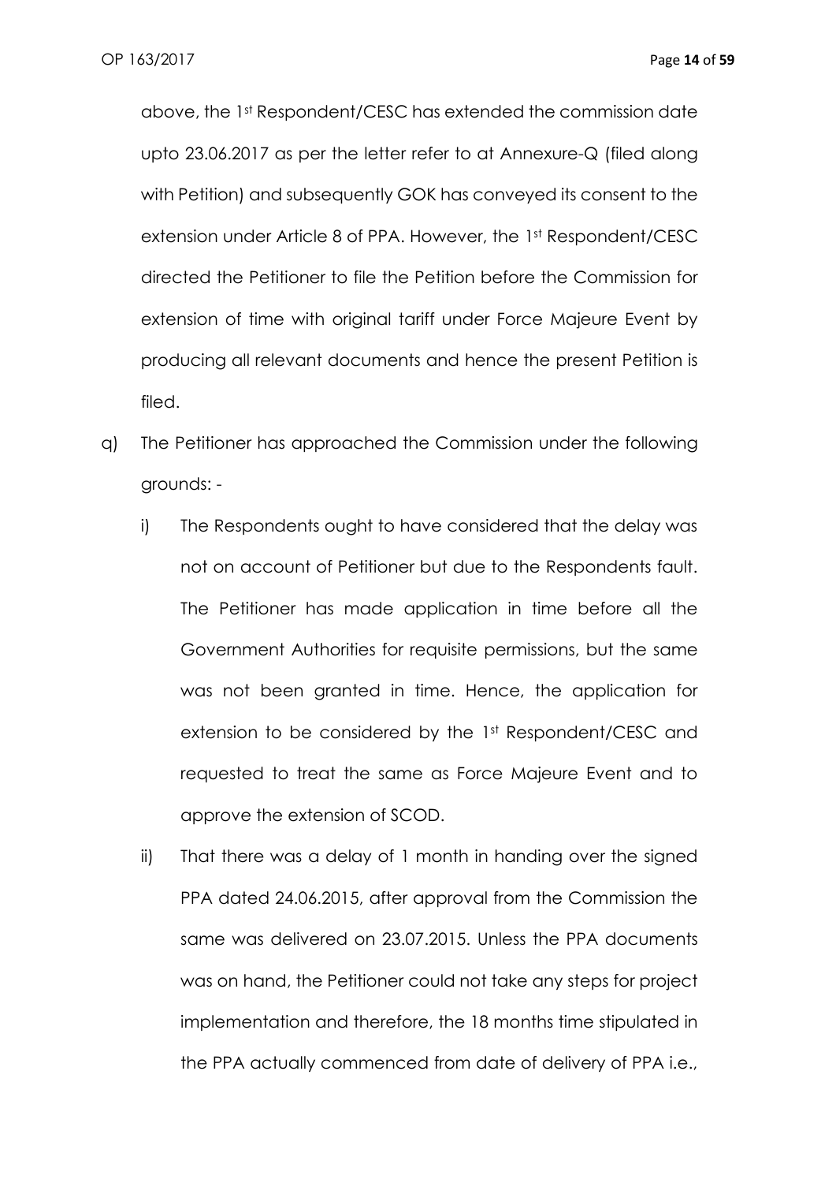above, the 1st Respondent/CESC has extended the commission date upto 23.06.2017 as per the letter refer to at Annexure-Q (filed along with Petition) and subsequently GOK has conveyed its consent to the extension under Article 8 of PPA. However, the 1st Respondent/CESC directed the Petitioner to file the Petition before the Commission for extension of time with original tariff under Force Majeure Event by producing all relevant documents and hence the present Petition is filed.

q) The Petitioner has approached the Commission under the following grounds: -

   i) The Respondents ought to have considered that the delay was not on account of Petitioner but due to the Respondents fault. The Petitioner has made application in time before all the Government Authorities for requisite permissions, but the same was not been granted in time. Hence, the application for extension to be considered by the 1st Respondent/CESC and requested to treat the same as Force Majeure Event and to approve the extension of SCOD.

   ii) That there was a delay of 1 month in handing over the signed PPA dated 24.06.2015, after approval from the Commission the same was delivered on 23.07.2015. Unless the PPA documents was on hand, the Petitioner could not take any steps for project implementation and therefore, the 18 months time stipulated in the PPA actually commenced from date of delivery of PPA i.e.,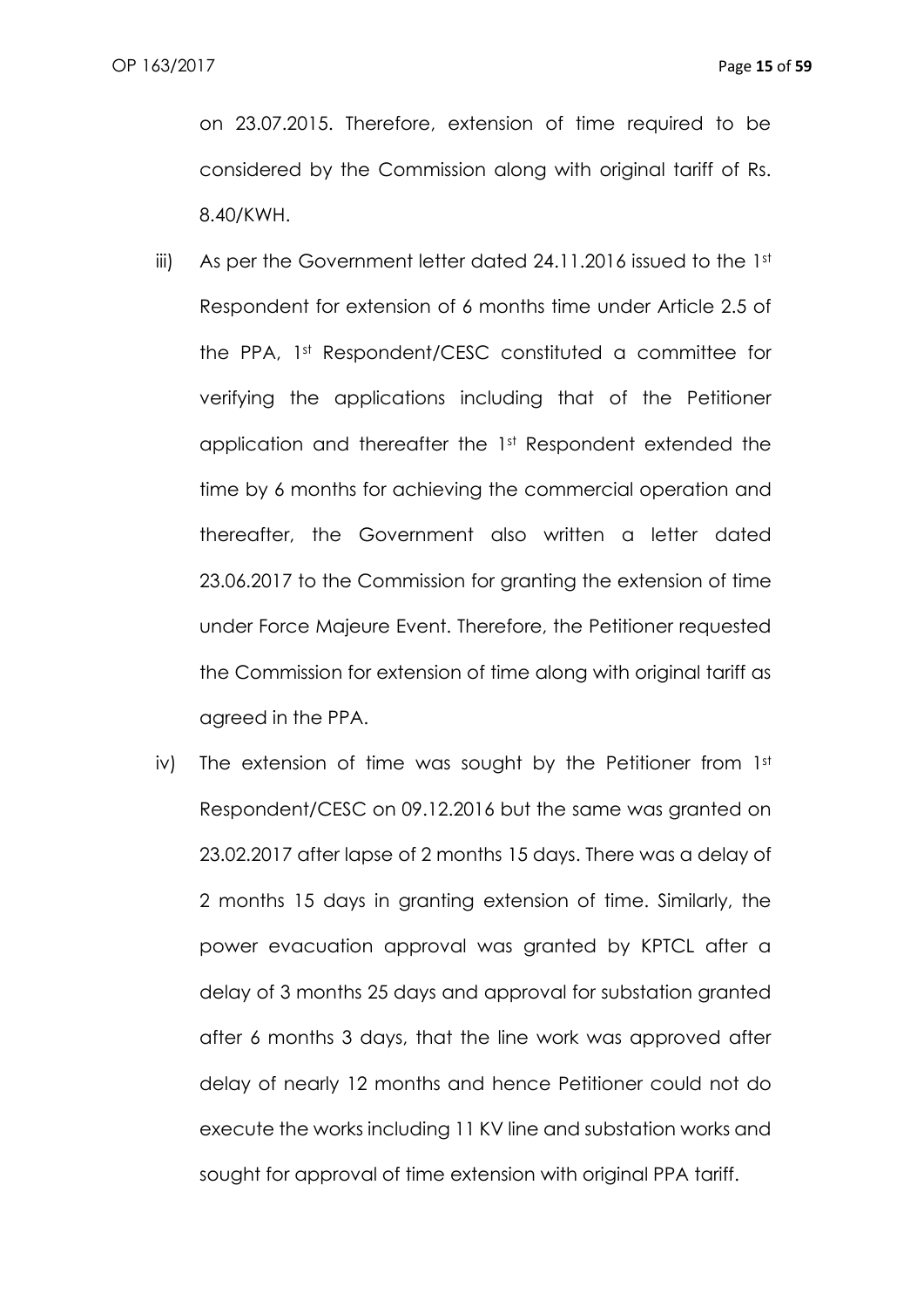on 23.07.2015. Therefore, extension of time required to be considered by the Commission along with original tariff of Rs. 8.40/KWH.

iii) As per the Government letter dated 24.11.2016 issued to the 1st Respondent for extension of 6 months time under Article 2.5 of the PPA, 1st Respondent/CESC constituted a committee for verifying the applications including that of the Petitioner application and thereafter the 1st Respondent extended the time by 6 months for achieving the commercial operation and thereafter, the Government also written a letter dated 23.06.2017 to the Commission for granting the extension of time under Force Majeure Event. Therefore, the Petitioner requested the Commission for extension of time along with original tariff as agreed in the PPA.

iv) The extension of time was sought by the Petitioner from 1st Respondent/CESC on 09.12.2016 but the same was granted on 23.02.2017 after lapse of 2 months 15 days. There was a delay of 2 months 15 days in granting extension of time. Similarly, the power evacuation approval was granted by KPTCL after a delay of 3 months 25 days and approval for substation granted after 6 months 3 days, that the line work was approved after delay of nearly 12 months and hence Petitioner could not do execute the works including 11 KV line and substation works and sought for approval of time extension with original PPA tariff.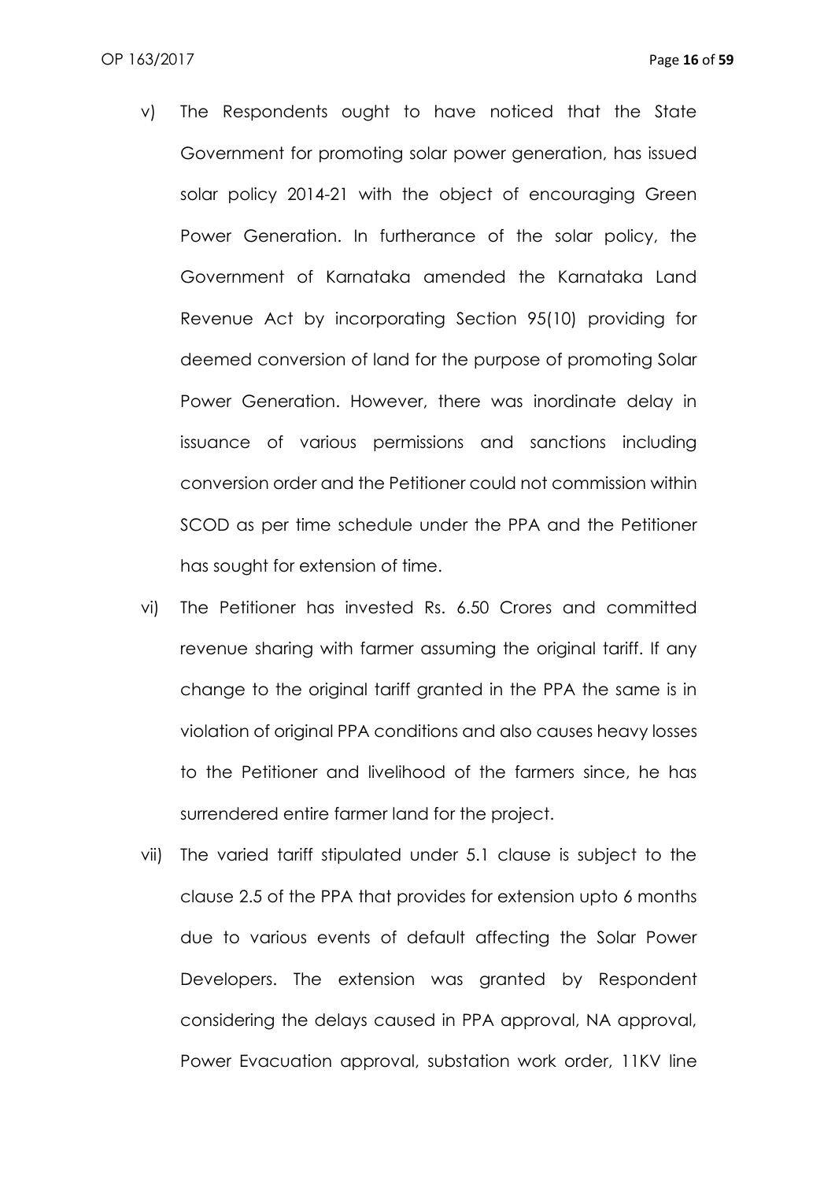v) The Respondents ought to have noticed that the State Government for promoting solar power generation, has issued solar policy 2014-21 with the object of encouraging Green Power Generation. In furtherance of the solar policy, the Government of Karnataka amended the Karnataka Land Revenue Act by incorporating Section 95(10) providing for deemed conversion of land for the purpose of promoting Solar Power Generation. However, there was inordinate delay in issuance of various permissions and sanctions including conversion order and the Petitioner could not commission within SCOD as per time schedule under the PPA and the Petitioner has sought for extension of time.

vi) The Petitioner has invested Rs. 6.50 Crores and committed revenue sharing with farmer assuming the original tariff. If any change to the original tariff granted in the PPA the same is in violation of original PPA conditions and also causes heavy losses to the Petitioner and livelihood of the farmers since, he has surrendered entire farmer land for the project.

vii) The varied tariff stipulated under 5.1 clause is subject to the clause 2.5 of the PPA that provides for extension upto 6 months due to various events of default affecting the Solar Power Developers. The extension was granted by Respondent considering the delays caused in PPA approval, NA approval, Power Evacuation approval, substation work order, 11KV line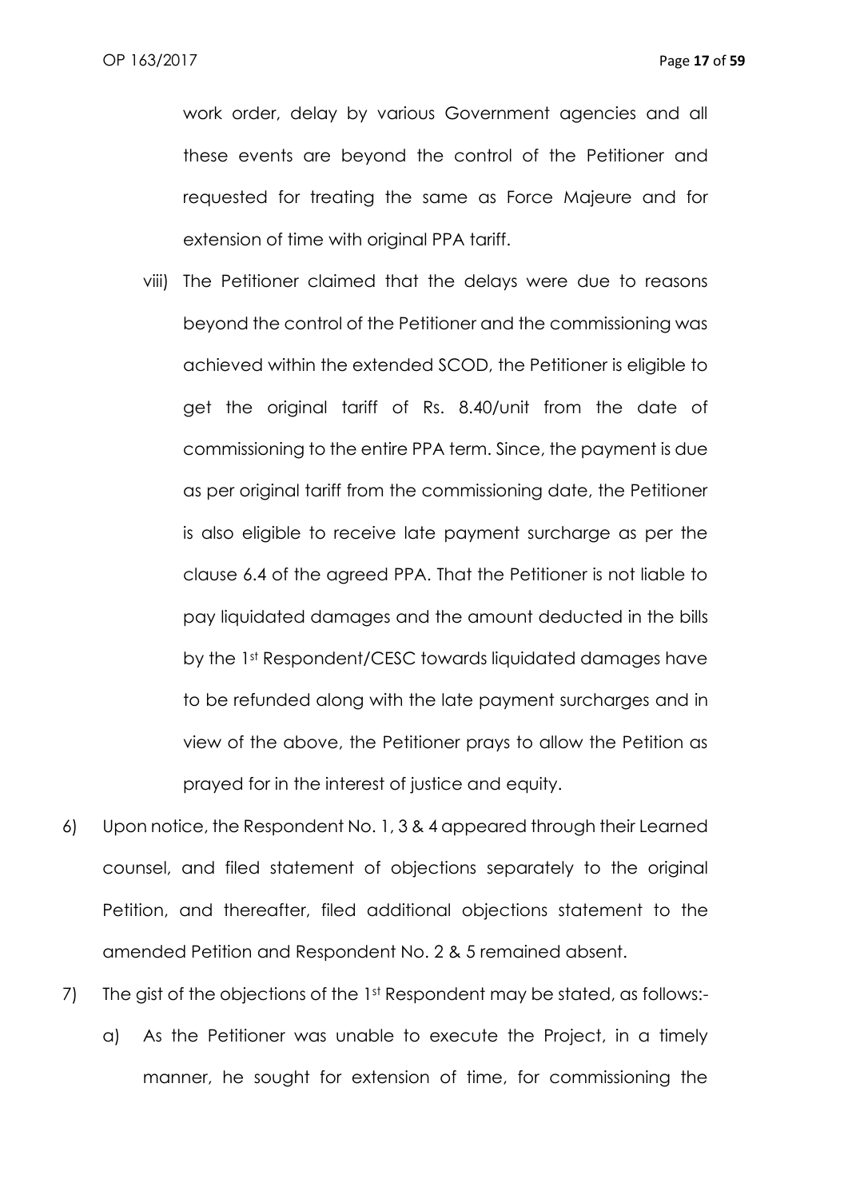work order, delay by various Government agencies and all these events are beyond the control of the Petitioner and requested for treating the same as Force Majeure and for extension of time with original PPA tariff.

viii) The Petitioner claimed that the delays were due to reasons beyond the control of the Petitioner and the commissioning was achieved within the extended SCOD, the Petitioner is eligible to get the original tariff of Rs. 8.40/unit from the date of commissioning to the entire PPA term. Since, the payment is due as per original tariff from the commissioning date, the Petitioner is also eligible to receive late payment surcharge as per the clause 6.4 of the agreed PPA. That the Petitioner is not liable to pay liquidated damages and the amount deducted in the bills by the 1st Respondent/CESC towards liquidated damages have to be refunded along with the late payment surcharges and in view of the above, the Petitioner prays to allow the Petition as prayed for in the interest of justice and equity.

6) Upon notice, the Respondent No. 1, 3 & 4 appeared through their Learned counsel, and filed statement of objections separately to the original Petition, and thereafter, filed additional objections statement to the amended Petition and Respondent No. 2 & 5 remained absent.

7) The gist of the objections of the 1st Respondent may be stated, as follows:-

   a) As the Petitioner was unable to execute the Project, in a timely manner, he sought for extension of time, for commissioning the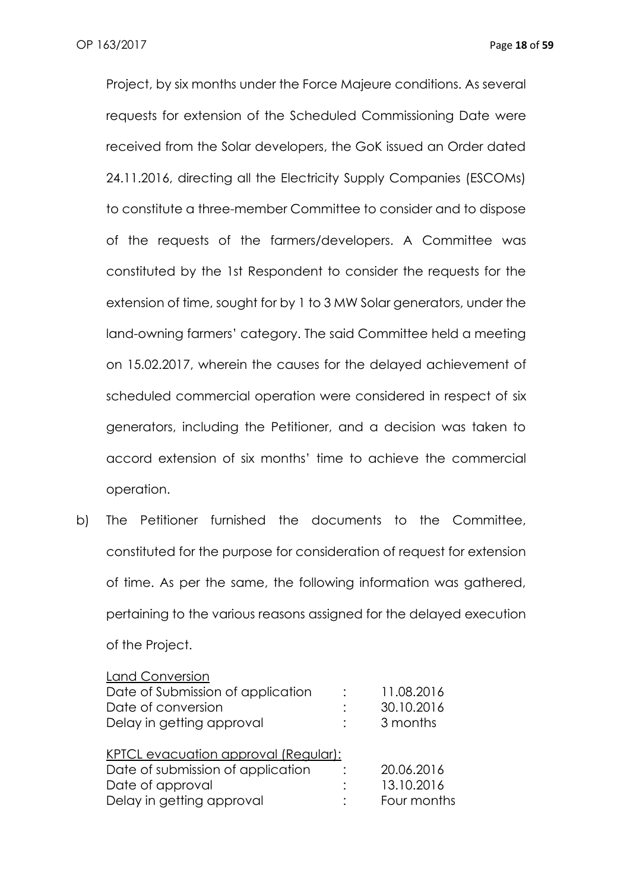Project, by six months under the Force Majeure conditions. As several requests for extension of the Scheduled Commissioning Date were received from the Solar developers, the GoK issued an Order dated 24.11.2016, directing all the Electricity Supply Companies (ESCOMs) to constitute a three-member Committee to consider and to dispose of the requests of the farmers/developers. A Committee was constituted by the 1st Respondent to consider the requests for the extension of time, sought for by 1 to 3 MW Solar generators, under the land-owning farmers' category. The said Committee held a meeting on 15.02.2017, wherein the causes for the delayed achievement of scheduled commercial operation were considered in respect of six generators, including the Petitioner, and a decision was taken to accord extension of six months' time to achieve the commercial operation.

b) The Petitioner furnished the documents to the Committee, constituted for the purpose for consideration of request for extension of time. As per the same, the following information was gathered, pertaining to the various reasons assigned for the delayed execution of the Project.

<u>Land Conversion</u>

| | | |
|---|---|---|
| Date of Submission of application | : | 11.08.2016 |
| Date of conversion | : | 30.10.2016 |
| Delay in getting approval | : | 3 months |

<u>KPTCL evacuation approval (Regular):</u>

| | | |
|---|---|---|
| Date of submission of application | : | 20.06.2016 |
| Date of approval | : | 13.10.2016 |
| Delay in getting approval | : | Four months |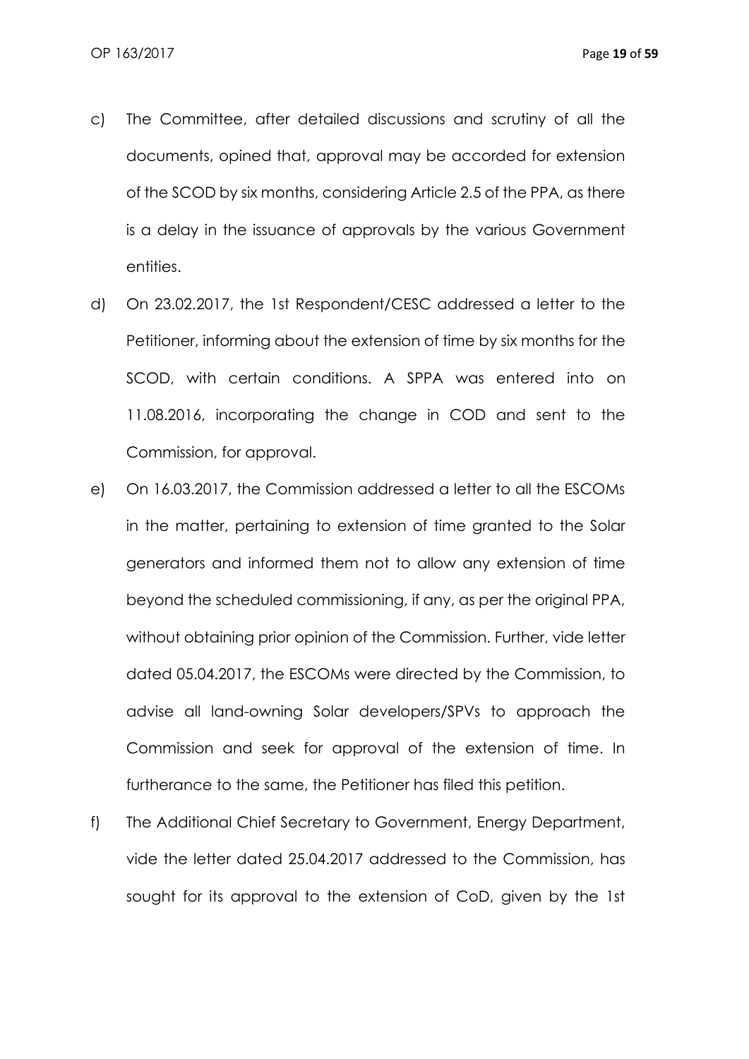c) The Committee, after detailed discussions and scrutiny of all the documents, opined that, approval may be accorded for extension of the SCOD by six months, considering Article 2.5 of the PPA, as there is a delay in the issuance of approvals by the various Government entities.

d) On 23.02.2017, the 1st Respondent/CESC addressed a letter to the Petitioner, informing about the extension of time by six months for the SCOD, with certain conditions. A SPPA was entered into on 11.08.2016, incorporating the change in COD and sent to the Commission, for approval.

e) On 16.03.2017, the Commission addressed a letter to all the ESCOMs in the matter, pertaining to extension of time granted to the Solar generators and informed them not to allow any extension of time beyond the scheduled commissioning, if any, as per the original PPA, without obtaining prior opinion of the Commission. Further, vide letter dated 05.04.2017, the ESCOMs were directed by the Commission, to advise all land-owning Solar developers/SPVs to approach the Commission and seek for approval of the extension of time. In furtherance to the same, the Petitioner has filed this petition.

f) The Additional Chief Secretary to Government, Energy Department, vide the letter dated 25.04.2017 addressed to the Commission, has sought for its approval to the extension of CoD, given by the 1st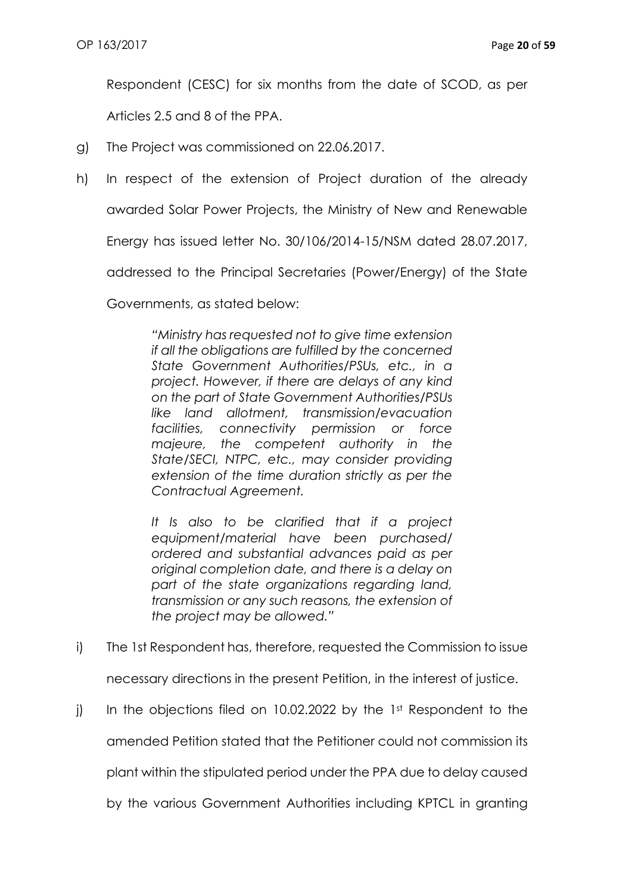Respondent (CESC) for six months from the date of SCOD, as per Articles 2.5 and 8 of the PPA.

g) The Project was commissioned on 22.06.2017.

h) In respect of the extension of Project duration of the already awarded Solar Power Projects, the Ministry of New and Renewable Energy has issued letter No. 30/106/2014-15/NSM dated 28.07.2017, addressed to the Principal Secretaries (Power/Energy) of the State Governments, as stated below:

> *"Ministry has requested not to give time extension if all the obligations are fulfilled by the concerned State Government Authorities/PSUs, etc., in a project. However, if there are delays of any kind on the part of State Government Authorities/PSUs like land allotment, transmission/evacuation facilities, connectivity permission or force majeure, the competent authority in the State/SECI, NTPC, etc., may consider providing extension of the time duration strictly as per the Contractual Agreement.*
>
> *It Is also to be clarified that if a project equipment/material have been purchased/ ordered and substantial advances paid as per original completion date, and there is a delay on part of the state organizations regarding land, transmission or any such reasons, the extension of the project may be allowed."*

i) The 1st Respondent has, therefore, requested the Commission to issue necessary directions in the present Petition, in the interest of justice.

j) In the objections filed on 10.02.2022 by the 1st Respondent to the amended Petition stated that the Petitioner could not commission its plant within the stipulated period under the PPA due to delay caused by the various Government Authorities including KPTCL in granting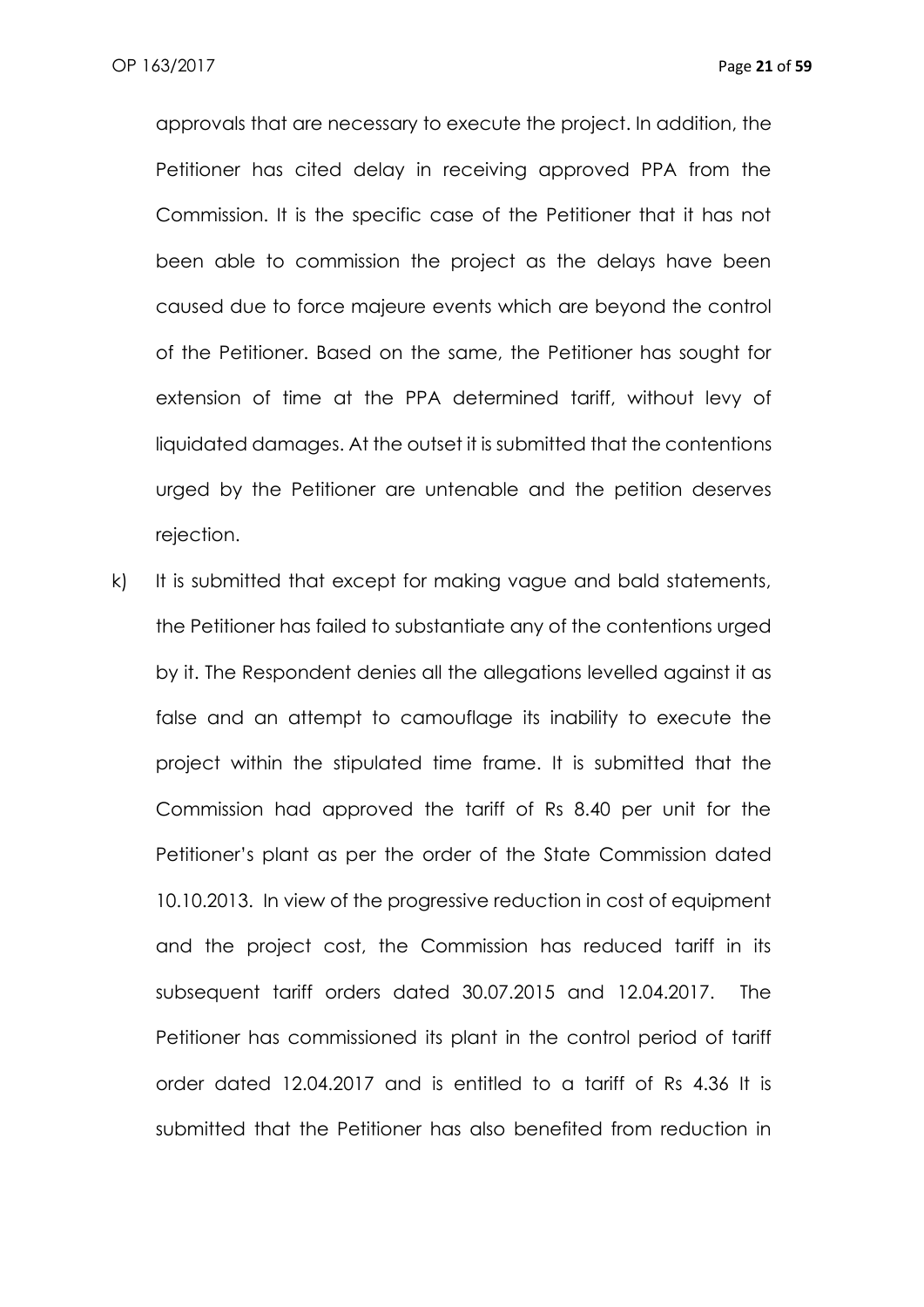approvals that are necessary to execute the project. In addition, the Petitioner has cited delay in receiving approved PPA from the Commission. It is the specific case of the Petitioner that it has not been able to commission the project as the delays have been caused due to force majeure events which are beyond the control of the Petitioner. Based on the same, the Petitioner has sought for extension of time at the PPA determined tariff, without levy of liquidated damages. At the outset it is submitted that the contentions urged by the Petitioner are untenable and the petition deserves rejection.

k) It is submitted that except for making vague and bald statements, the Petitioner has failed to substantiate any of the contentions urged by it. The Respondent denies all the allegations levelled against it as false and an attempt to camouflage its inability to execute the project within the stipulated time frame. It is submitted that the Commission had approved the tariff of Rs 8.40 per unit for the Petitioner's plant as per the order of the State Commission dated 10.10.2013. In view of the progressive reduction in cost of equipment and the project cost, the Commission has reduced tariff in its subsequent tariff orders dated 30.07.2015 and 12.04.2017. The Petitioner has commissioned its plant in the control period of tariff order dated 12.04.2017 and is entitled to a tariff of Rs 4.36 It is submitted that the Petitioner has also benefited from reduction in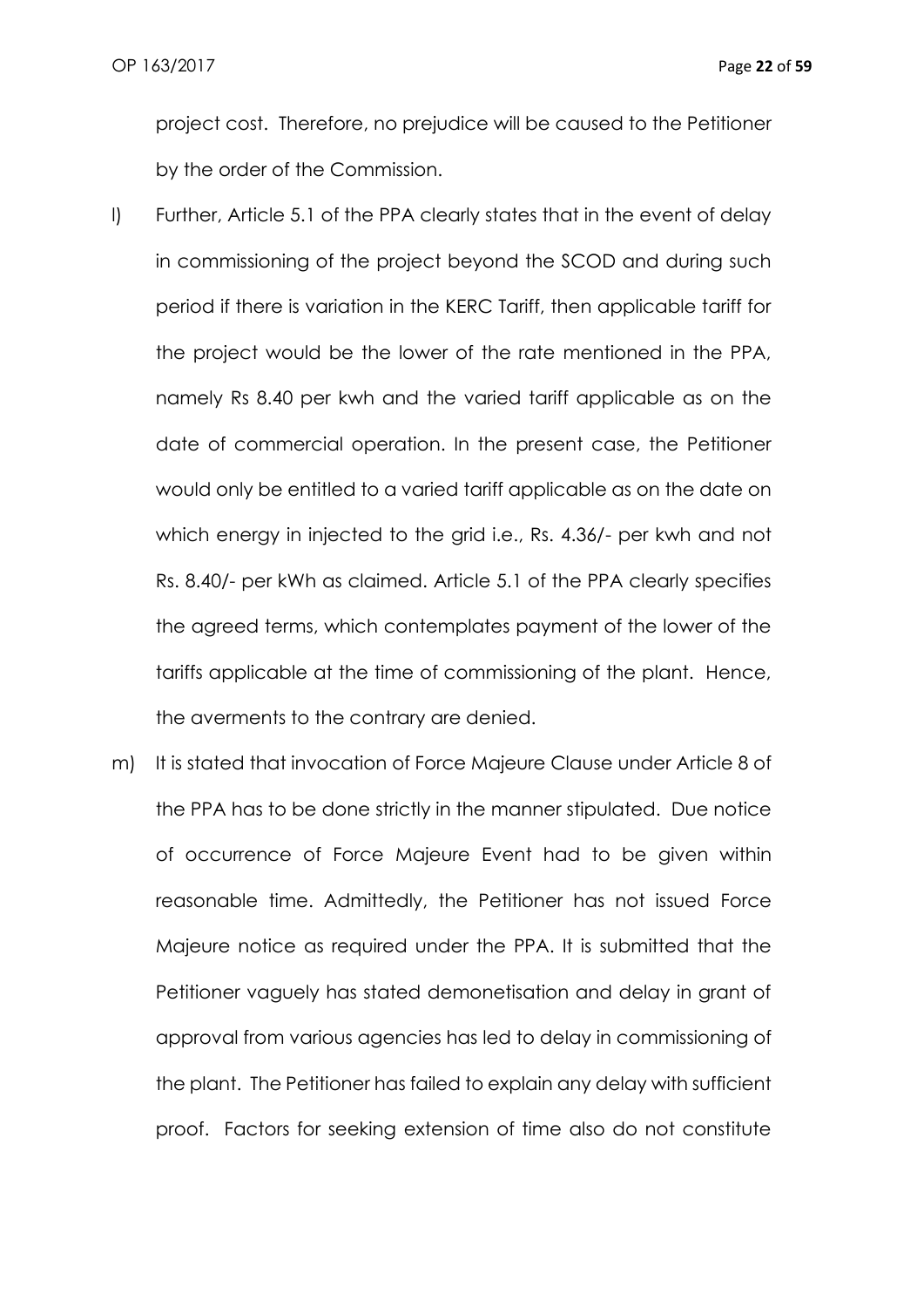project cost. Therefore, no prejudice will be caused to the Petitioner by the order of the Commission.

l) Further, Article 5.1 of the PPA clearly states that in the event of delay in commissioning of the project beyond the SCOD and during such period if there is variation in the KERC Tariff, then applicable tariff for the project would be the lower of the rate mentioned in the PPA, namely Rs 8.40 per kwh and the varied tariff applicable as on the date of commercial operation. In the present case, the Petitioner would only be entitled to a varied tariff applicable as on the date on which energy in injected to the grid i.e., Rs. 4.36/- per kwh and not Rs. 8.40/- per kWh as claimed. Article 5.1 of the PPA clearly specifies the agreed terms, which contemplates payment of the lower of the tariffs applicable at the time of commissioning of the plant. Hence, the averments to the contrary are denied.

m) It is stated that invocation of Force Majeure Clause under Article 8 of the PPA has to be done strictly in the manner stipulated. Due notice of occurrence of Force Majeure Event had to be given within reasonable time. Admittedly, the Petitioner has not issued Force Majeure notice as required under the PPA. It is submitted that the Petitioner vaguely has stated demonetisation and delay in grant of approval from various agencies has led to delay in commissioning of the plant. The Petitioner has failed to explain any delay with sufficient proof. Factors for seeking extension of time also do not constitute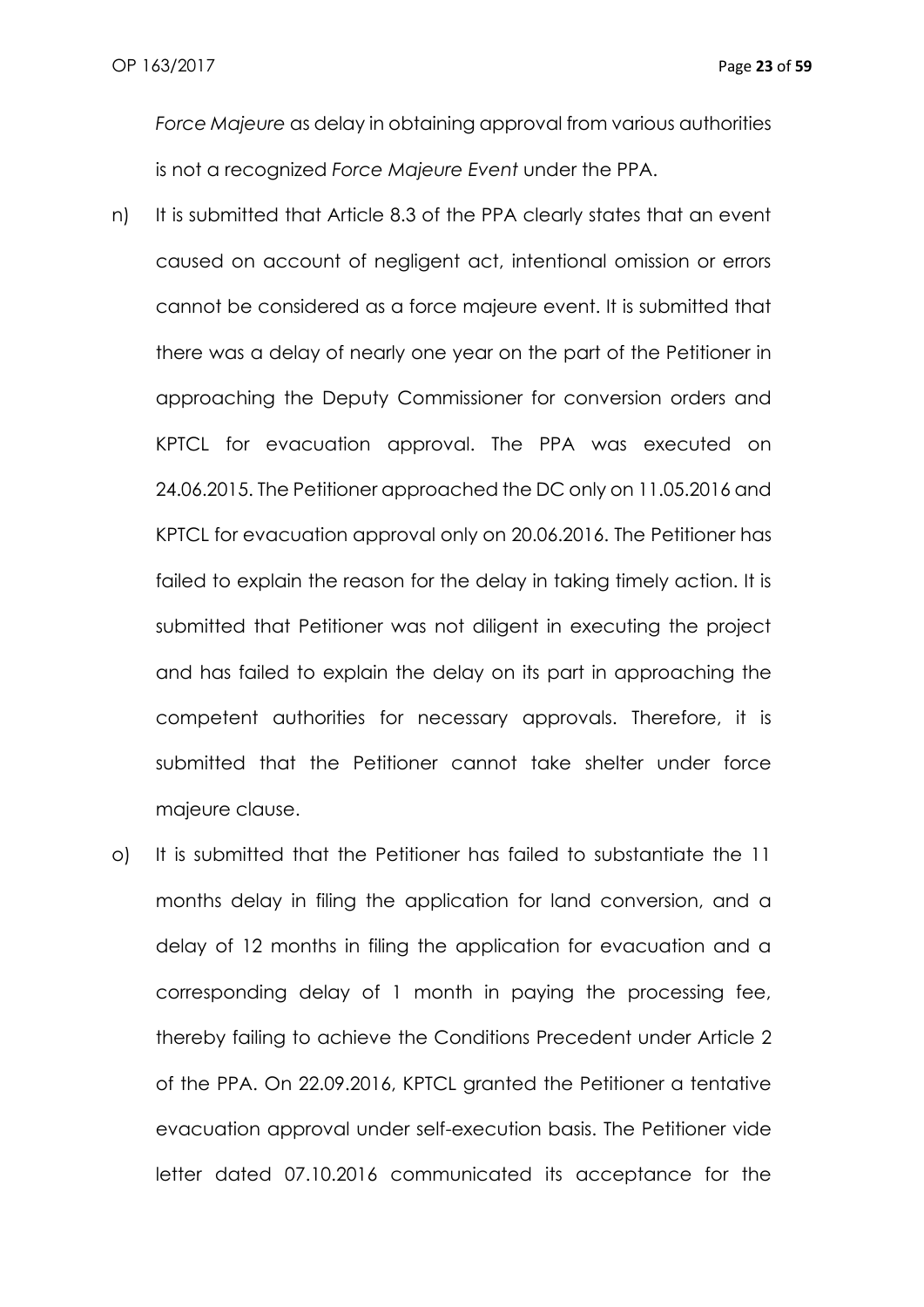*Force Majeure* as delay in obtaining approval from various authorities is not a recognized *Force Majeure Event* under the PPA.

n) It is submitted that Article 8.3 of the PPA clearly states that an event caused on account of negligent act, intentional omission or errors cannot be considered as a force majeure event. It is submitted that there was a delay of nearly one year on the part of the Petitioner in approaching the Deputy Commissioner for conversion orders and KPTCL for evacuation approval. The PPA was executed on 24.06.2015. The Petitioner approached the DC only on 11.05.2016 and KPTCL for evacuation approval only on 20.06.2016. The Petitioner has failed to explain the reason for the delay in taking timely action. It is submitted that Petitioner was not diligent in executing the project and has failed to explain the delay on its part in approaching the competent authorities for necessary approvals. Therefore, it is submitted that the Petitioner cannot take shelter under force majeure clause.

o) It is submitted that the Petitioner has failed to substantiate the 11 months delay in filing the application for land conversion, and a delay of 12 months in filing the application for evacuation and a corresponding delay of 1 month in paying the processing fee, thereby failing to achieve the Conditions Precedent under Article 2 of the PPA. On 22.09.2016, KPTCL granted the Petitioner a tentative evacuation approval under self-execution basis. The Petitioner vide letter dated 07.10.2016 communicated its acceptance for the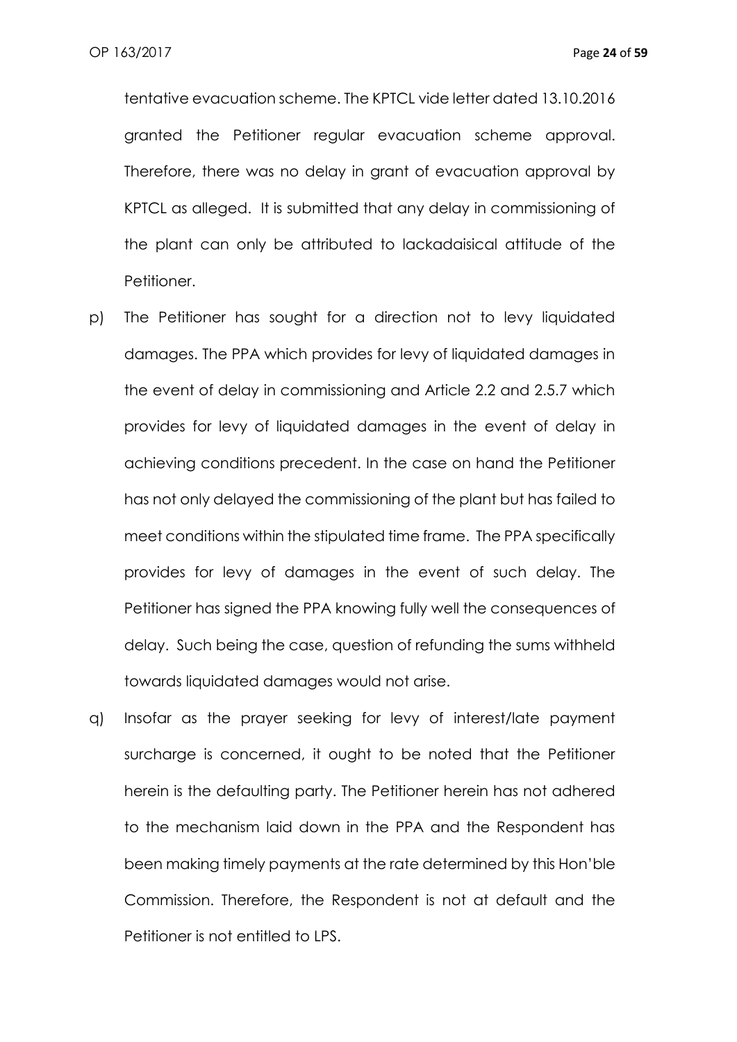tentative evacuation scheme. The KPTCL vide letter dated 13.10.2016 granted the Petitioner regular evacuation scheme approval. Therefore, there was no delay in grant of evacuation approval by KPTCL as alleged. It is submitted that any delay in commissioning of the plant can only be attributed to lackadaisical attitude of the Petitioner.

p) The Petitioner has sought for a direction not to levy liquidated damages. The PPA which provides for levy of liquidated damages in the event of delay in commissioning and Article 2.2 and 2.5.7 which provides for levy of liquidated damages in the event of delay in achieving conditions precedent. In the case on hand the Petitioner has not only delayed the commissioning of the plant but has failed to meet conditions within the stipulated time frame. The PPA specifically provides for levy of damages in the event of such delay. The Petitioner has signed the PPA knowing fully well the consequences of delay. Such being the case, question of refunding the sums withheld towards liquidated damages would not arise.

q) Insofar as the prayer seeking for levy of interest/late payment surcharge is concerned, it ought to be noted that the Petitioner herein is the defaulting party. The Petitioner herein has not adhered to the mechanism laid down in the PPA and the Respondent has been making timely payments at the rate determined by this Hon'ble Commission. Therefore, the Respondent is not at default and the Petitioner is not entitled to LPS.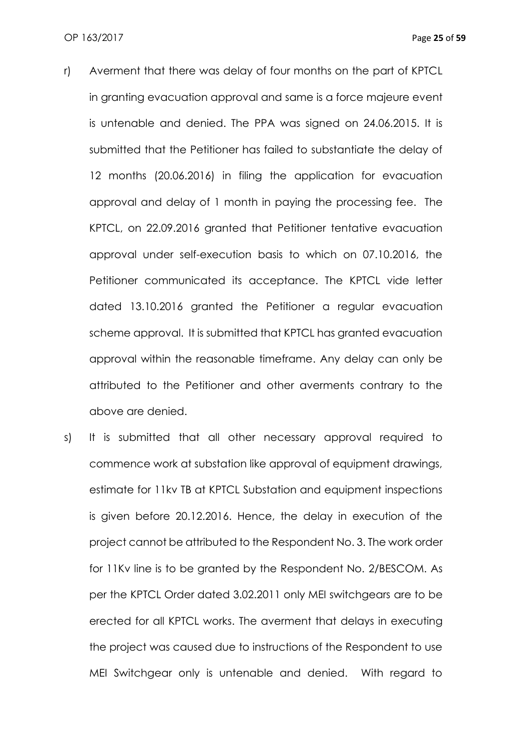r) Averment that there was delay of four months on the part of KPTCL in granting evacuation approval and same is a force majeure event is untenable and denied. The PPA was signed on 24.06.2015. It is submitted that the Petitioner has failed to substantiate the delay of 12 months (20.06.2016) in filing the application for evacuation approval and delay of 1 month in paying the processing fee. The KPTCL, on 22.09.2016 granted that Petitioner tentative evacuation approval under self-execution basis to which on 07.10.2016, the Petitioner communicated its acceptance. The KPTCL vide letter dated 13.10.2016 granted the Petitioner a regular evacuation scheme approval. It is submitted that KPTCL has granted evacuation approval within the reasonable timeframe. Any delay can only be attributed to the Petitioner and other averments contrary to the above are denied.

s) It is submitted that all other necessary approval required to commence work at substation like approval of equipment drawings, estimate for 11kv TB at KPTCL Substation and equipment inspections is given before 20.12.2016. Hence, the delay in execution of the project cannot be attributed to the Respondent No. 3. The work order for 11Kv line is to be granted by the Respondent No. 2/BESCOM. As per the KPTCL Order dated 3.02.2011 only MEI switchgears are to be erected for all KPTCL works. The averment that delays in executing the project was caused due to instructions of the Respondent to use MEI Switchgear only is untenable and denied. With regard to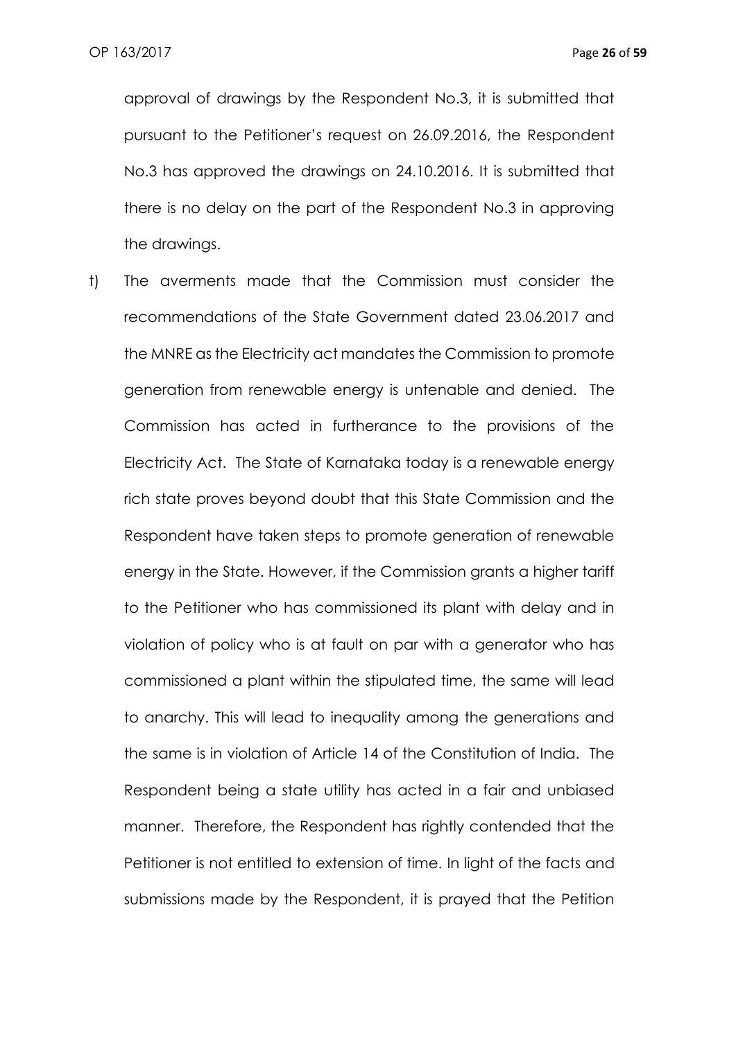approval of drawings by the Respondent No.3, it is submitted that pursuant to the Petitioner's request on 26.09.2016, the Respondent No.3 has approved the drawings on 24.10.2016. It is submitted that there is no delay on the part of the Respondent No.3 in approving the drawings.

t) The averments made that the Commission must consider the recommendations of the State Government dated 23.06.2017 and the MNRE as the Electricity act mandates the Commission to promote generation from renewable energy is untenable and denied. The Commission has acted in furtherance to the provisions of the Electricity Act. The State of Karnataka today is a renewable energy rich state proves beyond doubt that this State Commission and the Respondent have taken steps to promote generation of renewable energy in the State. However, if the Commission grants a higher tariff to the Petitioner who has commissioned its plant with delay and in violation of policy who is at fault on par with a generator who has commissioned a plant within the stipulated time, the same will lead to anarchy. This will lead to inequality among the generations and the same is in violation of Article 14 of the Constitution of India. The Respondent being a state utility has acted in a fair and unbiased manner. Therefore, the Respondent has rightly contended that the Petitioner is not entitled to extension of time. In light of the facts and submissions made by the Respondent, it is prayed that the Petition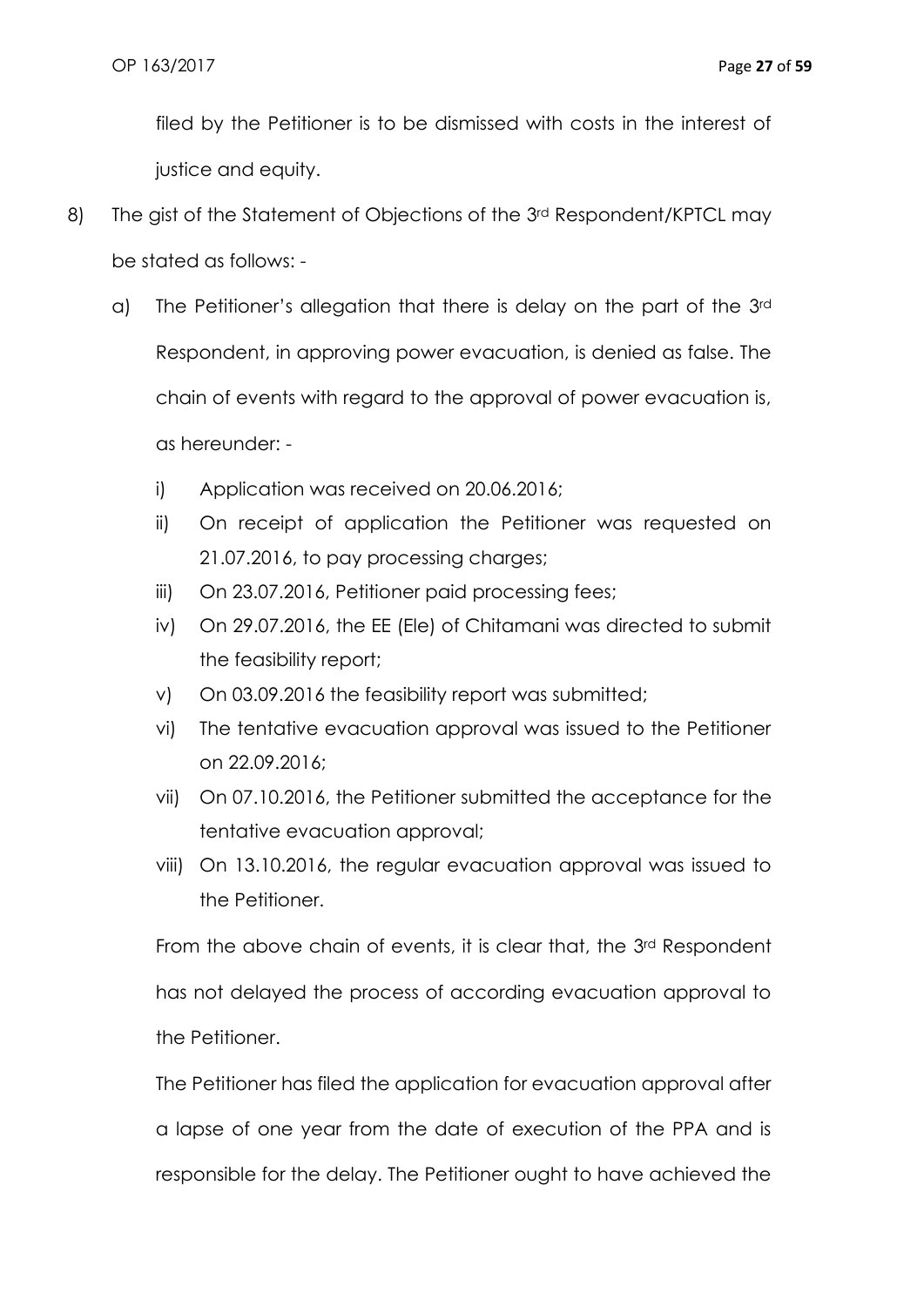filed by the Petitioner is to be dismissed with costs in the interest of justice and equity.

8) The gist of the Statement of Objections of the 3rd Respondent/KPTCL may be stated as follows: -

   a) The Petitioner's allegation that there is delay on the part of the 3rd Respondent, in approving power evacuation, is denied as false. The chain of events with regard to the approval of power evacuation is, as hereunder: -

      i) Application was received on 20.06.2016;
      ii) On receipt of application the Petitioner was requested on 21.07.2016, to pay processing charges;
      iii) On 23.07.2016, Petitioner paid processing fees;
      iv) On 29.07.2016, the EE (Ele) of Chitamani was directed to submit the feasibility report;
      v) On 03.09.2016 the feasibility report was submitted;
      vi) The tentative evacuation approval was issued to the Petitioner on 22.09.2016;
      vii) On 07.10.2016, the Petitioner submitted the acceptance for the tentative evacuation approval;
      viii) On 13.10.2016, the regular evacuation approval was issued to the Petitioner.

      From the above chain of events, it is clear that, the 3rd Respondent has not delayed the process of according evacuation approval to the Petitioner.

      The Petitioner has filed the application for evacuation approval after a lapse of one year from the date of execution of the PPA and is responsible for the delay. The Petitioner ought to have achieved the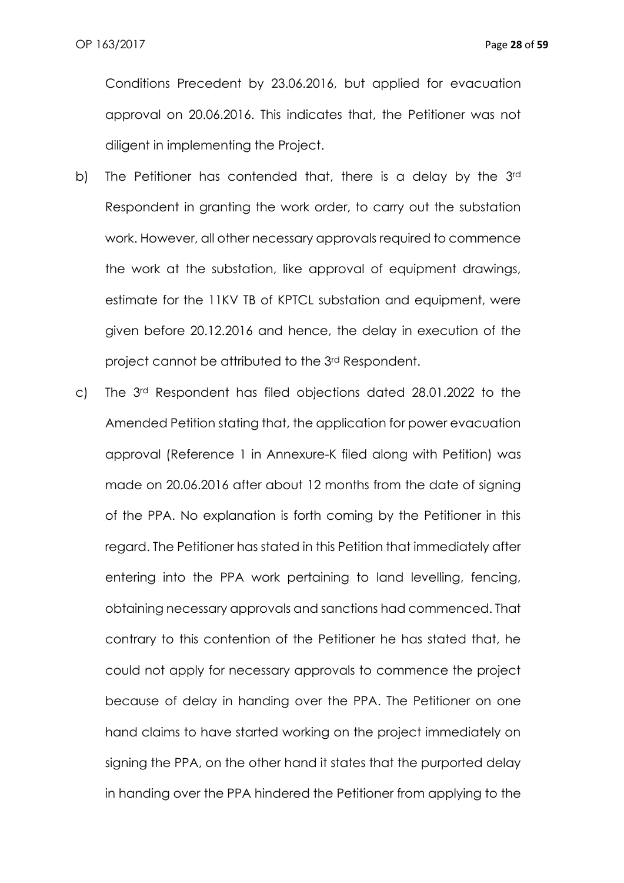Conditions Precedent by 23.06.2016, but applied for evacuation approval on 20.06.2016. This indicates that, the Petitioner was not diligent in implementing the Project.

b) The Petitioner has contended that, there is a delay by the 3rd Respondent in granting the work order, to carry out the substation work. However, all other necessary approvals required to commence the work at the substation, like approval of equipment drawings, estimate for the 11KV TB of KPTCL substation and equipment, were given before 20.12.2016 and hence, the delay in execution of the project cannot be attributed to the 3rd Respondent.

c) The 3rd Respondent has filed objections dated 28.01.2022 to the Amended Petition stating that, the application for power evacuation approval (Reference 1 in Annexure-K filed along with Petition) was made on 20.06.2016 after about 12 months from the date of signing of the PPA. No explanation is forth coming by the Petitioner in this regard. The Petitioner has stated in this Petition that immediately after entering into the PPA work pertaining to land levelling, fencing, obtaining necessary approvals and sanctions had commenced. That contrary to this contention of the Petitioner he has stated that, he could not apply for necessary approvals to commence the project because of delay in handing over the PPA. The Petitioner on one hand claims to have started working on the project immediately on signing the PPA, on the other hand it states that the purported delay in handing over the PPA hindered the Petitioner from applying to the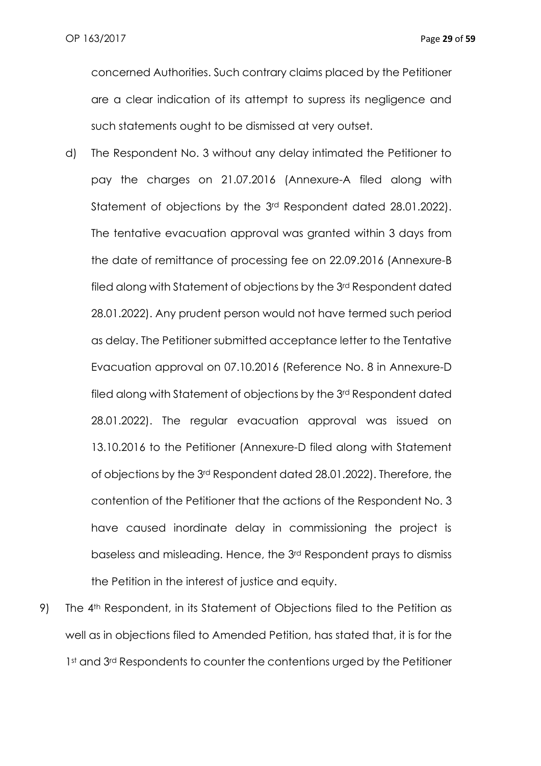concerned Authorities. Such contrary claims placed by the Petitioner are a clear indication of its attempt to supress its negligence and such statements ought to be dismissed at very outset.

d) The Respondent No. 3 without any delay intimated the Petitioner to pay the charges on 21.07.2016 (Annexure-A filed along with Statement of objections by the 3rd Respondent dated 28.01.2022). The tentative evacuation approval was granted within 3 days from the date of remittance of processing fee on 22.09.2016 (Annexure-B filed along with Statement of objections by the 3rd Respondent dated 28.01.2022). Any prudent person would not have termed such period as delay. The Petitioner submitted acceptance letter to the Tentative Evacuation approval on 07.10.2016 (Reference No. 8 in Annexure-D filed along with Statement of objections by the 3rd Respondent dated 28.01.2022). The regular evacuation approval was issued on 13.10.2016 to the Petitioner (Annexure-D filed along with Statement of objections by the 3rd Respondent dated 28.01.2022). Therefore, the contention of the Petitioner that the actions of the Respondent No. 3 have caused inordinate delay in commissioning the project is baseless and misleading. Hence, the 3rd Respondent prays to dismiss the Petition in the interest of justice and equity.

9) The 4th Respondent, in its Statement of Objections filed to the Petition as well as in objections filed to Amended Petition, has stated that, it is for the 1st and 3rd Respondents to counter the contentions urged by the Petitioner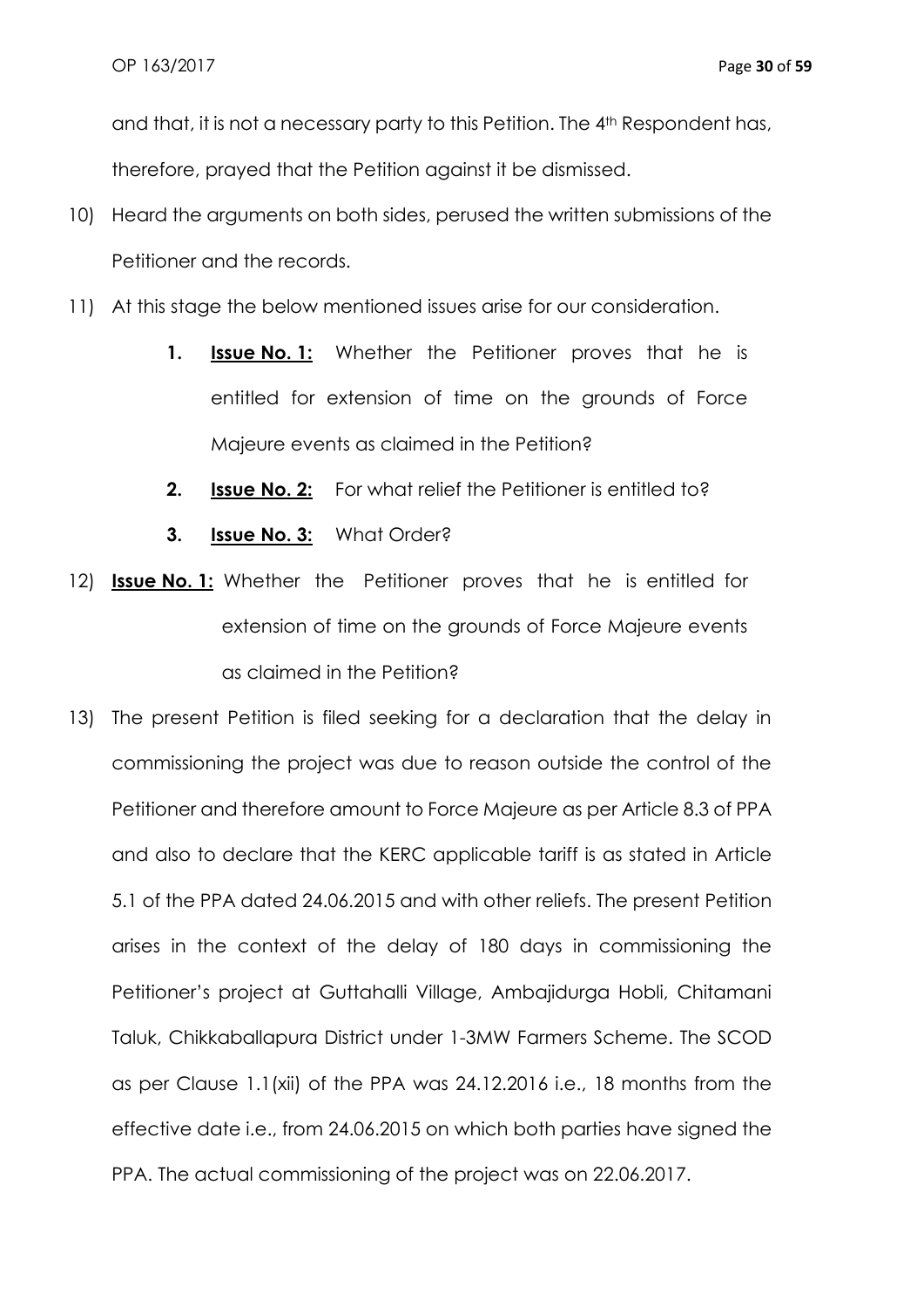and that, it is not a necessary party to this Petition. The 4th Respondent has, therefore, prayed that the Petition against it be dismissed.

10) Heard the arguments on both sides, perused the written submissions of the Petitioner and the records.

11) At this stage the below mentioned issues arise for our consideration.

   1. **Issue No. 1:** Whether the Petitioner proves that he is entitled for extension of time on the grounds of Force Majeure events as claimed in the Petition?

   2. **Issue No. 2:** For what relief the Petitioner is entitled to?

   3. **Issue No. 3:** What Order?

12) **Issue No. 1:** Whether the Petitioner proves that he is entitled for extension of time on the grounds of Force Majeure events as claimed in the Petition?

13) The present Petition is filed seeking for a declaration that the delay in commissioning the project was due to reason outside the control of the Petitioner and therefore amount to Force Majeure as per Article 8.3 of PPA and also to declare that the KERC applicable tariff is as stated in Article 5.1 of the PPA dated 24.06.2015 and with other reliefs. The present Petition arises in the context of the delay of 180 days in commissioning the Petitioner's project at Guttahalli Village, Ambajidurga Hobli, Chitamani Taluk, Chikkaballapura District under 1-3MW Farmers Scheme. The SCOD as per Clause 1.1(xii) of the PPA was 24.12.2016 i.e., 18 months from the effective date i.e., from 24.06.2015 on which both parties have signed the PPA. The actual commissioning of the project was on 22.06.2017.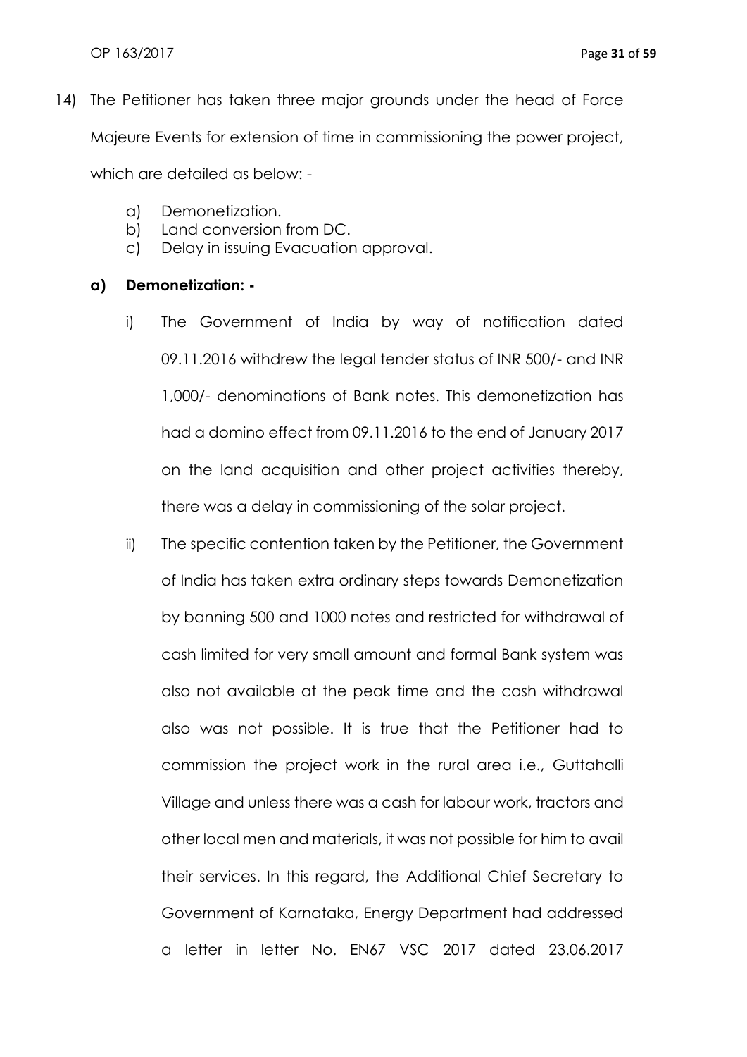14) The Petitioner has taken three major grounds under the head of Force Majeure Events for extension of time in commissioning the power project, which are detailed as below: -

    a) Demonetization.
    b) Land conversion from DC.
    c) Delay in issuing Evacuation approval.

**a) Demonetization: -**

   i) The Government of India by way of notification dated 09.11.2016 withdrew the legal tender status of INR 500/- and INR 1,000/- denominations of Bank notes. This demonetization has had a domino effect from 09.11.2016 to the end of January 2017 on the land acquisition and other project activities thereby, there was a delay in commissioning of the solar project.

   ii) The specific contention taken by the Petitioner, the Government of India has taken extra ordinary steps towards Demonetization by banning 500 and 1000 notes and restricted for withdrawal of cash limited for very small amount and formal Bank system was also not available at the peak time and the cash withdrawal also was not possible. It is true that the Petitioner had to commission the project work in the rural area i.e., Guttahalli Village and unless there was a cash for labour work, tractors and other local men and materials, it was not possible for him to avail their services. In this regard, the Additional Chief Secretary to Government of Karnataka, Energy Department had addressed a letter in letter No. EN67 VSC 2017 dated 23.06.2017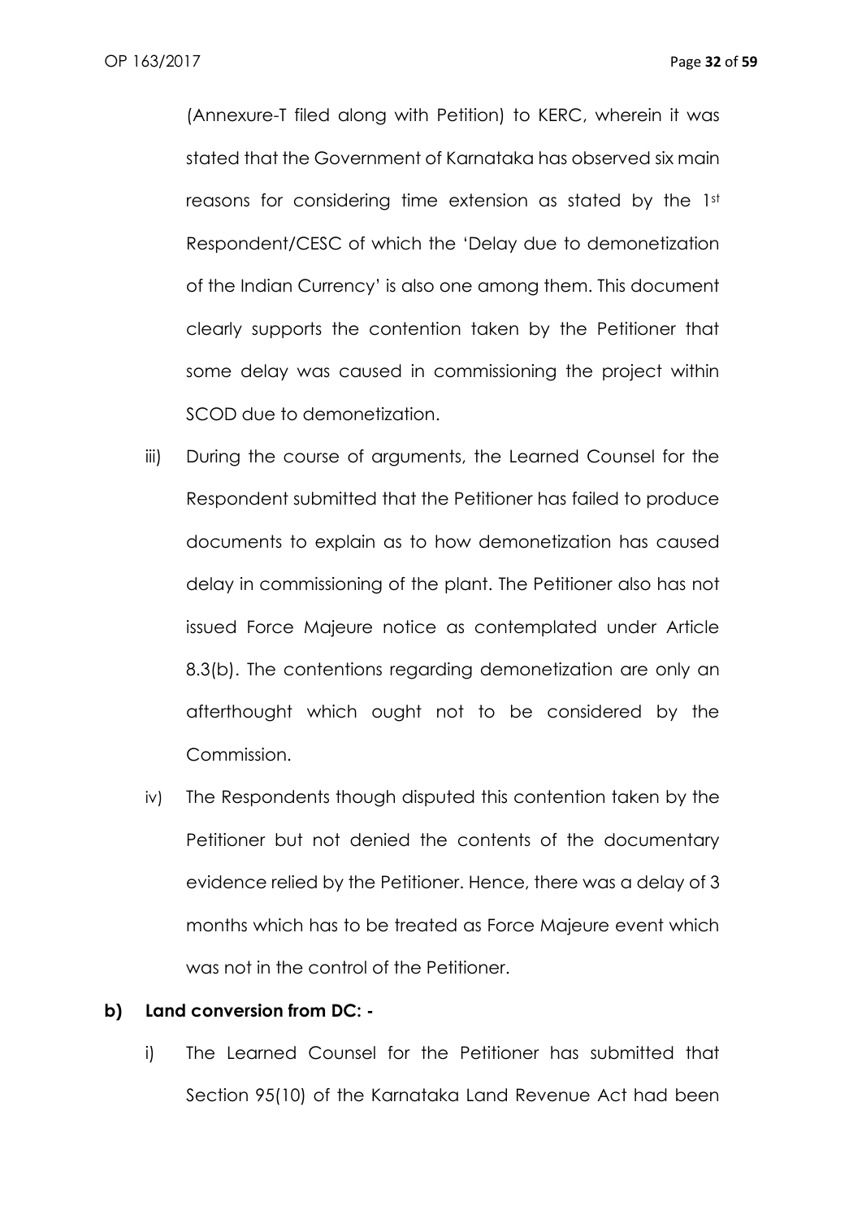(Annexure-T filed along with Petition) to KERC, wherein it was stated that the Government of Karnataka has observed six main reasons for considering time extension as stated by the 1st Respondent/CESC of which the 'Delay due to demonetization of the Indian Currency' is also one among them. This document clearly supports the contention taken by the Petitioner that some delay was caused in commissioning the project within SCOD due to demonetization.

iii) During the course of arguments, the Learned Counsel for the Respondent submitted that the Petitioner has failed to produce documents to explain as to how demonetization has caused delay in commissioning of the plant. The Petitioner also has not issued Force Majeure notice as contemplated under Article 8.3(b). The contentions regarding demonetization are only an afterthought which ought not to be considered by the Commission.

iv) The Respondents though disputed this contention taken by the Petitioner but not denied the contents of the documentary evidence relied by the Petitioner. Hence, there was a delay of 3 months which has to be treated as Force Majeure event which was not in the control of the Petitioner.

**b) Land conversion from DC: -**

i) The Learned Counsel for the Petitioner has submitted that Section 95(10) of the Karnataka Land Revenue Act had been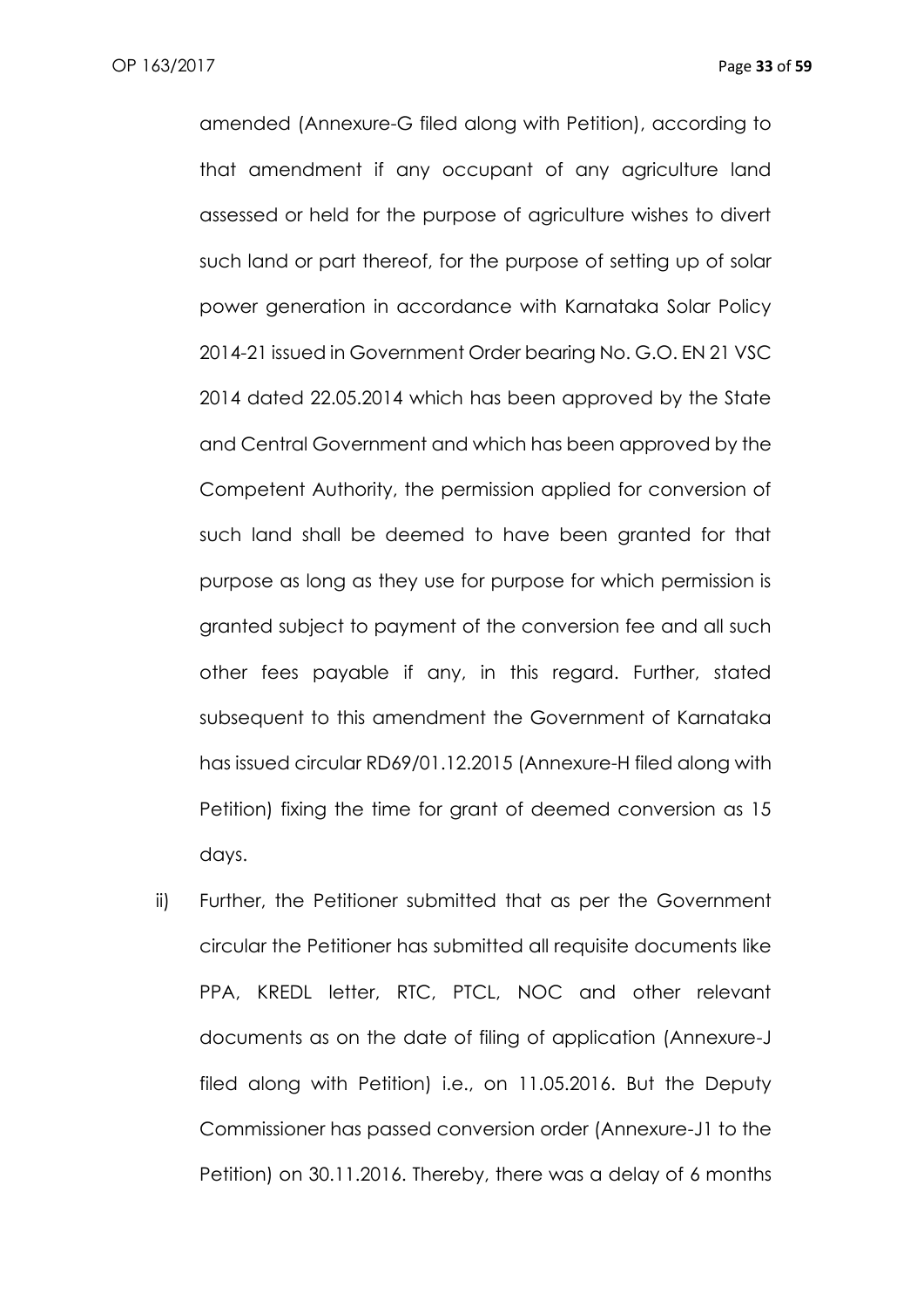amended (Annexure-G filed along with Petition), according to that amendment if any occupant of any agriculture land assessed or held for the purpose of agriculture wishes to divert such land or part thereof, for the purpose of setting up of solar power generation in accordance with Karnataka Solar Policy 2014-21 issued in Government Order bearing No. G.O. EN 21 VSC 2014 dated 22.05.2014 which has been approved by the State and Central Government and which has been approved by the Competent Authority, the permission applied for conversion of such land shall be deemed to have been granted for that purpose as long as they use for purpose for which permission is granted subject to payment of the conversion fee and all such other fees payable if any, in this regard. Further, stated subsequent to this amendment the Government of Karnataka has issued circular RD69/01.12.2015 (Annexure-H filed along with Petition) fixing the time for grant of deemed conversion as 15 days.

ii) Further, the Petitioner submitted that as per the Government circular the Petitioner has submitted all requisite documents like PPA, KREDL letter, RTC, PTCL, NOC and other relevant documents as on the date of filing of application (Annexure-J filed along with Petition) i.e., on 11.05.2016. But the Deputy Commissioner has passed conversion order (Annexure-J1 to the Petition) on 30.11.2016. Thereby, there was a delay of 6 months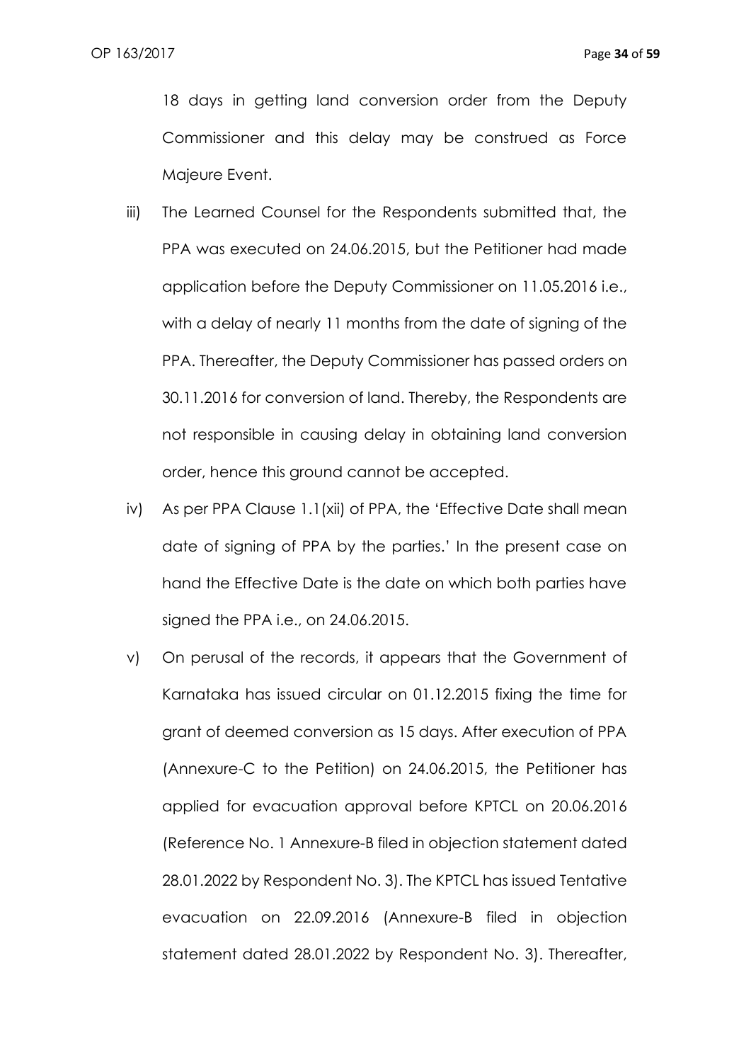18 days in getting land conversion order from the Deputy Commissioner and this delay may be construed as Force Majeure Event.

iii) The Learned Counsel for the Respondents submitted that, the PPA was executed on 24.06.2015, but the Petitioner had made application before the Deputy Commissioner on 11.05.2016 i.e., with a delay of nearly 11 months from the date of signing of the PPA. Thereafter, the Deputy Commissioner has passed orders on 30.11.2016 for conversion of land. Thereby, the Respondents are not responsible in causing delay in obtaining land conversion order, hence this ground cannot be accepted.

iv) As per PPA Clause 1.1(xii) of PPA, the 'Effective Date shall mean date of signing of PPA by the parties.' In the present case on hand the Effective Date is the date on which both parties have signed the PPA i.e., on 24.06.2015.

v) On perusal of the records, it appears that the Government of Karnataka has issued circular on 01.12.2015 fixing the time for grant of deemed conversion as 15 days. After execution of PPA (Annexure-C to the Petition) on 24.06.2015, the Petitioner has applied for evacuation approval before KPTCL on 20.06.2016 (Reference No. 1 Annexure-B filed in objection statement dated 28.01.2022 by Respondent No. 3). The KPTCL has issued Tentative evacuation on 22.09.2016 (Annexure-B filed in objection statement dated 28.01.2022 by Respondent No. 3). Thereafter,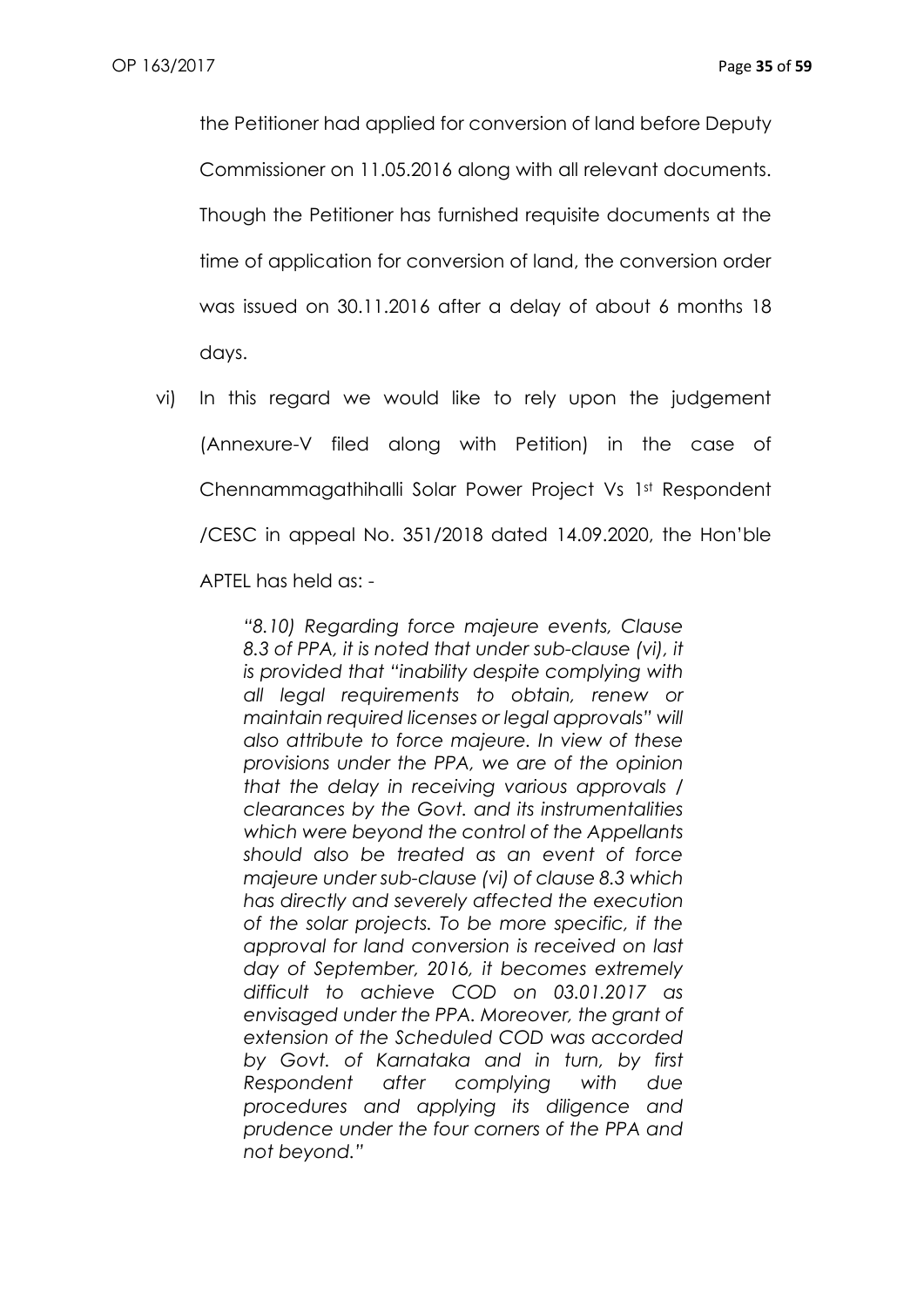the Petitioner had applied for conversion of land before Deputy Commissioner on 11.05.2016 along with all relevant documents. Though the Petitioner has furnished requisite documents at the time of application for conversion of land, the conversion order was issued on 30.11.2016 after a delay of about 6 months 18 days.

vi) In this regard we would like to rely upon the judgement (Annexure-V filed along with Petition) in the case of Chennammagathihalli Solar Power Project Vs 1st Respondent /CESC in appeal No. 351/2018 dated 14.09.2020, the Hon'ble APTEL has held as: -

> *"8.10) Regarding force majeure events, Clause 8.3 of PPA, it is noted that under sub-clause (vi), it is provided that "inability despite complying with all legal requirements to obtain, renew or maintain required licenses or legal approvals" will also attribute to force majeure. In view of these provisions under the PPA, we are of the opinion that the delay in receiving various approvals / clearances by the Govt. and its instrumentalities which were beyond the control of the Appellants should also be treated as an event of force majeure under sub-clause (vi) of clause 8.3 which has directly and severely affected the execution of the solar projects. To be more specific, if the approval for land conversion is received on last day of September, 2016, it becomes extremely difficult to achieve COD on 03.01.2017 as envisaged under the PPA. Moreover, the grant of extension of the Scheduled COD was accorded by Govt. of Karnataka and in turn, by first Respondent after complying with due procedures and applying its diligence and prudence under the four corners of the PPA and not beyond."*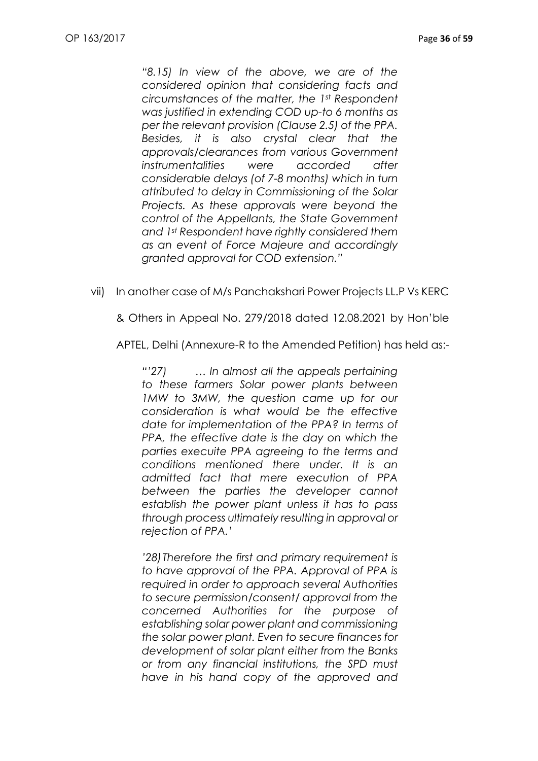*"8.15) In view of the above, we are of the considered opinion that considering facts and circumstances of the matter, the 1st Respondent was justified in extending COD up-to 6 months as per the relevant provision (Clause 2.5) of the PPA. Besides, it is also crystal clear that the approvals/clearances from various Government instrumentalities were accorded after considerable delays (of 7-8 months) which in turn attributed to delay in Commissioning of the Solar Projects. As these approvals were beyond the control of the Appellants, the State Government and 1st Respondent have rightly considered them as an event of Force Majeure and accordingly granted approval for COD extension."*

vii) In another case of M/s Panchakshari Power Projects LL.P Vs KERC & Others in Appeal No. 279/2018 dated 12.08.2021 by Hon'ble APTEL, Delhi (Annexure-R to the Amended Petition) has held as:-

> *"'27) … In almost all the appeals pertaining to these farmers Solar power plants between 1MW to 3MW, the question came up for our consideration is what would be the effective date for implementation of the PPA? In terms of PPA, the effective date is the day on which the parties execuite PPA agreeing to the terms and conditions mentioned there under. It is an admitted fact that mere execution of PPA between the parties the developer cannot establish the power plant unless it has to pass through process ultimately resulting in approval or rejection of PPA.'*
>
> *'28) Therefore the first and primary requirement is to have approval of the PPA. Approval of PPA is required in order to approach several Authorities to secure permission/consent/ approval from the concerned Authorities for the purpose of establishing solar power plant and commissioning the solar power plant. Even to secure finances for development of solar plant either from the Banks or from any financial institutions, the SPD must have in his hand copy of the approved and*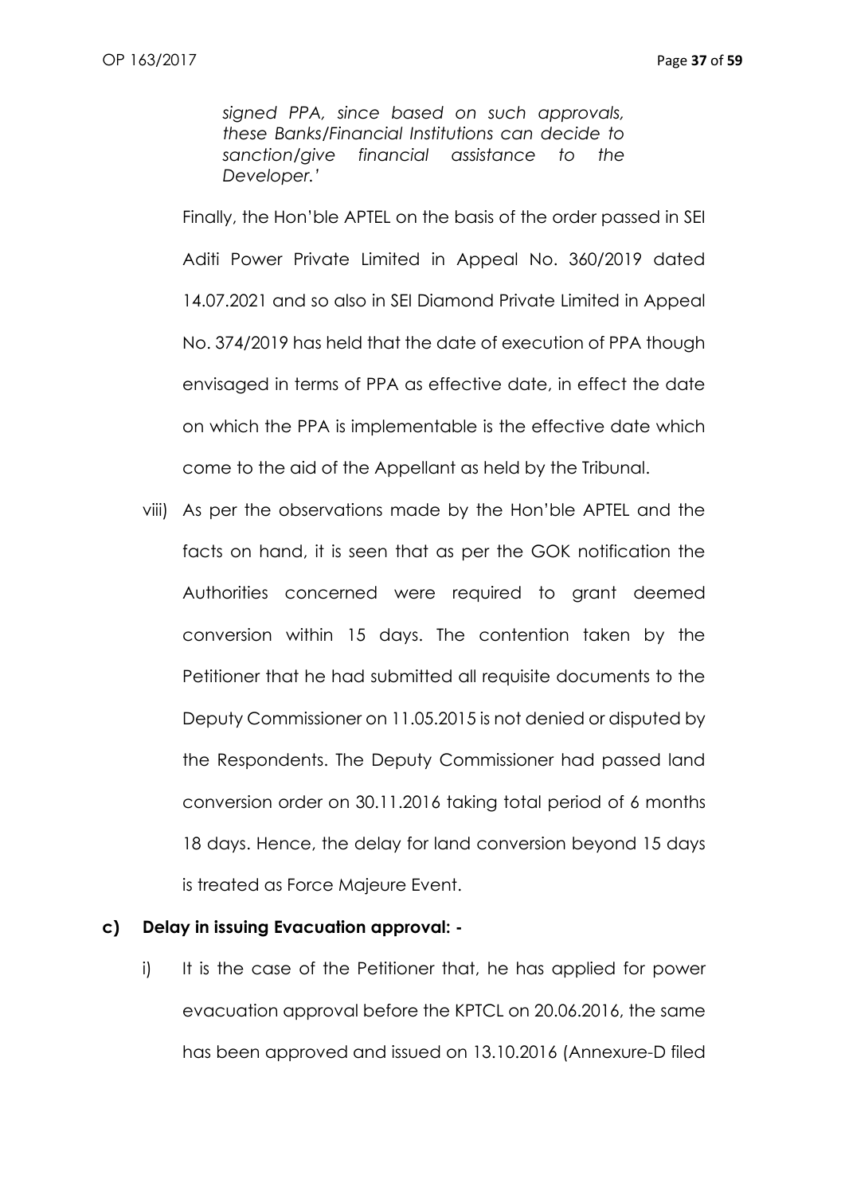*signed PPA, since based on such approvals, these Banks/Financial Institutions can decide to sanction/give financial assistance to the Developer.'*

Finally, the Hon'ble APTEL on the basis of the order passed in SEI Aditi Power Private Limited in Appeal No. 360/2019 dated 14.07.2021 and so also in SEI Diamond Private Limited in Appeal No. 374/2019 has held that the date of execution of PPA though envisaged in terms of PPA as effective date, in effect the date on which the PPA is implementable is the effective date which come to the aid of the Appellant as held by the Tribunal.

viii) As per the observations made by the Hon'ble APTEL and the facts on hand, it is seen that as per the GOK notification the Authorities concerned were required to grant deemed conversion within 15 days. The contention taken by the Petitioner that he had submitted all requisite documents to the Deputy Commissioner on 11.05.2015 is not denied or disputed by the Respondents. The Deputy Commissioner had passed land conversion order on 30.11.2016 taking total period of 6 months 18 days. Hence, the delay for land conversion beyond 15 days is treated as Force Majeure Event.

**c) Delay in issuing Evacuation approval: -**

i) It is the case of the Petitioner that, he has applied for power evacuation approval before the KPTCL on 20.06.2016, the same has been approved and issued on 13.10.2016 (Annexure-D filed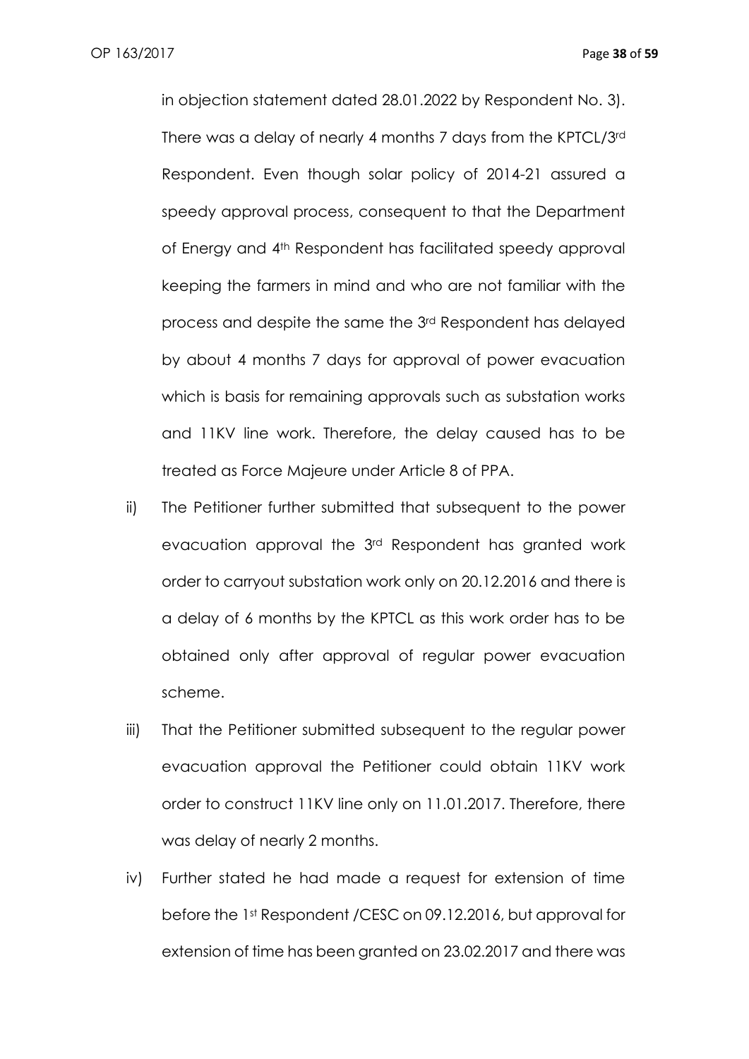in objection statement dated 28.01.2022 by Respondent No. 3). There was a delay of nearly 4 months 7 days from the KPTCL/3rd Respondent. Even though solar policy of 2014-21 assured a speedy approval process, consequent to that the Department of Energy and 4th Respondent has facilitated speedy approval keeping the farmers in mind and who are not familiar with the process and despite the same the 3rd Respondent has delayed by about 4 months 7 days for approval of power evacuation which is basis for remaining approvals such as substation works and 11KV line work. Therefore, the delay caused has to be treated as Force Majeure under Article 8 of PPA.

ii) The Petitioner further submitted that subsequent to the power evacuation approval the 3rd Respondent has granted work order to carryout substation work only on 20.12.2016 and there is a delay of 6 months by the KPTCL as this work order has to be obtained only after approval of regular power evacuation scheme.

iii) That the Petitioner submitted subsequent to the regular power evacuation approval the Petitioner could obtain 11KV work order to construct 11KV line only on 11.01.2017. Therefore, there was delay of nearly 2 months.

iv) Further stated he had made a request for extension of time before the 1st Respondent /CESC on 09.12.2016, but approval for extension of time has been granted on 23.02.2017 and there was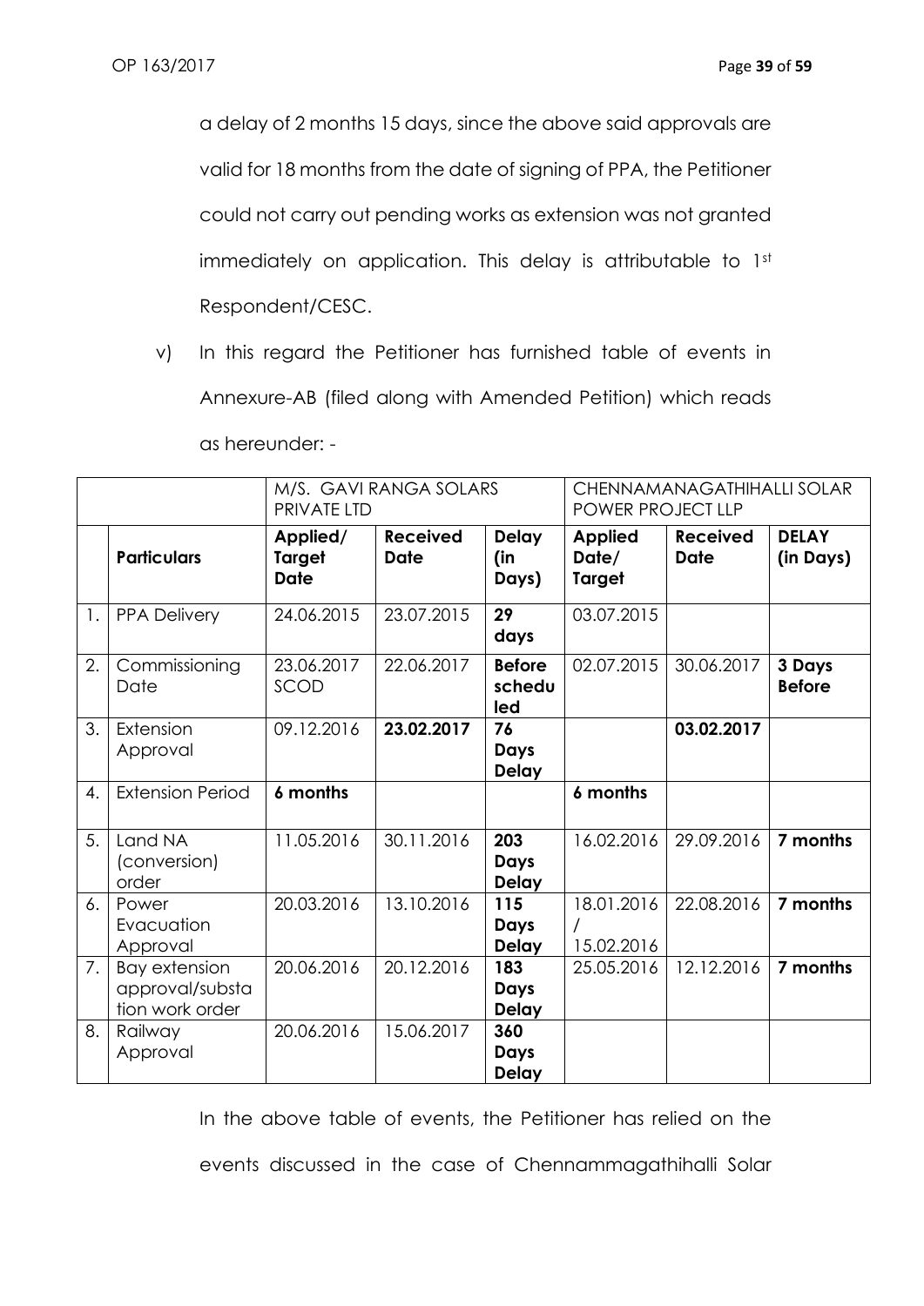a delay of 2 months 15 days, since the above said approvals are valid for 18 months from the date of signing of PPA, the Petitioner could not carry out pending works as extension was not granted immediately on application. This delay is attributable to 1st Respondent/CESC.

v) In this regard the Petitioner has furnished table of events in Annexure-AB (filed along with Amended Petition) which reads as hereunder: -

| | | M/S. GAVI RANGA SOLARS PRIVATE LTD | | | CHENNAMANAGATHIHALLI SOLAR POWER PROJECT LLP | | |
|---|---|---|---|---|---|---|---|
| | **Particulars** | **Applied/ Target Date** | **Received Date** | **Delay (in Days)** | **Applied Date/ Target** | **Received Date** | **DELAY (in Days)** |
| 1. | PPA Delivery | 24.06.2015 | 23.07.2015 | **29 days** | 03.07.2015 | | |
| 2. | Commissioning Date | 23.06.2017 SCOD | 22.06.2017 | **Before scheduled** | 02.07.2015 | 30.06.2017 | **3 Days Before** |
| 3. | Extension Approval | 09.12.2016 | **23.02.2017** | **76 Days Delay** | | **03.02.2017** | |
| 4. | Extension Period | **6 months** | | | **6 months** | | |
| 5. | Land NA (conversion) order | 11.05.2016 | 30.11.2016 | **203 Days Delay** | 16.02.2016 | 29.09.2016 | **7 months** |
| 6. | Power Evacuation Approval | 20.03.2016 | 13.10.2016 | **115 Days Delay** | 18.01.2016 / 15.02.2016 | 22.08.2016 | **7 months** |
| 7. | Bay extension approval/substation work order | 20.06.2016 | 20.12.2016 | **183 Days Delay** | 25.05.2016 | 12.12.2016 | **7 months** |
| 8. | Railway Approval | 20.06.2016 | 15.06.2017 | **360 Days Delay** | | | |

In the above table of events, the Petitioner has relied on the events discussed in the case of Chennammagathihalli Solar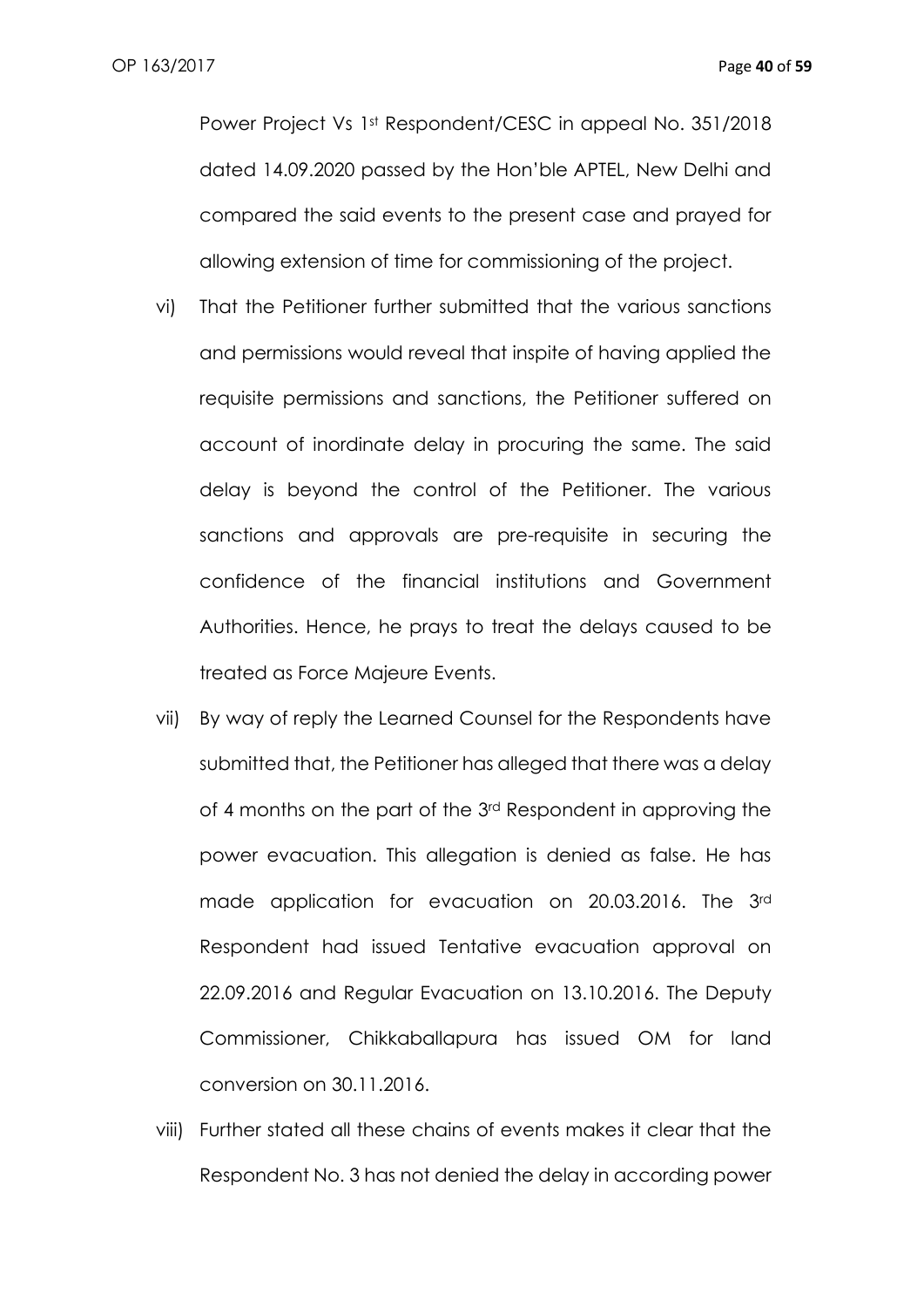Power Project Vs 1st Respondent/CESC in appeal No. 351/2018 dated 14.09.2020 passed by the Hon'ble APTEL, New Delhi and compared the said events to the present case and prayed for allowing extension of time for commissioning of the project.

vi) That the Petitioner further submitted that the various sanctions and permissions would reveal that inspite of having applied the requisite permissions and sanctions, the Petitioner suffered on account of inordinate delay in procuring the same. The said delay is beyond the control of the Petitioner. The various sanctions and approvals are pre-requisite in securing the confidence of the financial institutions and Government Authorities. Hence, he prays to treat the delays caused to be treated as Force Majeure Events.

vii) By way of reply the Learned Counsel for the Respondents have submitted that, the Petitioner has alleged that there was a delay of 4 months on the part of the 3rd Respondent in approving the power evacuation. This allegation is denied as false. He has made application for evacuation on 20.03.2016. The 3rd Respondent had issued Tentative evacuation approval on 22.09.2016 and Regular Evacuation on 13.10.2016. The Deputy Commissioner, Chikkaballapura has issued OM for land conversion on 30.11.2016.

viii) Further stated all these chains of events makes it clear that the Respondent No. 3 has not denied the delay in according power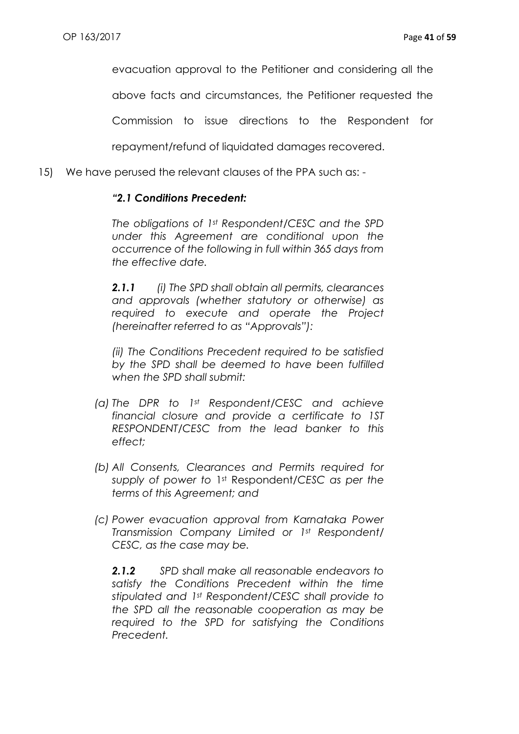evacuation approval to the Petitioner and considering all the above facts and circumstances, the Petitioner requested the Commission to issue directions to the Respondent for repayment/refund of liquidated damages recovered.

15) We have perused the relevant clauses of the PPA such as: -

***"2.1 Conditions Precedent:***

*The obligations of 1st Respondent/CESC and the SPD under this Agreement are conditional upon the occurrence of the following in full within 365 days from the effective date.*

***2.1.1*** *(i) The SPD shall obtain all permits, clearances and approvals (whether statutory or otherwise) as required to execute and operate the Project (hereinafter referred to as "Approvals"):*

*(ii) The Conditions Precedent required to be satisfied by the SPD shall be deemed to have been fulfilled when the SPD shall submit:*

*(a) The DPR to 1st Respondent/CESC and achieve financial closure and provide a certificate to 1ST RESPONDENT/CESC from the lead banker to this effect;*

*(b) All Consents, Clearances and Permits required for supply of power to* 1st Respondent/*CESC as per the terms of this Agreement; and*

*(c) Power evacuation approval from Karnataka Power Transmission Company Limited or 1st Respondent/ CESC, as the case may be.*

***2.1.2*** *SPD shall make all reasonable endeavors to satisfy the Conditions Precedent within the time stipulated and 1st Respondent/CESC shall provide to the SPD all the reasonable cooperation as may be required to the SPD for satisfying the Conditions Precedent.*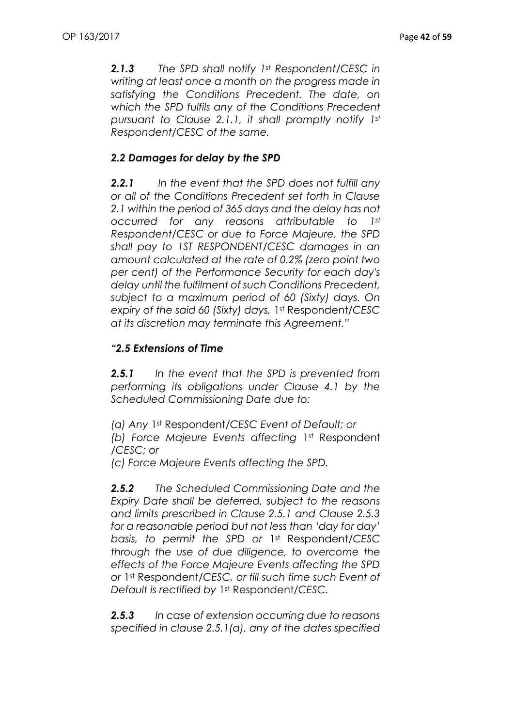*__2.1.3__ The SPD shall notify 1st Respondent/CESC in writing at least once a month on the progress made in satisfying the Conditions Precedent. The date, on which the SPD fulfils any of the Conditions Precedent pursuant to Clause 2.1.1, it shall promptly notify 1st Respondent/CESC of the same.*

***2.2 Damages for delay by the SPD***

*__2.2.1__ In the event that the SPD does not fulfill any or all of the Conditions Precedent set forth in Clause 2.1 within the period of 365 days and the delay has not occurred for any reasons attributable to 1st Respondent/CESC or due to Force Majeure, the SPD shall pay to 1ST RESPONDENT/CESC damages in an amount calculated at the rate of 0.2% (zero point two per cent) of the Performance Security for each day's delay until the fulfilment of such Conditions Precedent, subject to a maximum period of 60 (Sixty) days. On expiry of the said 60 (Sixty) days,* 1st Respondent/*CESC at its discretion may terminate this Agreement."*

***"2.5 Extensions of Time***

*__2.5.1__ In the event that the SPD is prevented from performing its obligations under Clause 4.1 by the Scheduled Commissioning Date due to:*

*(a) Any* 1st Respondent/*CESC Event of Default; or*
*(b) Force Majeure Events affecting* 1st Respondent */CESC; or*
*(c) Force Majeure Events affecting the SPD.*

*__2.5.2__ The Scheduled Commissioning Date and the Expiry Date shall be deferred, subject to the reasons and limits prescribed in Clause 2.5.1 and Clause 2.5.3 for a reasonable period but not less than 'day for day' basis, to permit the SPD or* 1st Respondent/*CESC through the use of due diligence, to overcome the effects of the Force Majeure Events affecting the SPD or* 1st Respondent/*CESC, or till such time such Event of Default is rectified by* 1st Respondent/*CESC.*

*__2.5.3__ In case of extension occurring due to reasons specified in clause 2.5.1(a), any of the dates specified*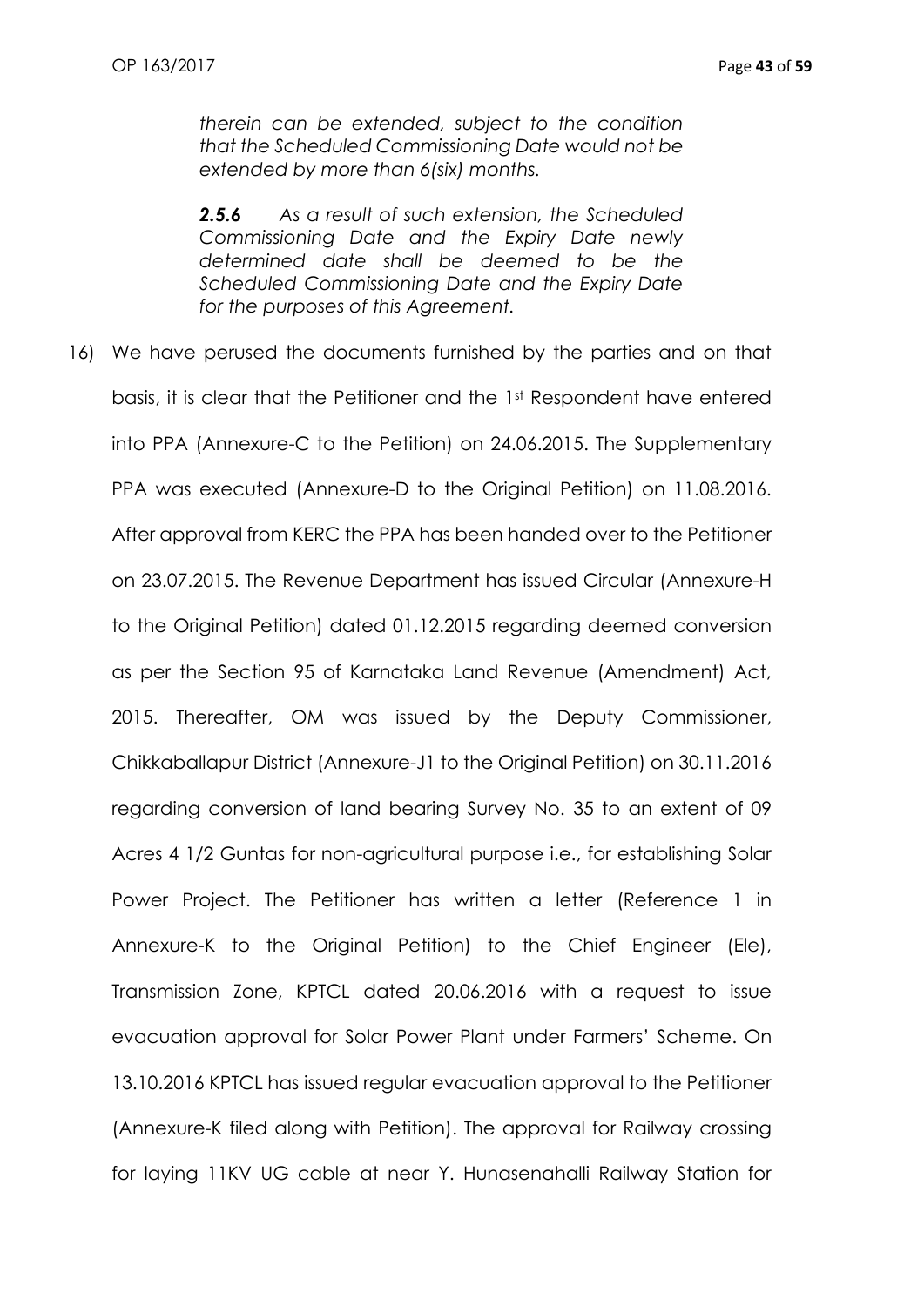*therein can be extended, subject to the condition that the Scheduled Commissioning Date would not be extended by more than 6(six) months.*

***2.5.6*** *As a result of such extension, the Scheduled Commissioning Date and the Expiry Date newly determined date shall be deemed to be the Scheduled Commissioning Date and the Expiry Date for the purposes of this Agreement.*

16) We have perused the documents furnished by the parties and on that basis, it is clear that the Petitioner and the 1st Respondent have entered into PPA (Annexure-C to the Petition) on 24.06.2015. The Supplementary PPA was executed (Annexure-D to the Original Petition) on 11.08.2016. After approval from KERC the PPA has been handed over to the Petitioner on 23.07.2015. The Revenue Department has issued Circular (Annexure-H to the Original Petition) dated 01.12.2015 regarding deemed conversion as per the Section 95 of Karnataka Land Revenue (Amendment) Act, 2015. Thereafter, OM was issued by the Deputy Commissioner, Chikkaballapur District (Annexure-J1 to the Original Petition) on 30.11.2016 regarding conversion of land bearing Survey No. 35 to an extent of 09 Acres 4 1/2 Guntas for non-agricultural purpose i.e., for establishing Solar Power Project. The Petitioner has written a letter (Reference 1 in Annexure-K to the Original Petition) to the Chief Engineer (Ele), Transmission Zone, KPTCL dated 20.06.2016 with a request to issue evacuation approval for Solar Power Plant under Farmers' Scheme. On 13.10.2016 KPTCL has issued regular evacuation approval to the Petitioner (Annexure-K filed along with Petition). The approval for Railway crossing for laying 11KV UG cable at near Y. Hunasenahalli Railway Station for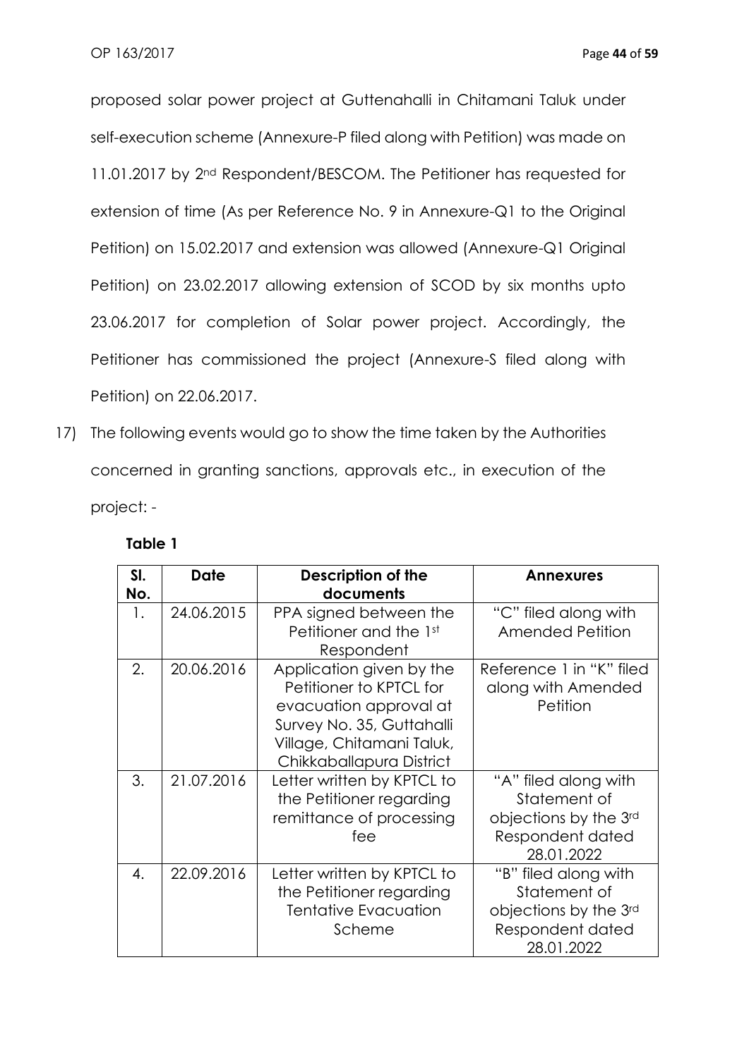proposed solar power project at Guttenahalli in Chitamani Taluk under self-execution scheme (Annexure-P filed along with Petition) was made on 11.01.2017 by 2nd Respondent/BESCOM. The Petitioner has requested for extension of time (As per Reference No. 9 in Annexure-Q1 to the Original Petition) on 15.02.2017 and extension was allowed (Annexure-Q1 Original Petition) on 23.02.2017 allowing extension of SCOD by six months upto 23.06.2017 for completion of Solar power project. Accordingly, the Petitioner has commissioned the project (Annexure-S filed along with Petition) on 22.06.2017.

17) The following events would go to show the time taken by the Authorities concerned in granting sanctions, approvals etc., in execution of the project: -

**Table 1**

| Sl. No. | Date | Description of the documents | Annexures |
|---|---|---|---|
| 1. | 24.06.2015 | PPA signed between the Petitioner and the 1st Respondent | "C" filed along with Amended Petition |
| 2. | 20.06.2016 | Application given by the Petitioner to KPTCL for evacuation approval at Survey No. 35, Guttahalli Village, Chitamani Taluk, Chikkaballapura District | Reference 1 in "K" filed along with Amended Petition |
| 3. | 21.07.2016 | Letter written by KPTCL to the Petitioner regarding remittance of processing fee | "A" filed along with Statement of objections by the 3rd Respondent dated 28.01.2022 |
| 4. | 22.09.2016 | Letter written by KPTCL to the Petitioner regarding Tentative Evacuation Scheme | "B" filed along with Statement of objections by the 3rd Respondent dated 28.01.2022 |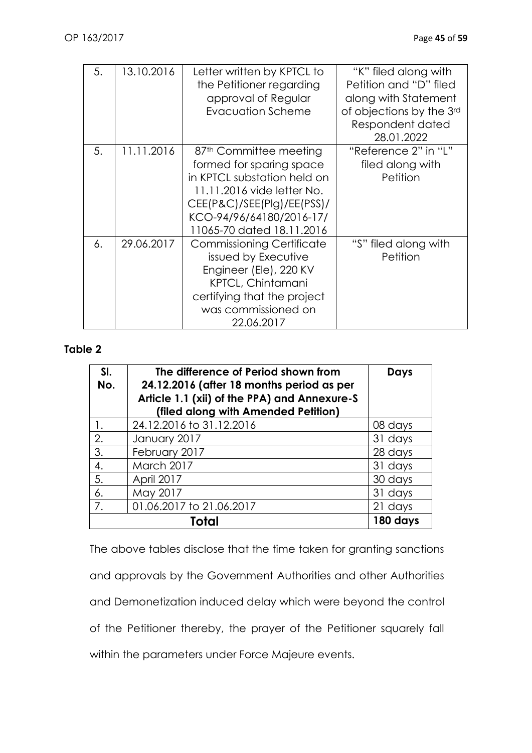| 5. | 13.10.2016 | Letter written by KPTCL to the Petitioner regarding approval of Regular Evacuation Scheme | "K" filed along with Petition and "D" filed along with Statement of objections by the 3rd Respondent dated 28.01.2022 |
|---|---|---|---|
| 5. | 11.11.2016 | 87th Committee meeting formed for sparing space in KPTCL substation held on 11.11.2016 vide letter No. CEE(P&C)/SEE(Plg)/EE(PSS)/ KCO-94/96/64180/2016-17/ 11065-70 dated 18.11.2016 | "Reference 2" in "L" filed along with Petition |
| 6. | 29.06.2017 | Commissioning Certificate issued by Executive Engineer (Ele), 220 KV KPTCL, Chintamani certifying that the project was commissioned on 22.06.2017 | "S" filed along with Petition |

**Table 2**

| Sl. No. | The difference of Period shown from 24.12.2016 (after 18 months period as per Article 1.1 (xii) of the PPA) and Annexure-S (filed along with Amended Petition) | Days |
|---|---|---|
| 1. | 24.12.2016 to 31.12.2016 | 08 days |
| 2. | January 2017 | 31 days |
| 3. | February 2017 | 28 days |
| 4. | March 2017 | 31 days |
| 5. | April 2017 | 30 days |
| 6. | May 2017 | 31 days |
| 7. | 01.06.2017 to 21.06.2017 | 21 days |
| **Total** | | **180 days** |

The above tables disclose that the time taken for granting sanctions and approvals by the Government Authorities and other Authorities and Demonetization induced delay which were beyond the control of the Petitioner thereby, the prayer of the Petitioner squarely fall within the parameters under Force Majeure events.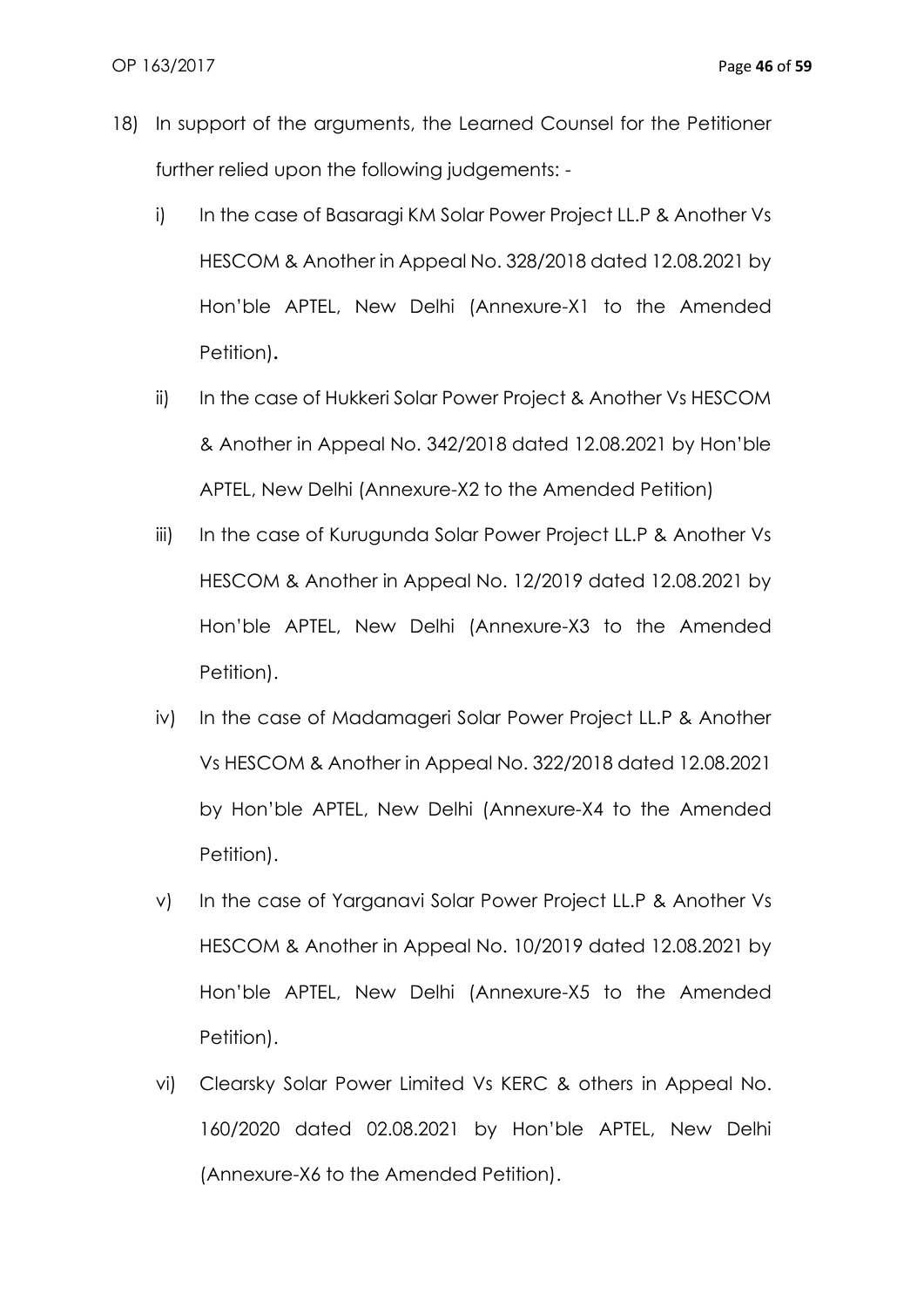18) In support of the arguments, the Learned Counsel for the Petitioner further relied upon the following judgements: -

    i) In the case of Basaragi KM Solar Power Project LL.P & Another Vs HESCOM & Another in Appeal No. 328/2018 dated 12.08.2021 by Hon'ble APTEL, New Delhi (Annexure-X1 to the Amended Petition).

    ii) In the case of Hukkeri Solar Power Project & Another Vs HESCOM & Another in Appeal No. 342/2018 dated 12.08.2021 by Hon'ble APTEL, New Delhi (Annexure-X2 to the Amended Petition)

    iii) In the case of Kurugunda Solar Power Project LL.P & Another Vs HESCOM & Another in Appeal No. 12/2019 dated 12.08.2021 by Hon'ble APTEL, New Delhi (Annexure-X3 to the Amended Petition).

    iv) In the case of Madamageri Solar Power Project LL.P & Another Vs HESCOM & Another in Appeal No. 322/2018 dated 12.08.2021 by Hon'ble APTEL, New Delhi (Annexure-X4 to the Amended Petition).

    v) In the case of Yarganavi Solar Power Project LL.P & Another Vs HESCOM & Another in Appeal No. 10/2019 dated 12.08.2021 by Hon'ble APTEL, New Delhi (Annexure-X5 to the Amended Petition).

    vi) Clearsky Solar Power Limited Vs KERC & others in Appeal No. 160/2020 dated 02.08.2021 by Hon'ble APTEL, New Delhi (Annexure-X6 to the Amended Petition).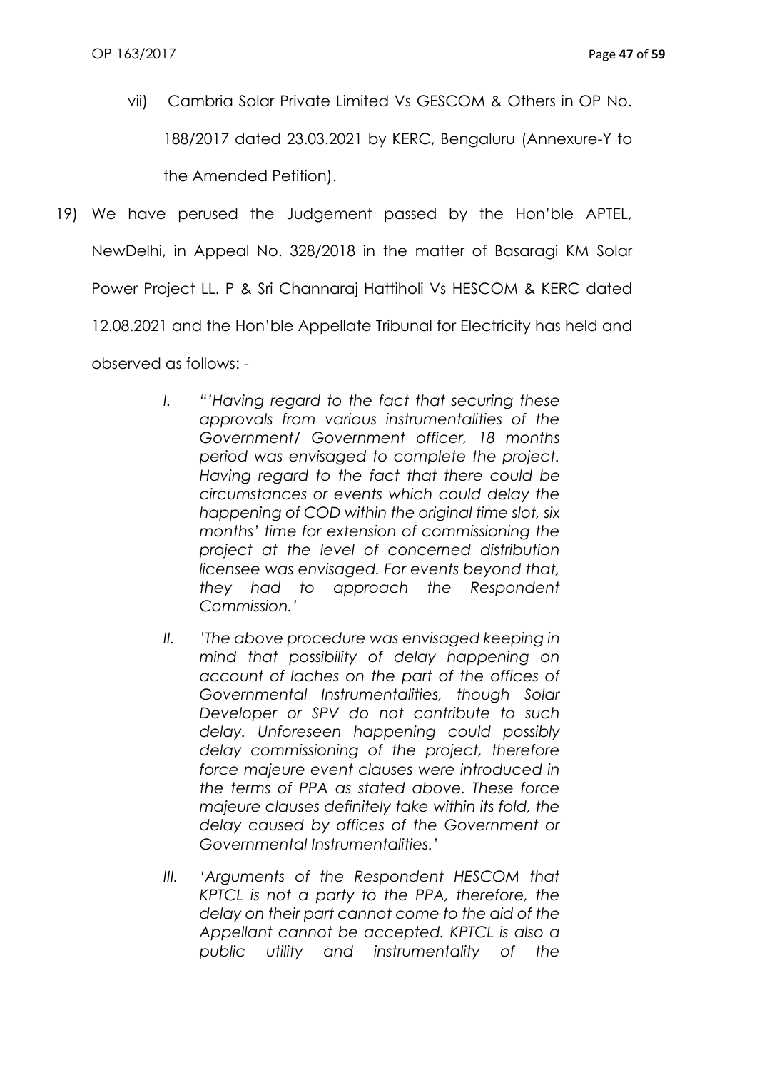vii) Cambria Solar Private Limited Vs GESCOM & Others in OP No. 188/2017 dated 23.03.2021 by KERC, Bengaluru (Annexure-Y to the Amended Petition).

19) We have perused the Judgement passed by the Hon'ble APTEL, NewDelhi, in Appeal No. 328/2018 in the matter of Basaragi KM Solar Power Project LL. P & Sri Channaraj Hattiholi Vs HESCOM & KERC dated 12.08.2021 and the Hon'ble Appellate Tribunal for Electricity has held and observed as follows: -

   I. *"'Having regard to the fact that securing these approvals from various instrumentalities of the Government/ Government officer, 18 months period was envisaged to complete the project. Having regard to the fact that there could be circumstances or events which could delay the happening of COD within the original time slot, six months' time for extension of commissioning the project at the level of concerned distribution licensee was envisaged. For events beyond that, they had to approach the Respondent Commission.'*

   II. *'The above procedure was envisaged keeping in mind that possibility of delay happening on account of laches on the part of the offices of Governmental Instrumentalities, though Solar Developer or SPV do not contribute to such delay. Unforeseen happening could possibly delay commissioning of the project, therefore force majeure event clauses were introduced in the terms of PPA as stated above. These force majeure clauses definitely take within its fold, the delay caused by offices of the Government or Governmental Instrumentalities.'*

   III. *'Arguments of the Respondent HESCOM that KPTCL is not a party to the PPA, therefore, the delay on their part cannot come to the aid of the Appellant cannot be accepted. KPTCL is also a public utility and instrumentality of the*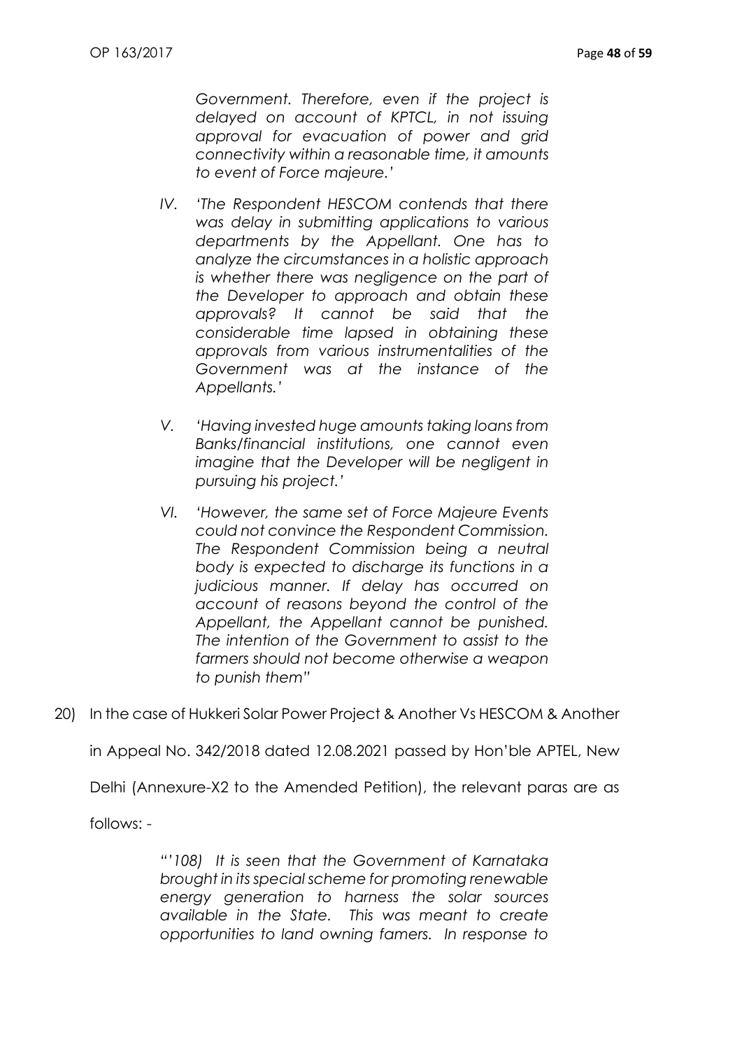*Government. Therefore, even if the project is delayed on account of KPTCL, in not issuing approval for evacuation of power and grid connectivity within a reasonable time, it amounts to event of Force majeure.'*

IV. *'The Respondent HESCOM contends that there was delay in submitting applications to various departments by the Appellant. One has to analyze the circumstances in a holistic approach is whether there was negligence on the part of the Developer to approach and obtain these approvals? It cannot be said that the considerable time lapsed in obtaining these approvals from various instrumentalities of the Government was at the instance of the Appellants.'*

V. *'Having invested huge amounts taking loans from Banks/financial institutions, one cannot even imagine that the Developer will be negligent in pursuing his project.'*

VI. *'However, the same set of Force Majeure Events could not convince the Respondent Commission. The Respondent Commission being a neutral body is expected to discharge its functions in a judicious manner. If delay has occurred on account of reasons beyond the control of the Appellant, the Appellant cannot be punished. The intention of the Government to assist to the farmers should not become otherwise a weapon to punish them"*

20) In the case of Hukkeri Solar Power Project & Another Vs HESCOM & Another in Appeal No. 342/2018 dated 12.08.2021 passed by Hon'ble APTEL, New Delhi (Annexure-X2 to the Amended Petition), the relevant paras are as follows: -

> *"'108) It is seen that the Government of Karnataka brought in its special scheme for promoting renewable energy generation to harness the solar sources available in the State. This was meant to create opportunities to land owning famers. In response to*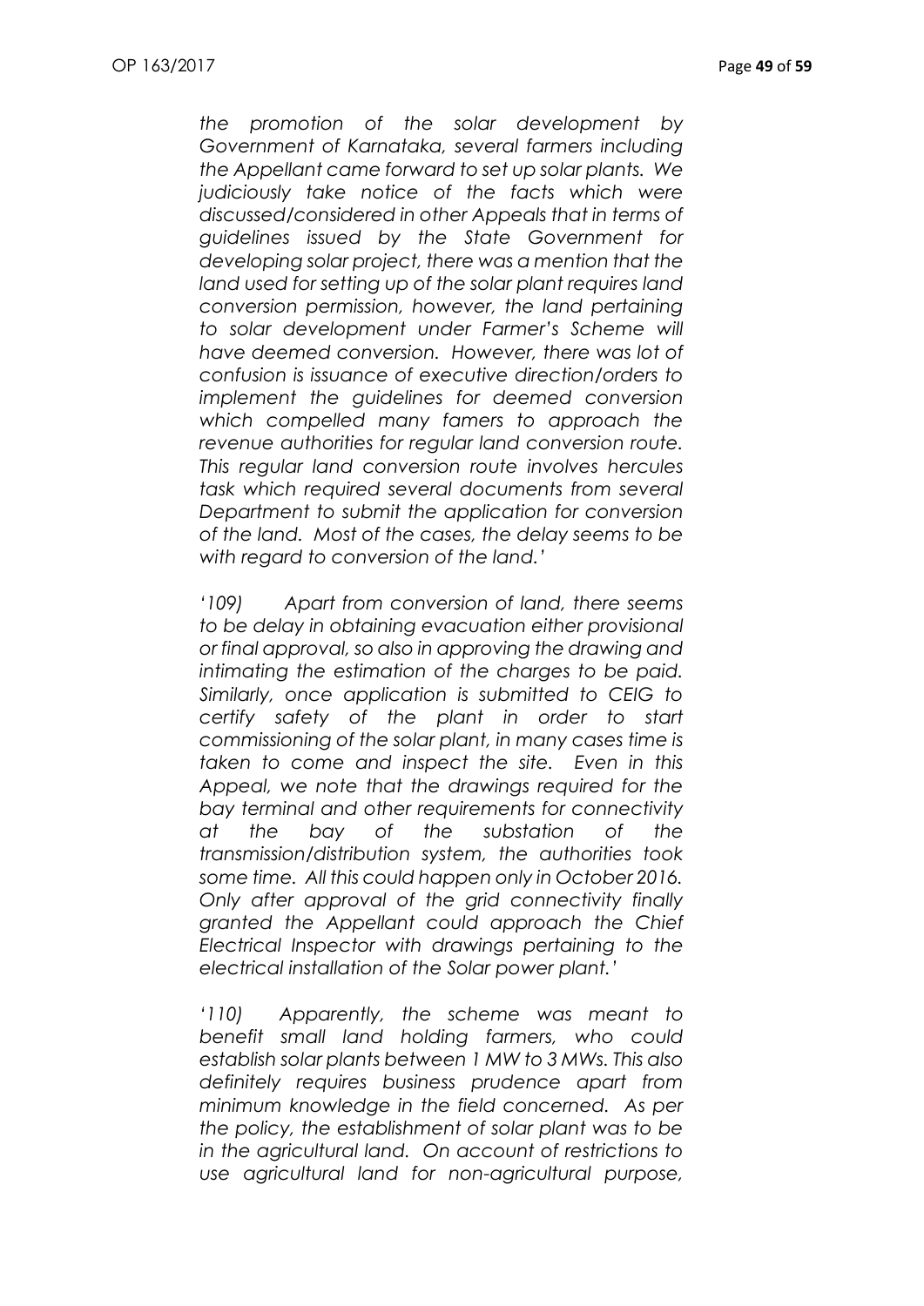*the promotion of the solar development by Government of Karnataka, several farmers including the Appellant came forward to set up solar plants. We judiciously take notice of the facts which were discussed/considered in other Appeals that in terms of guidelines issued by the State Government for developing solar project, there was a mention that the land used for setting up of the solar plant requires land conversion permission, however, the land pertaining to solar development under Farmer's Scheme will have deemed conversion. However, there was lot of confusion is issuance of executive direction/orders to implement the guidelines for deemed conversion which compelled many famers to approach the revenue authorities for regular land conversion route. This regular land conversion route involves hercules task which required several documents from several Department to submit the application for conversion of the land. Most of the cases, the delay seems to be with regard to conversion of the land.'*

*'109) Apart from conversion of land, there seems to be delay in obtaining evacuation either provisional or final approval, so also in approving the drawing and intimating the estimation of the charges to be paid. Similarly, once application is submitted to CEIG to certify safety of the plant in order to start commissioning of the solar plant, in many cases time is taken to come and inspect the site. Even in this Appeal, we note that the drawings required for the bay terminal and other requirements for connectivity at the bay of the substation of the transmission/distribution system, the authorities took some time. All this could happen only in October 2016. Only after approval of the grid connectivity finally granted the Appellant could approach the Chief Electrical Inspector with drawings pertaining to the electrical installation of the Solar power plant.'*

*'110) Apparently, the scheme was meant to benefit small land holding farmers, who could establish solar plants between 1 MW to 3 MWs. This also definitely requires business prudence apart from minimum knowledge in the field concerned. As per the policy, the establishment of solar plant was to be in the agricultural land. On account of restrictions to use agricultural land for non-agricultural purpose,*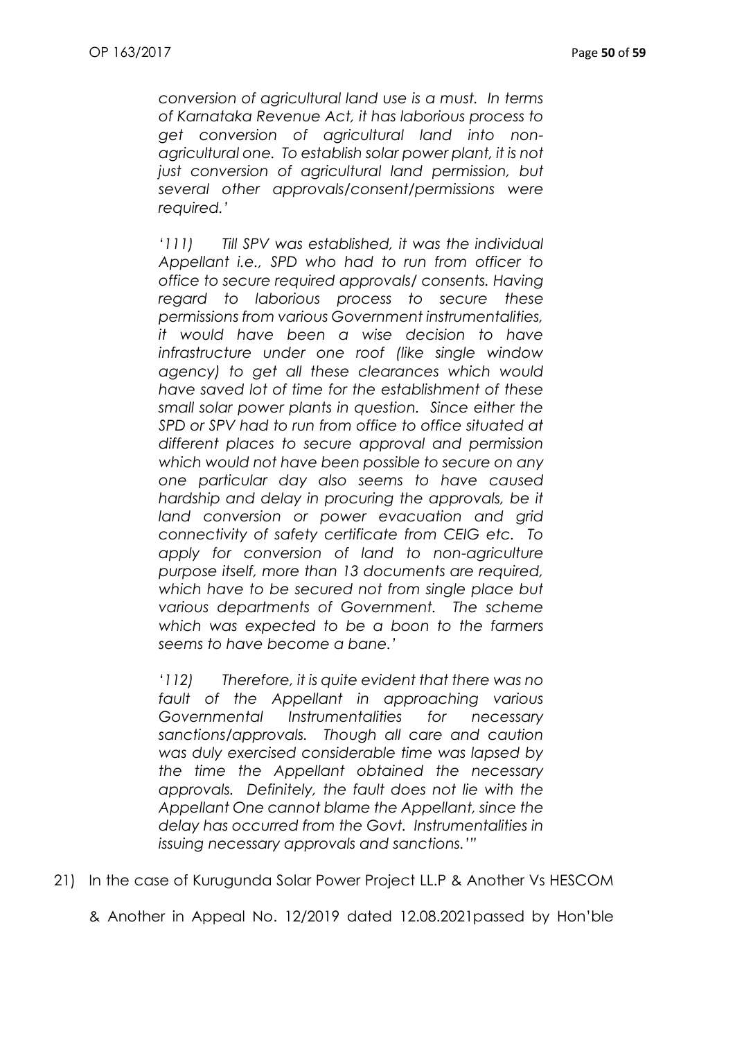*conversion of agricultural land use is a must. In terms of Karnataka Revenue Act, it has laborious process to get conversion of agricultural land into non-agricultural one. To establish solar power plant, it is not just conversion of agricultural land permission, but several other approvals/consent/permissions were required.'*

*'111) Till SPV was established, it was the individual Appellant i.e., SPD who had to run from officer to office to secure required approvals/ consents. Having regard to laborious process to secure these permissions from various Government instrumentalities, it would have been a wise decision to have infrastructure under one roof (like single window agency) to get all these clearances which would have saved lot of time for the establishment of these small solar power plants in question. Since either the SPD or SPV had to run from office to office situated at different places to secure approval and permission which would not have been possible to secure on any one particular day also seems to have caused hardship and delay in procuring the approvals, be it land conversion or power evacuation and grid connectivity of safety certificate from CEIG etc. To apply for conversion of land to non-agriculture purpose itself, more than 13 documents are required, which have to be secured not from single place but various departments of Government. The scheme which was expected to be a boon to the farmers seems to have become a bane.'*

*'112) Therefore, it is quite evident that there was no fault of the Appellant in approaching various Governmental Instrumentalities for necessary sanctions/approvals. Though all care and caution was duly exercised considerable time was lapsed by the time the Appellant obtained the necessary approvals. Definitely, the fault does not lie with the Appellant One cannot blame the Appellant, since the delay has occurred from the Govt. Instrumentalities in issuing necessary approvals and sanctions.'"*

21) In the case of Kurugunda Solar Power Project LL.P & Another Vs HESCOM & Another in Appeal No. 12/2019 dated 12.08.2021passed by Hon'ble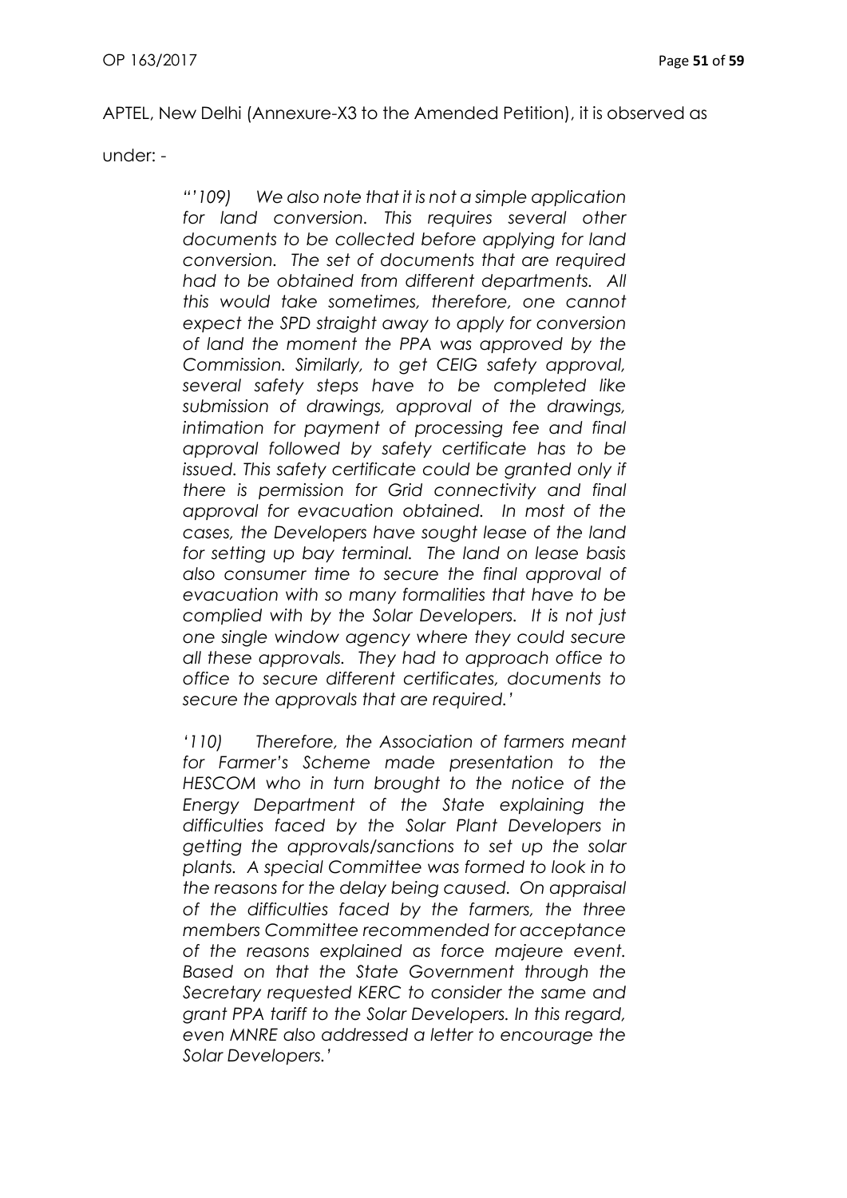APTEL, New Delhi (Annexure-X3 to the Amended Petition), it is observed as under: -

> *"'109) We also note that it is not a simple application for land conversion. This requires several other documents to be collected before applying for land conversion. The set of documents that are required had to be obtained from different departments. All this would take sometimes, therefore, one cannot expect the SPD straight away to apply for conversion of land the moment the PPA was approved by the Commission. Similarly, to get CEIG safety approval, several safety steps have to be completed like submission of drawings, approval of the drawings, intimation for payment of processing fee and final approval followed by safety certificate has to be issued. This safety certificate could be granted only if there is permission for Grid connectivity and final approval for evacuation obtained. In most of the cases, the Developers have sought lease of the land for setting up bay terminal. The land on lease basis also consumer time to secure the final approval of evacuation with so many formalities that have to be complied with by the Solar Developers. It is not just one single window agency where they could secure all these approvals. They had to approach office to office to secure different certificates, documents to secure the approvals that are required.'*
>
> *'110) Therefore, the Association of farmers meant for Farmer's Scheme made presentation to the HESCOM who in turn brought to the notice of the Energy Department of the State explaining the difficulties faced by the Solar Plant Developers in getting the approvals/sanctions to set up the solar plants. A special Committee was formed to look in to the reasons for the delay being caused. On appraisal of the difficulties faced by the farmers, the three members Committee recommended for acceptance of the reasons explained as force majeure event. Based on that the State Government through the Secretary requested KERC to consider the same and grant PPA tariff to the Solar Developers. In this regard, even MNRE also addressed a letter to encourage the Solar Developers.'*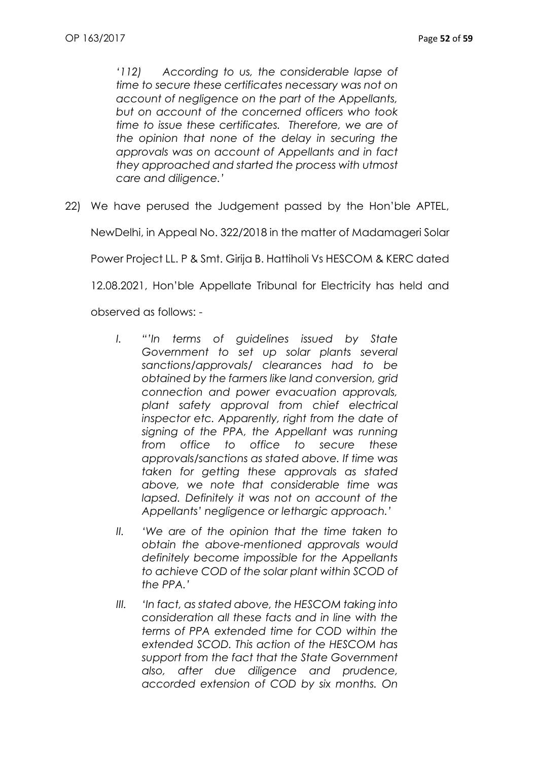*'112) According to us, the considerable lapse of time to secure these certificates necessary was not on account of negligence on the part of the Appellants, but on account of the concerned officers who took time to issue these certificates. Therefore, we are of the opinion that none of the delay in securing the approvals was on account of Appellants and in fact they approached and started the process with utmost care and diligence.'*

22) We have perused the Judgement passed by the Hon'ble APTEL, NewDelhi, in Appeal No. 322/2018 in the matter of Madamageri Solar Power Project LL. P & Smt. Girija B. Hattiholi Vs HESCOM & KERC dated 12.08.2021, Hon'ble Appellate Tribunal for Electricity has held and observed as follows: -

I. *"'In terms of guidelines issued by State Government to set up solar plants several sanctions/approvals/ clearances had to be obtained by the farmers like land conversion, grid connection and power evacuation approvals, plant safety approval from chief electrical inspector etc. Apparently, right from the date of signing of the PPA, the Appellant was running from office to office to secure these approvals/sanctions as stated above. If time was taken for getting these approvals as stated above, we note that considerable time was lapsed. Definitely it was not on account of the Appellants' negligence or lethargic approach.'*

II. *'We are of the opinion that the time taken to obtain the above-mentioned approvals would definitely become impossible for the Appellants to achieve COD of the solar plant within SCOD of the PPA.'*

III. *'In fact, as stated above, the HESCOM taking into consideration all these facts and in line with the terms of PPA extended time for COD within the extended SCOD. This action of the HESCOM has support from the fact that the State Government also, after due diligence and prudence, accorded extension of COD by six months. On*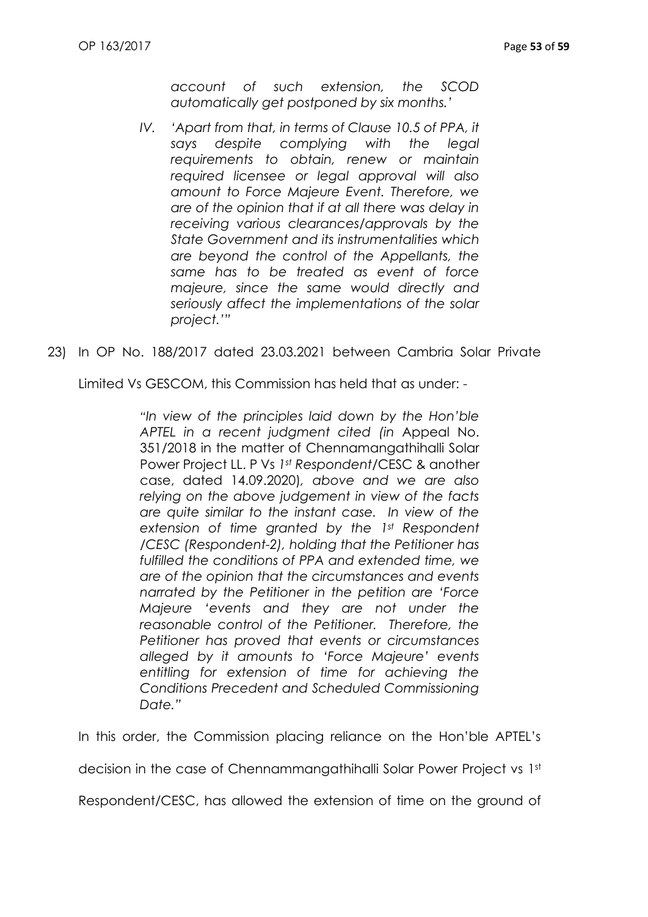*account of such extension, the SCOD automatically get postponed by six months.'*

IV. *'Apart from that, in terms of Clause 10.5 of PPA, it says despite complying with the legal requirements to obtain, renew or maintain required licensee or legal approval will also amount to Force Majeure Event. Therefore, we are of the opinion that if at all there was delay in receiving various clearances/approvals by the State Government and its instrumentalities which are beyond the control of the Appellants, the same has to be treated as event of force majeure, since the same would directly and seriously affect the implementations of the solar project.'"*

23) In OP No. 188/2017 dated 23.03.2021 between Cambria Solar Private Limited Vs GESCOM, this Commission has held that as under: -

> *"In view of the principles laid down by the Hon'ble APTEL in a recent judgment cited (in* Appeal No. 351/2018 in the matter of Chennamangathihalli Solar Power Project LL. P Vs *1st Respondent*/CESC & another case, dated 14.09.2020)*, above and we are also relying on the above judgement in view of the facts are quite similar to the instant case. In view of the extension of time granted by the 1st Respondent /CESC (Respondent-2), holding that the Petitioner has fulfilled the conditions of PPA and extended time, we are of the opinion that the circumstances and events narrated by the Petitioner in the petition are 'Force Majeure 'events and they are not under the reasonable control of the Petitioner. Therefore, the Petitioner has proved that events or circumstances alleged by it amounts to 'Force Majeure' events entitling for extension of time for achieving the Conditions Precedent and Scheduled Commissioning Date."*

In this order, the Commission placing reliance on the Hon'ble APTEL's decision in the case of Chennammangathihalli Solar Power Project vs 1st Respondent/CESC, has allowed the extension of time on the ground of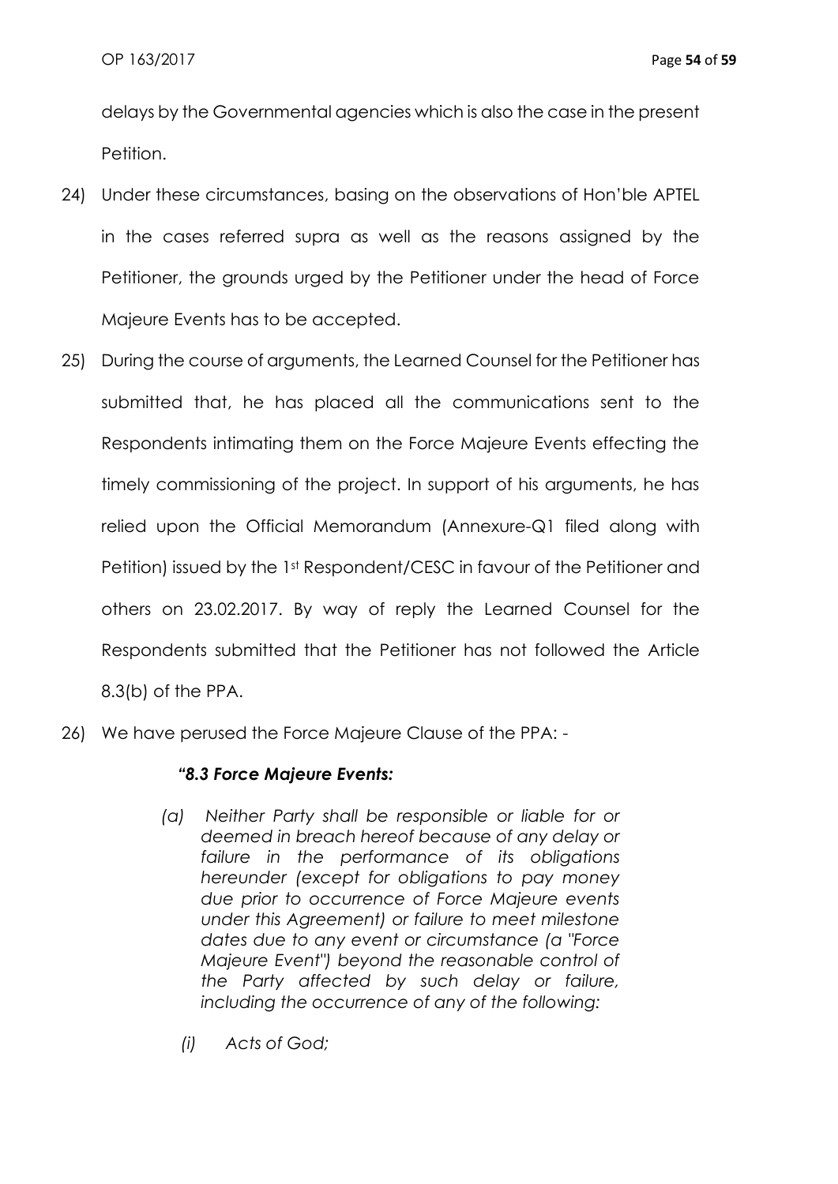delays by the Governmental agencies which is also the case in the present Petition.

24) Under these circumstances, basing on the observations of Hon'ble APTEL in the cases referred supra as well as the reasons assigned by the Petitioner, the grounds urged by the Petitioner under the head of Force Majeure Events has to be accepted.

25) During the course of arguments, the Learned Counsel for the Petitioner has submitted that, he has placed all the communications sent to the Respondents intimating them on the Force Majeure Events effecting the timely commissioning of the project. In support of his arguments, he has relied upon the Official Memorandum (Annexure-Q1 filed along with Petition) issued by the 1st Respondent/CESC in favour of the Petitioner and others on 23.02.2017. By way of reply the Learned Counsel for the Respondents submitted that the Petitioner has not followed the Article 8.3(b) of the PPA.

26) We have perused the Force Majeure Clause of the PPA: -

> ***"8.3 Force Majeure Events:***
>
> *(a) Neither Party shall be responsible or liable for or deemed in breach hereof because of any delay or failure in the performance of its obligations hereunder (except for obligations to pay money due prior to occurrence of Force Majeure events under this Agreement) or failure to meet milestone dates due to any event or circumstance (a "Force Majeure Event") beyond the reasonable control of the Party affected by such delay or failure, including the occurrence of any of the following:*
>
> *(i) Acts of God;*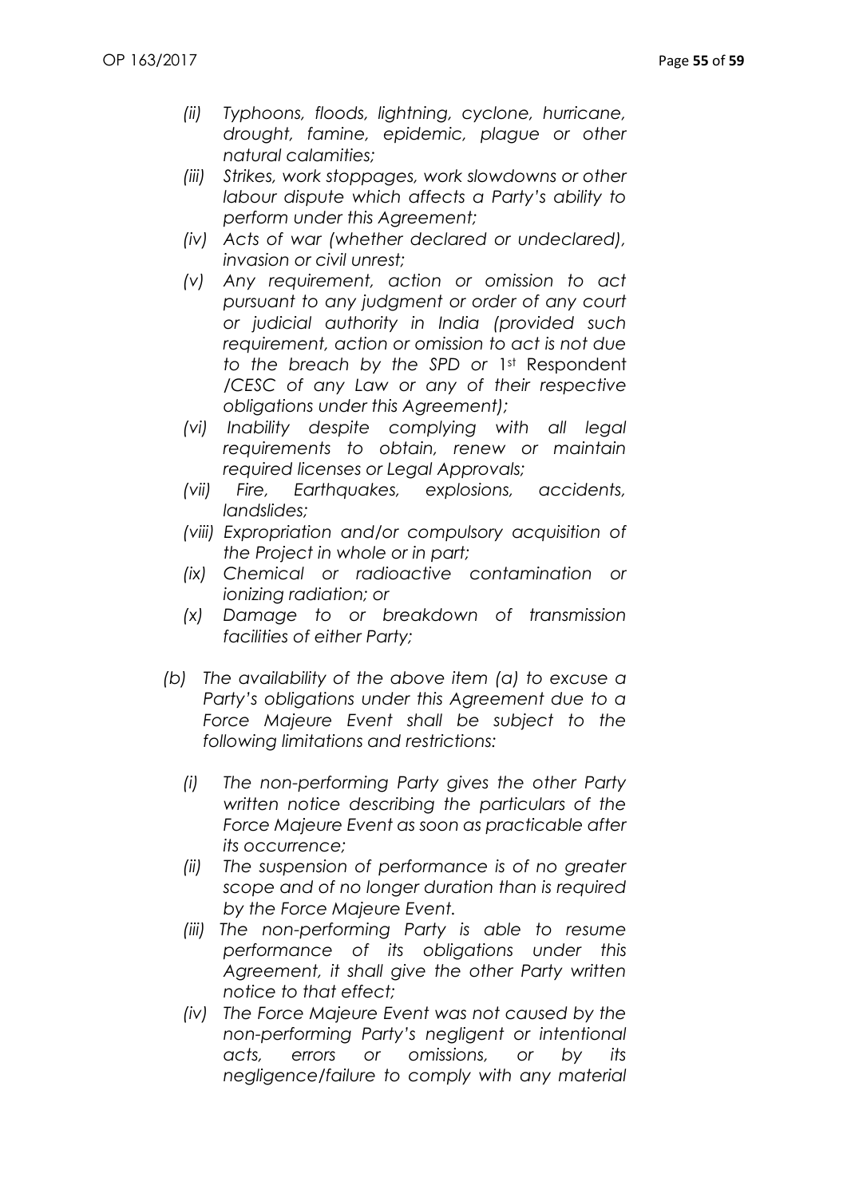*(ii) Typhoons, floods, lightning, cyclone, hurricane, drought, famine, epidemic, plague or other natural calamities;*

*(iii) Strikes, work stoppages, work slowdowns or other labour dispute which affects a Party's ability to perform under this Agreement;*

*(iv) Acts of war (whether declared or undeclared), invasion or civil unrest;*

*(v) Any requirement, action or omission to act pursuant to any judgment or order of any court or judicial authority in India (provided such requirement, action or omission to act is not due to the breach by the SPD or* 1st Respondent /CESC *of any Law or any of their respective obligations under this Agreement);*

*(vi) Inability despite complying with all legal requirements to obtain, renew or maintain required licenses or Legal Approvals;*

*(vii) Fire, Earthquakes, explosions, accidents, landslides;*

*(viii) Expropriation and/or compulsory acquisition of the Project in whole or in part;*

*(ix) Chemical or radioactive contamination or ionizing radiation; or*

*(x) Damage to or breakdown of transmission facilities of either Party;*

*(b) The availability of the above item (a) to excuse a Party's obligations under this Agreement due to a Force Majeure Event shall be subject to the following limitations and restrictions:*

*(i) The non-performing Party gives the other Party written notice describing the particulars of the Force Majeure Event as soon as practicable after its occurrence;*

*(ii) The suspension of performance is of no greater scope and of no longer duration than is required by the Force Majeure Event.*

*(iii) The non-performing Party is able to resume performance of its obligations under this Agreement, it shall give the other Party written notice to that effect;*

*(iv) The Force Majeure Event was not caused by the non-performing Party's negligent or intentional acts, errors or omissions, or by its negligence/failure to comply with any material*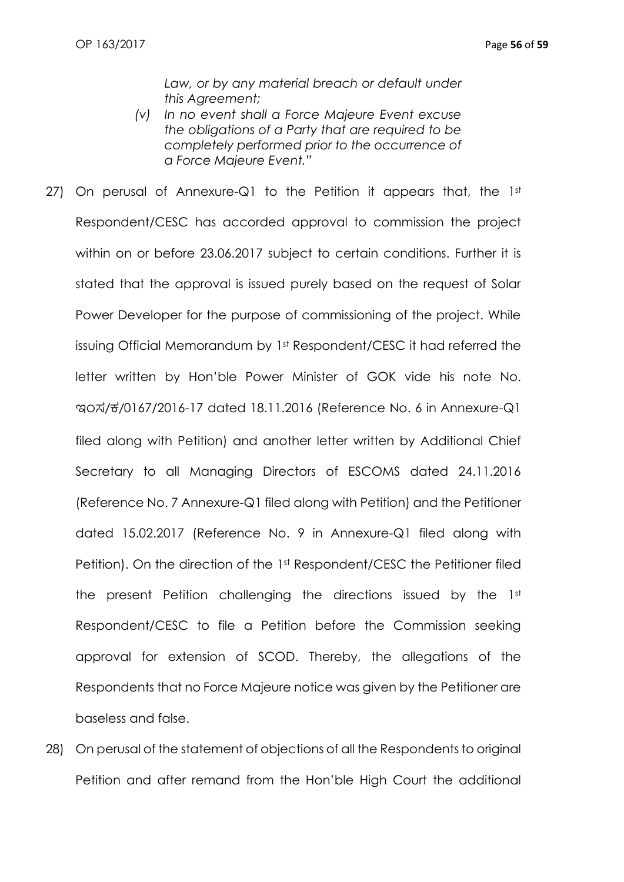*Law, or by any material breach or default under this Agreement;*

*(v) In no event shall a Force Majeure Event excuse the obligations of a Party that are required to be completely performed prior to the occurrence of a Force Majeure Event."*

27) On perusal of Annexure-Q1 to the Petition it appears that, the 1st Respondent/CESC has accorded approval to commission the project within on or before 23.06.2017 subject to certain conditions. Further it is stated that the approval is issued purely based on the request of Solar Power Developer for the purpose of commissioning of the project. While issuing Official Memorandum by 1st Respondent/CESC it had referred the letter written by Hon'ble Power Minister of GOK vide his note No. ಇಂಸ/ಕ/0167/2016-17 dated 18.11.2016 (Reference No. 6 in Annexure-Q1 filed along with Petition) and another letter written by Additional Chief Secretary to all Managing Directors of ESCOMS dated 24.11.2016 (Reference No. 7 Annexure-Q1 filed along with Petition) and the Petitioner dated 15.02.2017 (Reference No. 9 in Annexure-Q1 filed along with Petition). On the direction of the 1st Respondent/CESC the Petitioner filed the present Petition challenging the directions issued by the 1st Respondent/CESC to file a Petition before the Commission seeking approval for extension of SCOD. Thereby, the allegations of the Respondents that no Force Majeure notice was given by the Petitioner are baseless and false.

28) On perusal of the statement of objections of all the Respondents to original Petition and after remand from the Hon'ble High Court the additional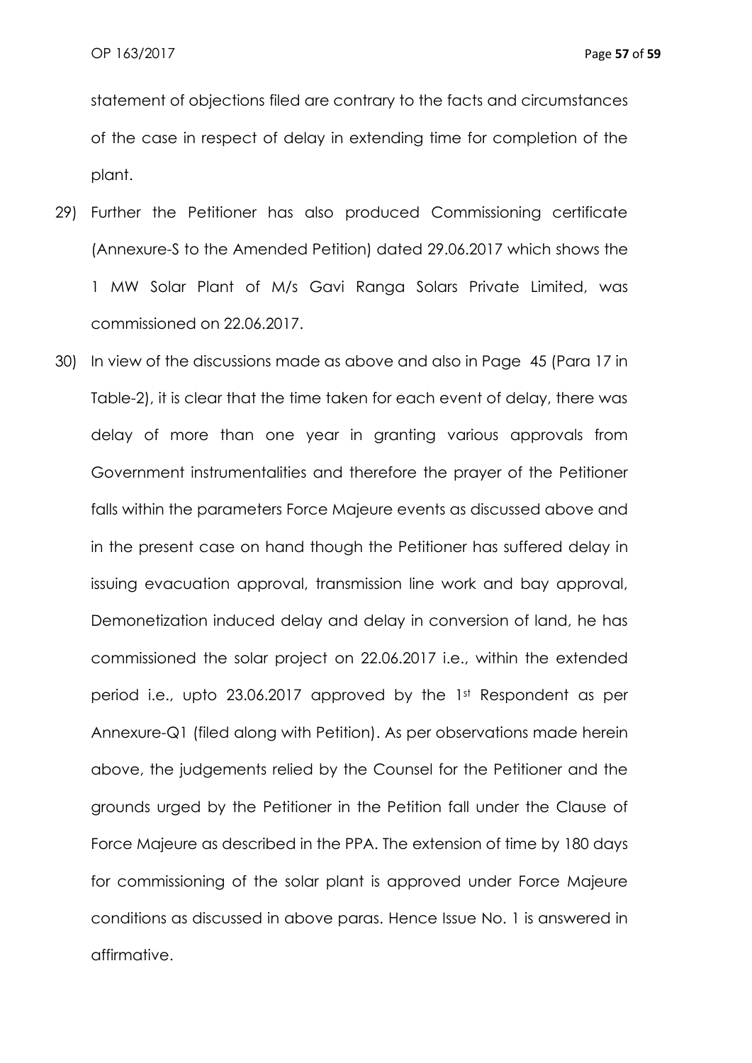statement of objections filed are contrary to the facts and circumstances of the case in respect of delay in extending time for completion of the plant.

29) Further the Petitioner has also produced Commissioning certificate (Annexure-S to the Amended Petition) dated 29.06.2017 which shows the 1 MW Solar Plant of M/s Gavi Ranga Solars Private Limited, was commissioned on 22.06.2017.

30) In view of the discussions made as above and also in Page 45 (Para 17 in Table-2), it is clear that the time taken for each event of delay, there was delay of more than one year in granting various approvals from Government instrumentalities and therefore the prayer of the Petitioner falls within the parameters Force Majeure events as discussed above and in the present case on hand though the Petitioner has suffered delay in issuing evacuation approval, transmission line work and bay approval, Demonetization induced delay and delay in conversion of land, he has commissioned the solar project on 22.06.2017 i.e., within the extended period i.e., upto 23.06.2017 approved by the 1st Respondent as per Annexure-Q1 (filed along with Petition). As per observations made herein above, the judgements relied by the Counsel for the Petitioner and the grounds urged by the Petitioner in the Petition fall under the Clause of Force Majeure as described in the PPA. The extension of time by 180 days for commissioning of the solar plant is approved under Force Majeure conditions as discussed in above paras. Hence Issue No. 1 is answered in affirmative.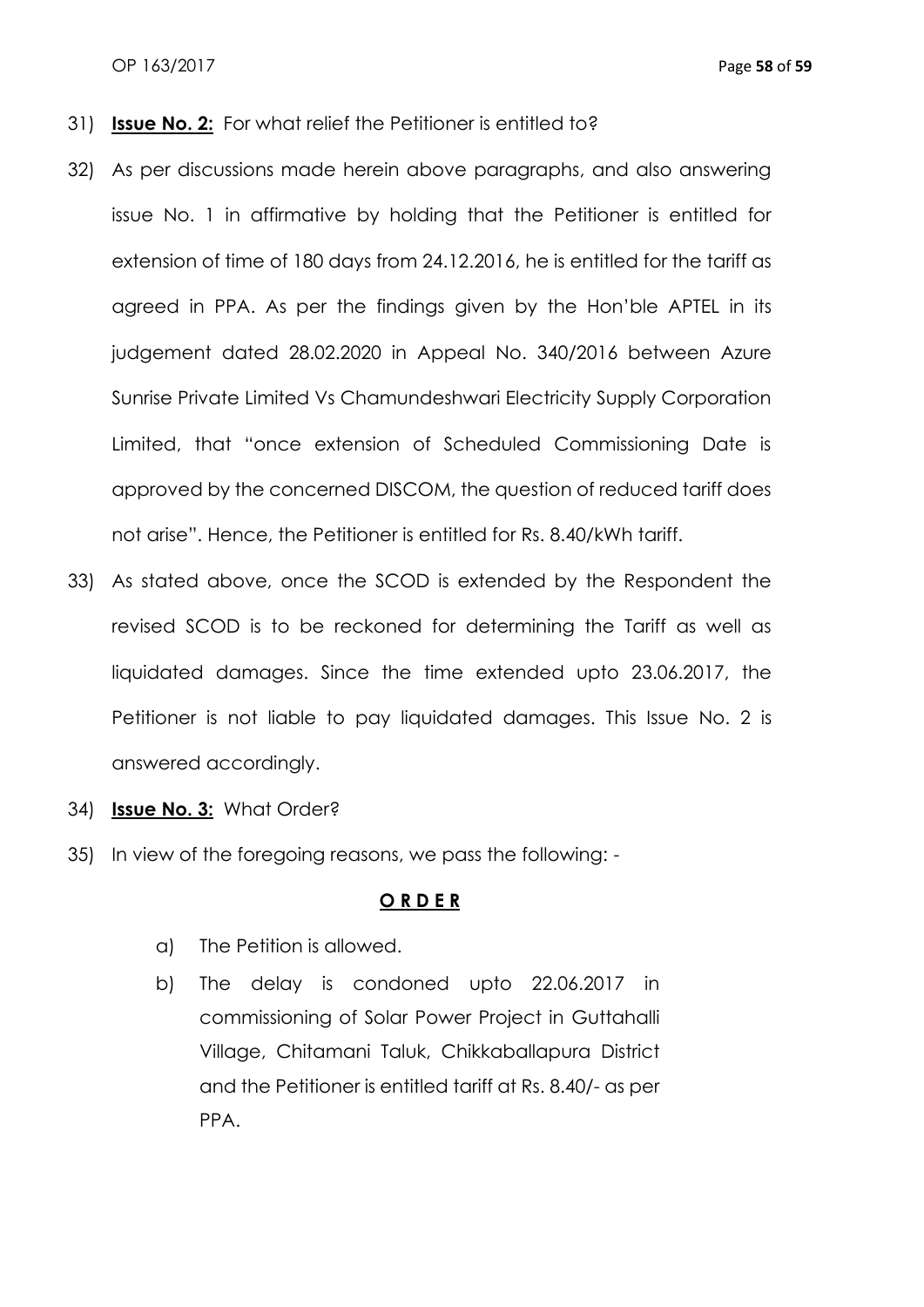31) **Issue No. 2:** For what relief the Petitioner is entitled to?

32) As per discussions made herein above paragraphs, and also answering issue No. 1 in affirmative by holding that the Petitioner is entitled for extension of time of 180 days from 24.12.2016, he is entitled for the tariff as agreed in PPA. As per the findings given by the Hon'ble APTEL in its judgement dated 28.02.2020 in Appeal No. 340/2016 between Azure Sunrise Private Limited Vs Chamundeshwari Electricity Supply Corporation Limited, that "once extension of Scheduled Commissioning Date is approved by the concerned DISCOM, the question of reduced tariff does not arise". Hence, the Petitioner is entitled for Rs. 8.40/kWh tariff.

33) As stated above, once the SCOD is extended by the Respondent the revised SCOD is to be reckoned for determining the Tariff as well as liquidated damages. Since the time extended upto 23.06.2017, the Petitioner is not liable to pay liquidated damages. This Issue No. 2 is answered accordingly.

34) **Issue No. 3:** What Order?

35) In view of the foregoing reasons, we pass the following: -

**O R D E R**

a) The Petition is allowed.

b) The delay is condoned upto 22.06.2017 in commissioning of Solar Power Project in Guttahalli Village, Chitamani Taluk, Chikkaballapura District and the Petitioner is entitled tariff at Rs. 8.40/- as per PPA.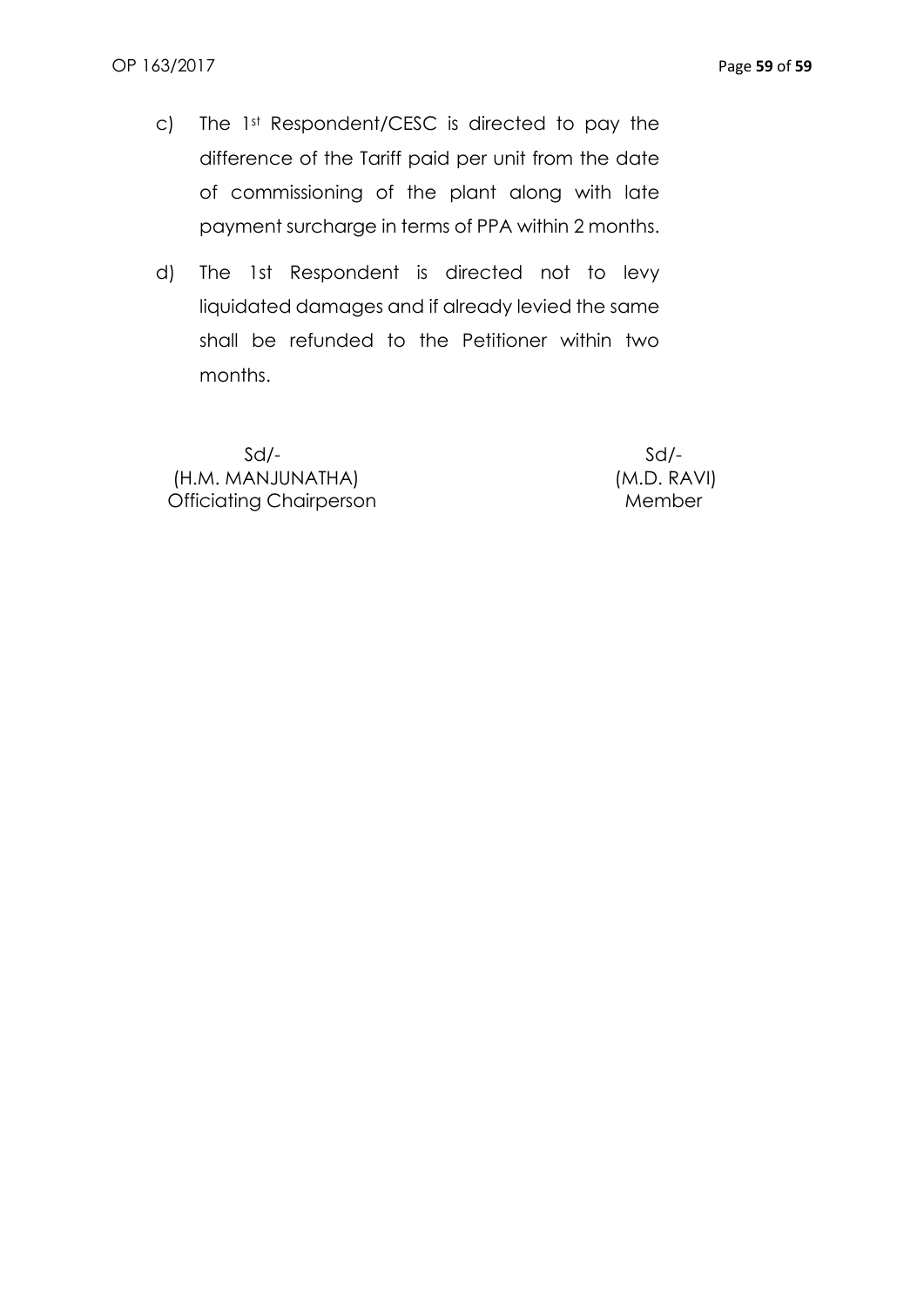c) The 1[st] Respondent/CESC is directed to pay the difference of the Tariff paid per unit from the date of commissioning of the plant along with late payment surcharge in terms of PPA within 2 months.

d) The 1st Respondent is directed not to levy liquidated damages and if already levied the same shall be refunded to the Petitioner within two months.

| | |
|---|---|
| Sd/- | Sd/- |
| (H.M. MANJUNATHA) | (M.D. RAVI) |
| Officiating Chairperson | Member |